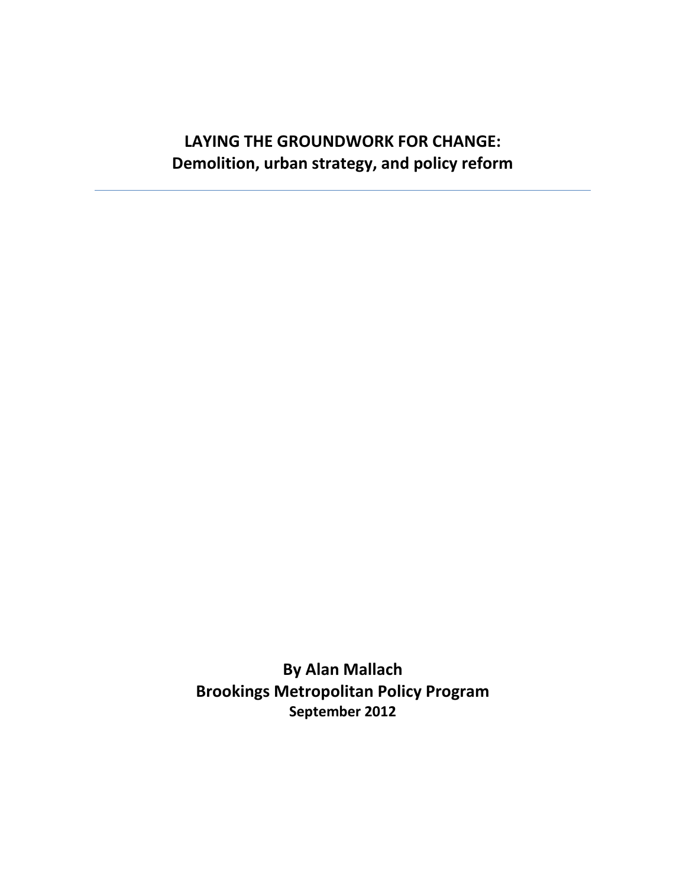# LAYING THE GROUNDWORK FOR CHANGE:
## Demolition, urban strategy, and policy reform

---

**By Alan Mallach**
**Brookings Metropolitan Policy Program**
**September 2012**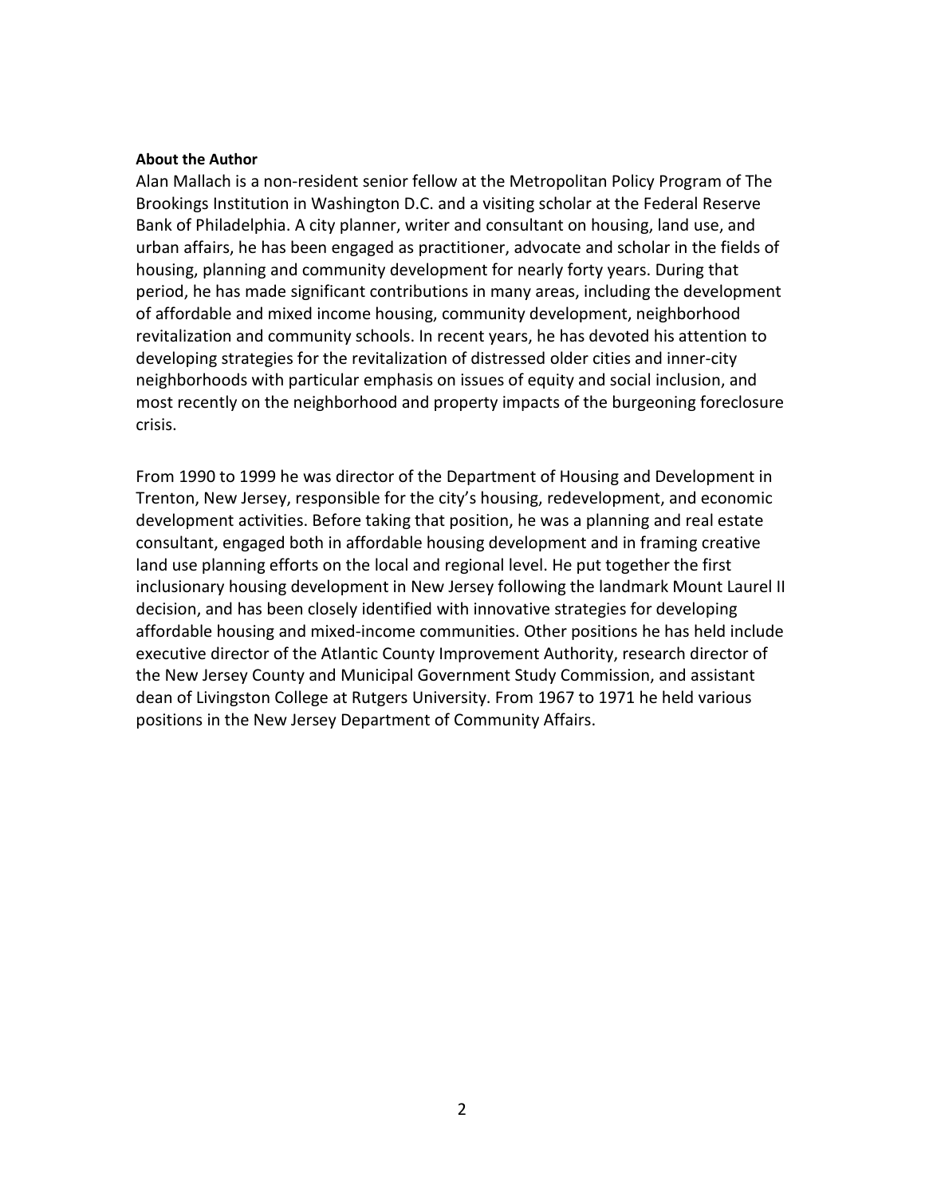**About the Author**

Alan Mallach is a non-resident senior fellow at the Metropolitan Policy Program of The Brookings Institution in Washington D.C. and a visiting scholar at the Federal Reserve Bank of Philadelphia. A city planner, writer and consultant on housing, land use, and urban affairs, he has been engaged as practitioner, advocate and scholar in the fields of housing, planning and community development for nearly forty years. During that period, he has made significant contributions in many areas, including the development of affordable and mixed income housing, community development, neighborhood revitalization and community schools. In recent years, he has devoted his attention to developing strategies for the revitalization of distressed older cities and inner-city neighborhoods with particular emphasis on issues of equity and social inclusion, and most recently on the neighborhood and property impacts of the burgeoning foreclosure crisis.

From 1990 to 1999 he was director of the Department of Housing and Development in Trenton, New Jersey, responsible for the city's housing, redevelopment, and economic development activities. Before taking that position, he was a planning and real estate consultant, engaged both in affordable housing development and in framing creative land use planning efforts on the local and regional level. He put together the first inclusionary housing development in New Jersey following the landmark Mount Laurel II decision, and has been closely identified with innovative strategies for developing affordable housing and mixed-income communities. Other positions he has held include executive director of the Atlantic County Improvement Authority, research director of the New Jersey County and Municipal Government Study Commission, and assistant dean of Livingston College at Rutgers University. From 1967 to 1971 he held various positions in the New Jersey Department of Community Affairs.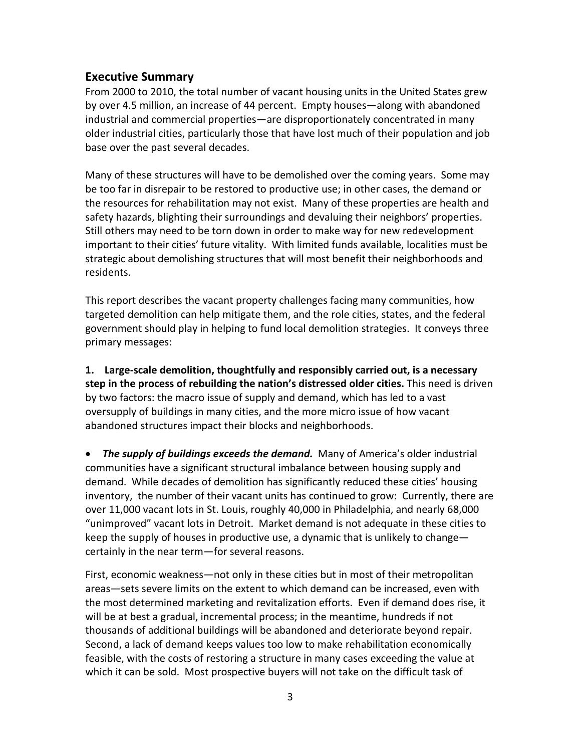## Executive Summary

From 2000 to 2010, the total number of vacant housing units in the United States grew by over 4.5 million, an increase of 44 percent. Empty houses—along with abandoned industrial and commercial properties—are disproportionately concentrated in many older industrial cities, particularly those that have lost much of their population and job base over the past several decades.

Many of these structures will have to be demolished over the coming years. Some may be too far in disrepair to be restored to productive use; in other cases, the demand or the resources for rehabilitation may not exist. Many of these properties are health and safety hazards, blighting their surroundings and devaluing their neighbors' properties. Still others may need to be torn down in order to make way for new redevelopment important to their cities' future vitality. With limited funds available, localities must be strategic about demolishing structures that will most benefit their neighborhoods and residents.

This report describes the vacant property challenges facing many communities, how targeted demolition can help mitigate them, and the role cities, states, and the federal government should play in helping to fund local demolition strategies. It conveys three primary messages:

**1. Large-scale demolition, thoughtfully and responsibly carried out, is a necessary step in the process of rebuilding the nation's distressed older cities.** This need is driven by two factors: the macro issue of supply and demand, which has led to a vast oversupply of buildings in many cities, and the more micro issue of how vacant abandoned structures impact their blocks and neighborhoods.

- ***The supply of buildings exceeds the demand.*** Many of America's older industrial communities have a significant structural imbalance between housing supply and demand. While decades of demolition has significantly reduced these cities' housing inventory, the number of their vacant units has continued to grow: Currently, there are over 11,000 vacant lots in St. Louis, roughly 40,000 in Philadelphia, and nearly 68,000 "unimproved" vacant lots in Detroit. Market demand is not adequate in these cities to keep the supply of houses in productive use, a dynamic that is unlikely to change—certainly in the near term—for several reasons.

First, economic weakness—not only in these cities but in most of their metropolitan areas—sets severe limits on the extent to which demand can be increased, even with the most determined marketing and revitalization efforts. Even if demand does rise, it will be at best a gradual, incremental process; in the meantime, hundreds if not thousands of additional buildings will be abandoned and deteriorate beyond repair. Second, a lack of demand keeps values too low to make rehabilitation economically feasible, with the costs of restoring a structure in many cases exceeding the value at which it can be sold. Most prospective buyers will not take on the difficult task of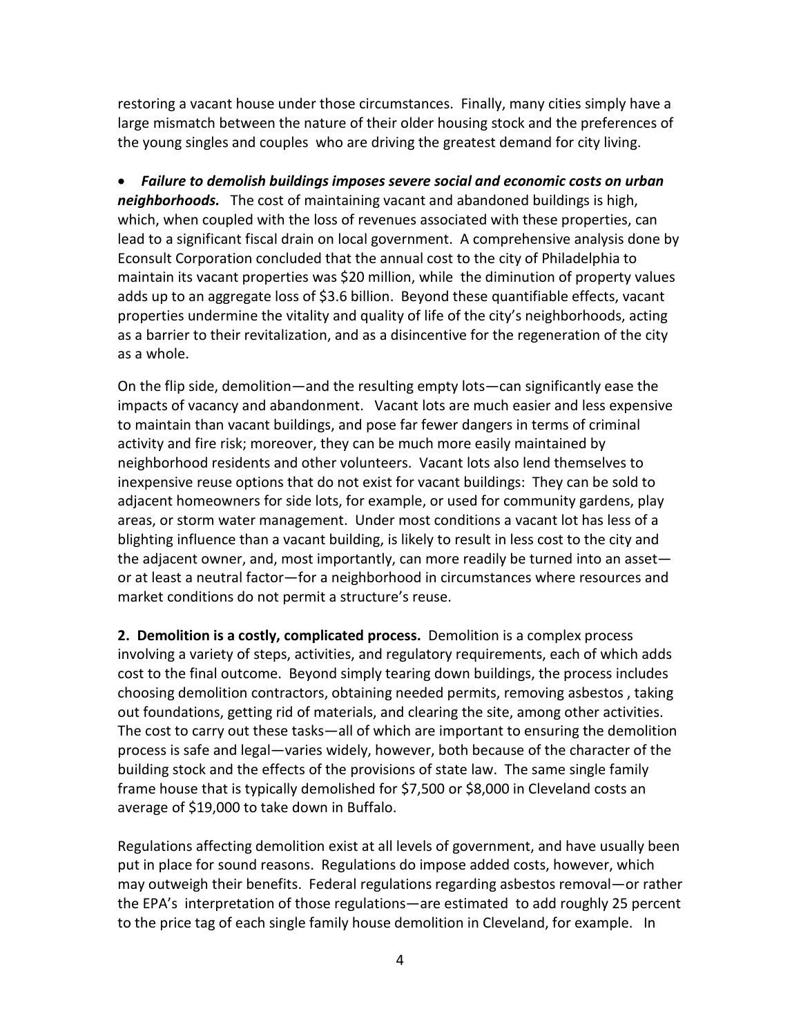restoring a vacant house under those circumstances. Finally, many cities simply have a large mismatch between the nature of their older housing stock and the preferences of the young singles and couples who are driving the greatest demand for city living.

- ***Failure to demolish buildings imposes severe social and economic costs on urban neighborhoods.*** The cost of maintaining vacant and abandoned buildings is high, which, when coupled with the loss of revenues associated with these properties, can lead to a significant fiscal drain on local government. A comprehensive analysis done by Econsult Corporation concluded that the annual cost to the city of Philadelphia to maintain its vacant properties was $20 million, while the diminution of property values adds up to an aggregate loss of $3.6 billion. Beyond these quantifiable effects, vacant properties undermine the vitality and quality of life of the city's neighborhoods, acting as a barrier to their revitalization, and as a disincentive for the regeneration of the city as a whole.

On the flip side, demolition—and the resulting empty lots—can significantly ease the impacts of vacancy and abandonment. Vacant lots are much easier and less expensive to maintain than vacant buildings, and pose far fewer dangers in terms of criminal activity and fire risk; moreover, they can be much more easily maintained by neighborhood residents and other volunteers. Vacant lots also lend themselves to inexpensive reuse options that do not exist for vacant buildings: They can be sold to adjacent homeowners for side lots, for example, or used for community gardens, play areas, or storm water management. Under most conditions a vacant lot has less of a blighting influence than a vacant building, is likely to result in less cost to the city and the adjacent owner, and, most importantly, can more readily be turned into an asset—or at least a neutral factor—for a neighborhood in circumstances where resources and market conditions do not permit a structure's reuse.

**2. Demolition is a costly, complicated process.** Demolition is a complex process involving a variety of steps, activities, and regulatory requirements, each of which adds cost to the final outcome. Beyond simply tearing down buildings, the process includes choosing demolition contractors, obtaining needed permits, removing asbestos , taking out foundations, getting rid of materials, and clearing the site, among other activities. The cost to carry out these tasks—all of which are important to ensuring the demolition process is safe and legal—varies widely, however, both because of the character of the building stock and the effects of the provisions of state law. The same single family frame house that is typically demolished for $7,500 or $8,000 in Cleveland costs an average of $19,000 to take down in Buffalo.

Regulations affecting demolition exist at all levels of government, and have usually been put in place for sound reasons. Regulations do impose added costs, however, which may outweigh their benefits. Federal regulations regarding asbestos removal—or rather the EPA's interpretation of those regulations—are estimated to add roughly 25 percent to the price tag of each single family house demolition in Cleveland, for example. In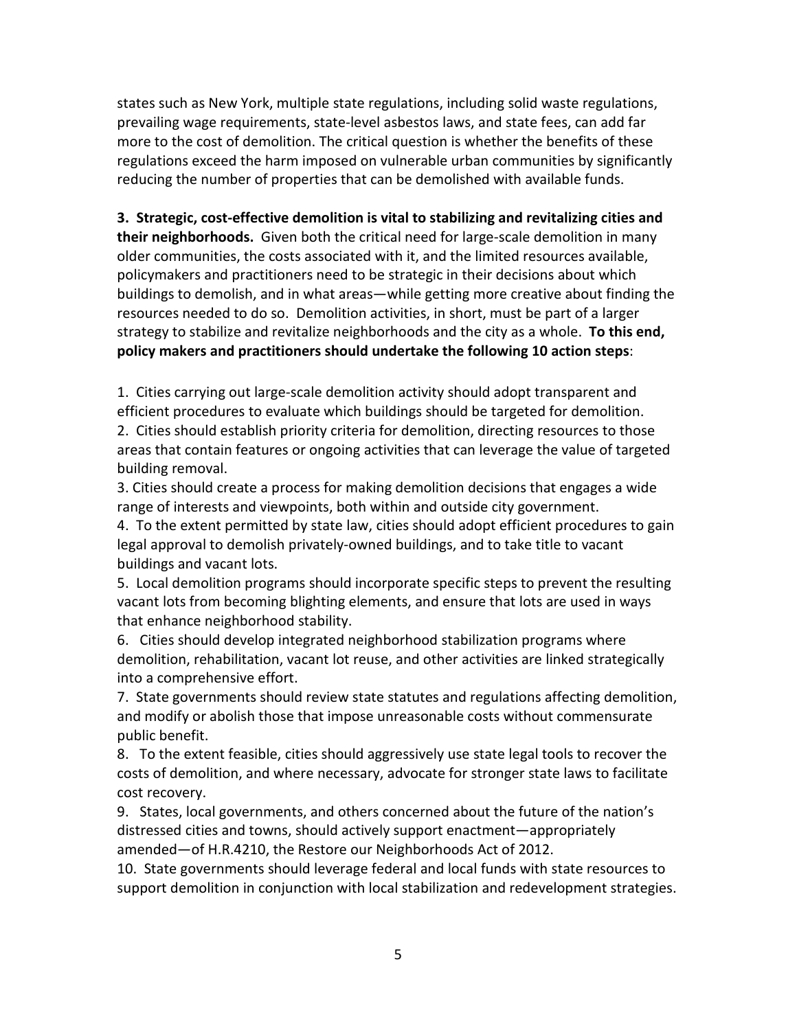states such as New York, multiple state regulations, including solid waste regulations, prevailing wage requirements, state-level asbestos laws, and state fees, can add far more to the cost of demolition. The critical question is whether the benefits of these regulations exceed the harm imposed on vulnerable urban communities by significantly reducing the number of properties that can be demolished with available funds.

**3. Strategic, cost-effective demolition is vital to stabilizing and revitalizing cities and their neighborhoods.** Given both the critical need for large-scale demolition in many older communities, the costs associated with it, and the limited resources available, policymakers and practitioners need to be strategic in their decisions about which buildings to demolish, and in what areas—while getting more creative about finding the resources needed to do so. Demolition activities, in short, must be part of a larger strategy to stabilize and revitalize neighborhoods and the city as a whole. **To this end, policy makers and practitioners should undertake the following 10 action steps**:

1. Cities carrying out large-scale demolition activity should adopt transparent and efficient procedures to evaluate which buildings should be targeted for demolition.
2. Cities should establish priority criteria for demolition, directing resources to those areas that contain features or ongoing activities that can leverage the value of targeted building removal.
3. Cities should create a process for making demolition decisions that engages a wide range of interests and viewpoints, both within and outside city government.
4. To the extent permitted by state law, cities should adopt efficient procedures to gain legal approval to demolish privately-owned buildings, and to take title to vacant buildings and vacant lots.
5. Local demolition programs should incorporate specific steps to prevent the resulting vacant lots from becoming blighting elements, and ensure that lots are used in ways that enhance neighborhood stability.
6. Cities should develop integrated neighborhood stabilization programs where demolition, rehabilitation, vacant lot reuse, and other activities are linked strategically into a comprehensive effort.
7. State governments should review state statutes and regulations affecting demolition, and modify or abolish those that impose unreasonable costs without commensurate public benefit.
8. To the extent feasible, cities should aggressively use state legal tools to recover the costs of demolition, and where necessary, advocate for stronger state laws to facilitate cost recovery.
9. States, local governments, and others concerned about the future of the nation's distressed cities and towns, should actively support enactment—appropriately amended—of H.R.4210, the Restore our Neighborhoods Act of 2012.
10. State governments should leverage federal and local funds with state resources to support demolition in conjunction with local stabilization and redevelopment strategies.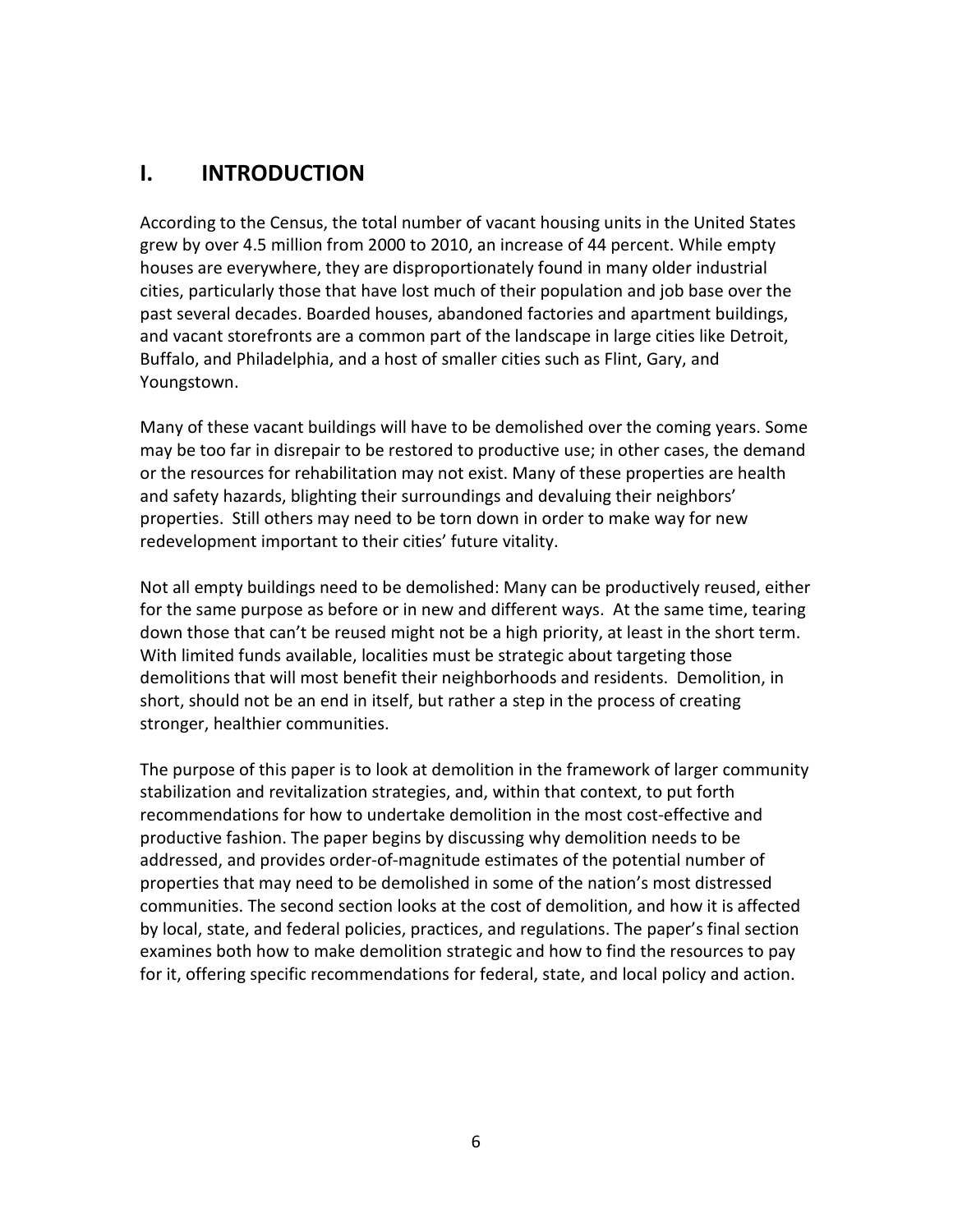# I. INTRODUCTION

According to the Census, the total number of vacant housing units in the United States grew by over 4.5 million from 2000 to 2010, an increase of 44 percent. While empty houses are everywhere, they are disproportionately found in many older industrial cities, particularly those that have lost much of their population and job base over the past several decades. Boarded houses, abandoned factories and apartment buildings, and vacant storefronts are a common part of the landscape in large cities like Detroit, Buffalo, and Philadelphia, and a host of smaller cities such as Flint, Gary, and Youngstown.

Many of these vacant buildings will have to be demolished over the coming years. Some may be too far in disrepair to be restored to productive use; in other cases, the demand or the resources for rehabilitation may not exist. Many of these properties are health and safety hazards, blighting their surroundings and devaluing their neighbors' properties. Still others may need to be torn down in order to make way for new redevelopment important to their cities' future vitality.

Not all empty buildings need to be demolished: Many can be productively reused, either for the same purpose as before or in new and different ways. At the same time, tearing down those that can't be reused might not be a high priority, at least in the short term. With limited funds available, localities must be strategic about targeting those demolitions that will most benefit their neighborhoods and residents. Demolition, in short, should not be an end in itself, but rather a step in the process of creating stronger, healthier communities.

The purpose of this paper is to look at demolition in the framework of larger community stabilization and revitalization strategies, and, within that context, to put forth recommendations for how to undertake demolition in the most cost-effective and productive fashion. The paper begins by discussing why demolition needs to be addressed, and provides order-of-magnitude estimates of the potential number of properties that may need to be demolished in some of the nation's most distressed communities. The second section looks at the cost of demolition, and how it is affected by local, state, and federal policies, practices, and regulations. The paper's final section examines both how to make demolition strategic and how to find the resources to pay for it, offering specific recommendations for federal, state, and local policy and action.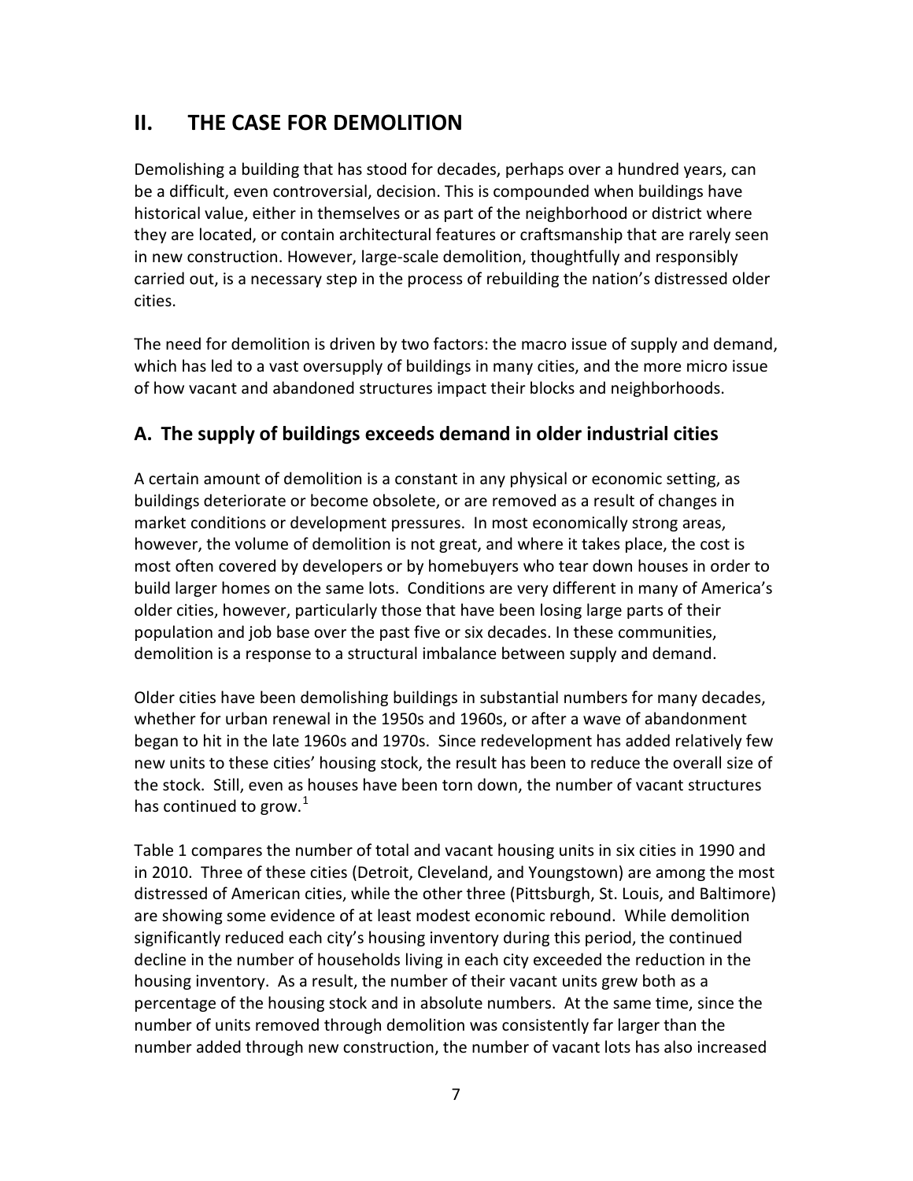## II. THE CASE FOR DEMOLITION

Demolishing a building that has stood for decades, perhaps over a hundred years, can be a difficult, even controversial, decision. This is compounded when buildings have historical value, either in themselves or as part of the neighborhood or district where they are located, or contain architectural features or craftsmanship that are rarely seen in new construction. However, large-scale demolition, thoughtfully and responsibly carried out, is a necessary step in the process of rebuilding the nation's distressed older cities.

The need for demolition is driven by two factors: the macro issue of supply and demand, which has led to a vast oversupply of buildings in many cities, and the more micro issue of how vacant and abandoned structures impact their blocks and neighborhoods.

### A. The supply of buildings exceeds demand in older industrial cities

A certain amount of demolition is a constant in any physical or economic setting, as buildings deteriorate or become obsolete, or are removed as a result of changes in market conditions or development pressures. In most economically strong areas, however, the volume of demolition is not great, and where it takes place, the cost is most often covered by developers or by homebuyers who tear down houses in order to build larger homes on the same lots. Conditions are very different in many of America's older cities, however, particularly those that have been losing large parts of their population and job base over the past five or six decades. In these communities, demolition is a response to a structural imbalance between supply and demand.

Older cities have been demolishing buildings in substantial numbers for many decades, whether for urban renewal in the 1950s and 1960s, or after a wave of abandonment began to hit in the late 1960s and 1970s. Since redevelopment has added relatively few new units to these cities' housing stock, the result has been to reduce the overall size of the stock. Still, even as houses have been torn down, the number of vacant structures has continued to grow.[1]

Table 1 compares the number of total and vacant housing units in six cities in 1990 and in 2010. Three of these cities (Detroit, Cleveland, and Youngstown) are among the most distressed of American cities, while the other three (Pittsburgh, St. Louis, and Baltimore) are showing some evidence of at least modest economic rebound. While demolition significantly reduced each city's housing inventory during this period, the continued decline in the number of households living in each city exceeded the reduction in the housing inventory. As a result, the number of their vacant units grew both as a percentage of the housing stock and in absolute numbers. At the same time, since the number of units removed through demolition was consistently far larger than the number added through new construction, the number of vacant lots has also increased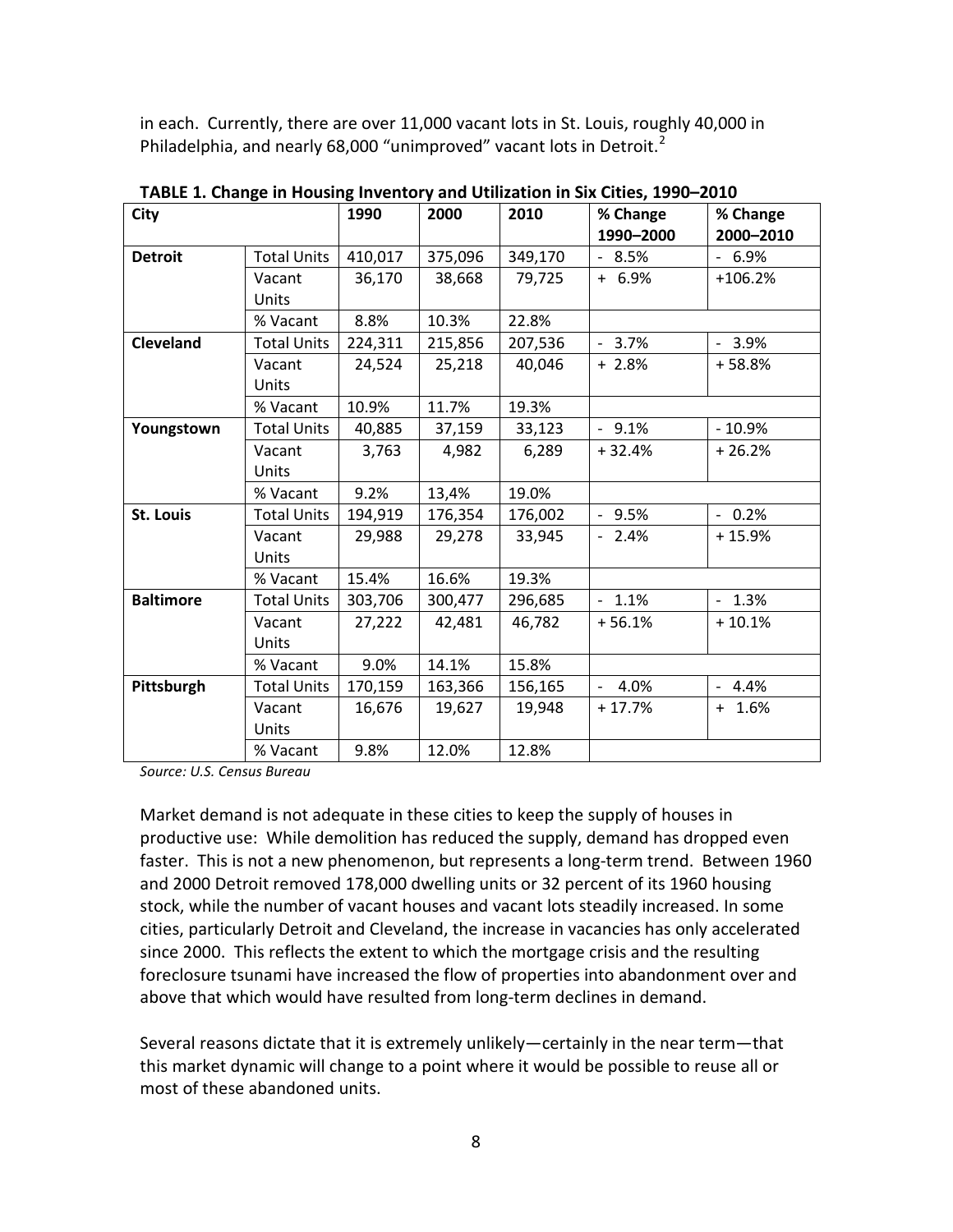in each. Currently, there are over 11,000 vacant lots in St. Louis, roughly 40,000 in Philadelphia, and nearly 68,000 "unimproved" vacant lots in Detroit.[2]

**TABLE 1. Change in Housing Inventory and Utilization in Six Cities, 1990–2010**

| City | | 1990 | 2000 | 2010 | % Change 1990–2000 | % Change 2000–2010 |
|---|---|---|---|---|---|---|
| **Detroit** | Total Units | 410,017 | 375,096 | 349,170 | - 8.5% | - 6.9% |
| | Vacant Units | 36,170 | 38,668 | 79,725 | + 6.9% | +106.2% |
| | % Vacant | 8.8% | 10.3% | 22.8% | | |
| **Cleveland** | Total Units | 224,311 | 215,856 | 207,536 | - 3.7% | - 3.9% |
| | Vacant Units | 24,524 | 25,218 | 40,046 | + 2.8% | + 58.8% |
| | % Vacant | 10.9% | 11.7% | 19.3% | | |
| **Youngstown** | Total Units | 40,885 | 37,159 | 33,123 | - 9.1% | - 10.9% |
| | Vacant Units | 3,763 | 4,982 | 6,289 | + 32.4% | + 26.2% |
| | % Vacant | 9.2% | 13,4% | 19.0% | | |
| **St. Louis** | Total Units | 194,919 | 176,354 | 176,002 | - 9.5% | - 0.2% |
| | Vacant Units | 29,988 | 29,278 | 33,945 | - 2.4% | + 15.9% |
| | % Vacant | 15.4% | 16.6% | 19.3% | | |
| **Baltimore** | Total Units | 303,706 | 300,477 | 296,685 | - 1.1% | - 1.3% |
| | Vacant Units | 27,222 | 42,481 | 46,782 | + 56.1% | + 10.1% |
| | % Vacant | 9.0% | 14.1% | 15.8% | | |
| **Pittsburgh** | Total Units | 170,159 | 163,366 | 156,165 | - 4.0% | - 4.4% |
| | Vacant Units | 16,676 | 19,627 | 19,948 | + 17.7% | + 1.6% |
| | % Vacant | 9.8% | 12.0% | 12.8% | | |

*Source: U.S. Census Bureau*

Market demand is not adequate in these cities to keep the supply of houses in productive use: While demolition has reduced the supply, demand has dropped even faster. This is not a new phenomenon, but represents a long-term trend. Between 1960 and 2000 Detroit removed 178,000 dwelling units or 32 percent of its 1960 housing stock, while the number of vacant houses and vacant lots steadily increased. In some cities, particularly Detroit and Cleveland, the increase in vacancies has only accelerated since 2000. This reflects the extent to which the mortgage crisis and the resulting foreclosure tsunami have increased the flow of properties into abandonment over and above that which would have resulted from long-term declines in demand.

Several reasons dictate that it is extremely unlikely—certainly in the near term—that this market dynamic will change to a point where it would be possible to reuse all or most of these abandoned units.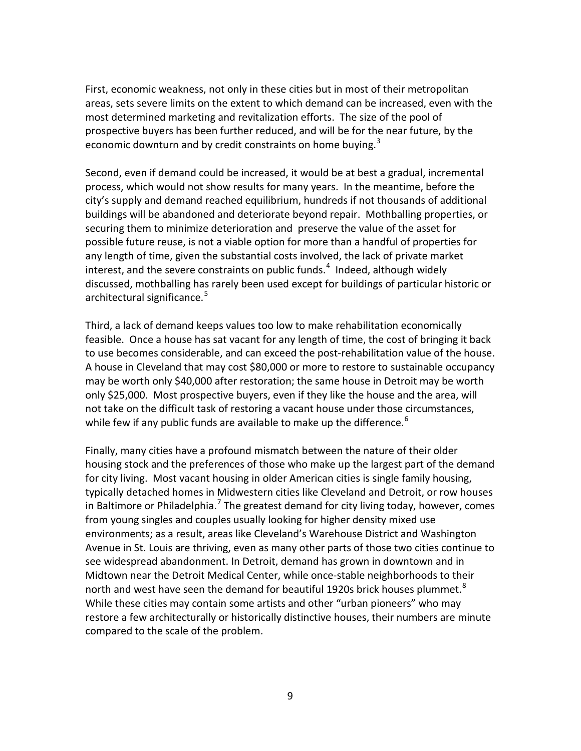First, economic weakness, not only in these cities but in most of their metropolitan areas, sets severe limits on the extent to which demand can be increased, even with the most determined marketing and revitalization efforts. The size of the pool of prospective buyers has been further reduced, and will be for the near future, by the economic downturn and by credit constraints on home buying.[3]

Second, even if demand could be increased, it would be at best a gradual, incremental process, which would not show results for many years. In the meantime, before the city's supply and demand reached equilibrium, hundreds if not thousands of additional buildings will be abandoned and deteriorate beyond repair. Mothballing properties, or securing them to minimize deterioration and preserve the value of the asset for possible future reuse, is not a viable option for more than a handful of properties for any length of time, given the substantial costs involved, the lack of private market interest, and the severe constraints on public funds.[4] Indeed, although widely discussed, mothballing has rarely been used except for buildings of particular historic or architectural significance.[5]

Third, a lack of demand keeps values too low to make rehabilitation economically feasible. Once a house has sat vacant for any length of time, the cost of bringing it back to use becomes considerable, and can exceed the post-rehabilitation value of the house. A house in Cleveland that may cost $80,000 or more to restore to sustainable occupancy may be worth only $40,000 after restoration; the same house in Detroit may be worth only $25,000. Most prospective buyers, even if they like the house and the area, will not take on the difficult task of restoring a vacant house under those circumstances, while few if any public funds are available to make up the difference.[6]

Finally, many cities have a profound mismatch between the nature of their older housing stock and the preferences of those who make up the largest part of the demand for city living. Most vacant housing in older American cities is single family housing, typically detached homes in Midwestern cities like Cleveland and Detroit, or row houses in Baltimore or Philadelphia.[7] The greatest demand for city living today, however, comes from young singles and couples usually looking for higher density mixed use environments; as a result, areas like Cleveland's Warehouse District and Washington Avenue in St. Louis are thriving, even as many other parts of those two cities continue to see widespread abandonment. In Detroit, demand has grown in downtown and in Midtown near the Detroit Medical Center, while once-stable neighborhoods to their north and west have seen the demand for beautiful 1920s brick houses plummet.[8] While these cities may contain some artists and other "urban pioneers" who may restore a few architecturally or historically distinctive houses, their numbers are minute compared to the scale of the problem.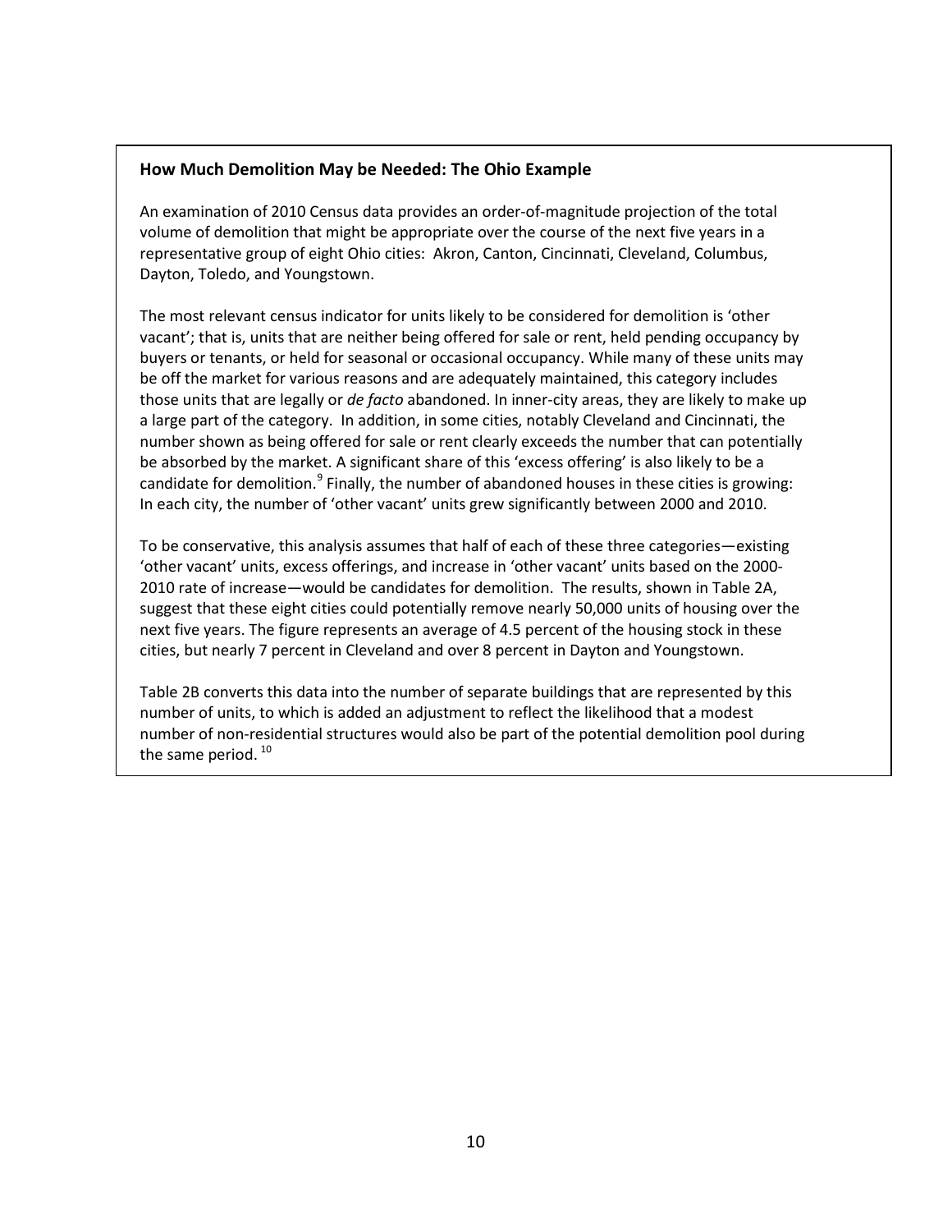### How Much Demolition May be Needed: The Ohio Example

An examination of 2010 Census data provides an order-of-magnitude projection of the total volume of demolition that might be appropriate over the course of the next five years in a representative group of eight Ohio cities: Akron, Canton, Cincinnati, Cleveland, Columbus, Dayton, Toledo, and Youngstown.

The most relevant census indicator for units likely to be considered for demolition is 'other vacant'; that is, units that are neither being offered for sale or rent, held pending occupancy by buyers or tenants, or held for seasonal or occasional occupancy. While many of these units may be off the market for various reasons and are adequately maintained, this category includes those units that are legally or *de facto* abandoned. In inner-city areas, they are likely to make up a large part of the category. In addition, in some cities, notably Cleveland and Cincinnati, the number shown as being offered for sale or rent clearly exceeds the number that can potentially be absorbed by the market. A significant share of this 'excess offering' is also likely to be a candidate for demolition.[9] Finally, the number of abandoned houses in these cities is growing: In each city, the number of 'other vacant' units grew significantly between 2000 and 2010.

To be conservative, this analysis assumes that half of each of these three categories—existing 'other vacant' units, excess offerings, and increase in 'other vacant' units based on the 2000-2010 rate of increase—would be candidates for demolition. The results, shown in Table 2A, suggest that these eight cities could potentially remove nearly 50,000 units of housing over the next five years. The figure represents an average of 4.5 percent of the housing stock in these cities, but nearly 7 percent in Cleveland and over 8 percent in Dayton and Youngstown.

Table 2B converts this data into the number of separate buildings that are represented by this number of units, to which is added an adjustment to reflect the likelihood that a modest number of non-residential structures would also be part of the potential demolition pool during the same period.[10]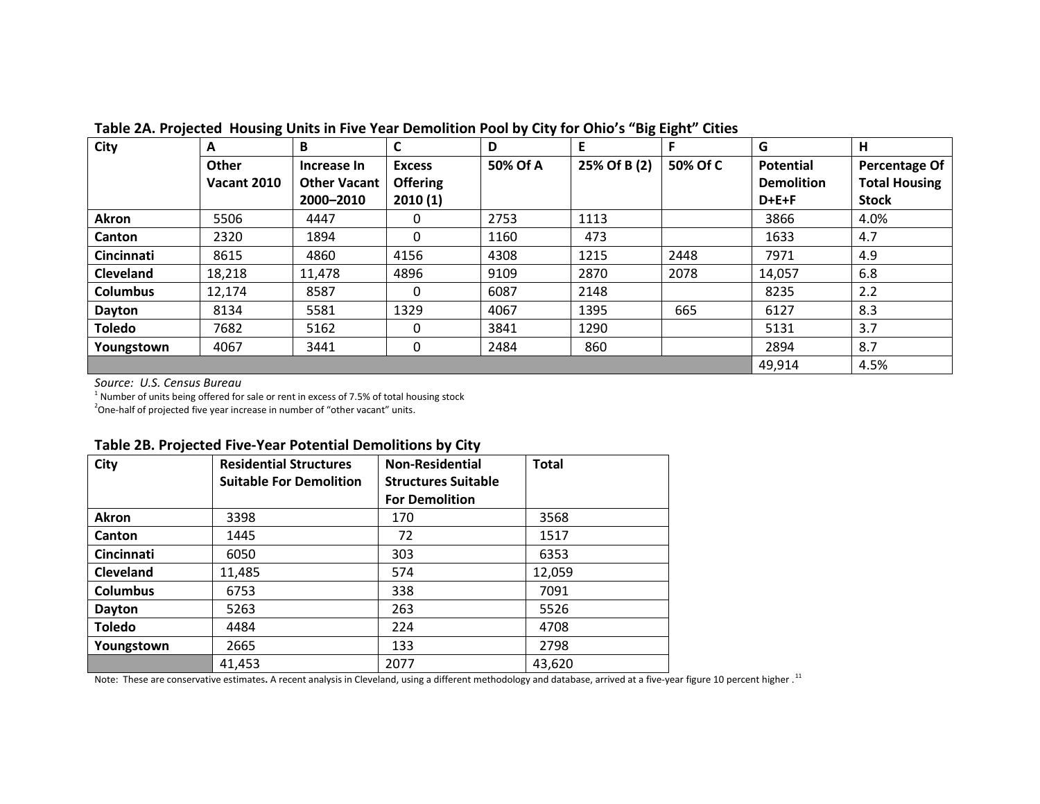**Table 2A. Projected Housing Units in Five Year Demolition Pool by City for Ohio's "Big Eight" Cities**

| City | A | B | C | D | E | F | G | H |
|---|---|---|---|---|---|---|---|---|
| | Other Vacant 2010 | Increase In Other Vacant 2000–2010 | Excess Offering 2010 (1) | 50% Of A | 25% Of B (2) | 50% Of C | Potential Demolition D+E+F | Percentage Of Total Housing Stock |
| **Akron** | 5506 | 4447 | 0 | 2753 | 1113 | | 3866 | 4.0% |
| **Canton** | 2320 | 1894 | 0 | 1160 | 473 | | 1633 | 4.7 |
| **Cincinnati** | 8615 | 4860 | 4156 | 4308 | 1215 | 2448 | 7971 | 4.9 |
| **Cleveland** | 18,218 | 11,478 | 4896 | 9109 | 2870 | 2078 | 14,057 | 6.8 |
| **Columbus** | 12,174 | 8587 | 0 | 6087 | 2148 | | 8235 | 2.2 |
| **Dayton** | 8134 | 5581 | 1329 | 4067 | 1395 | 665 | 6127 | 8.3 |
| **Toledo** | 7682 | 5162 | 0 | 3841 | 1290 | | 5131 | 3.7 |
| **Youngstown** | 4067 | 3441 | 0 | 2484 | 860 | | 2894 | 8.7 |
| | | | | | | | 49,914 | 4.5% |

*Source: U.S. Census Bureau*

[1] Number of units being offered for sale or rent in excess of 7.5% of total housing stock

[2] One-half of projected five year increase in number of "other vacant" units.

**Table 2B. Projected Five-Year Potential Demolitions by City**

| City | Residential Structures Suitable For Demolition | Non-Residential Structures Suitable For Demolition | Total |
|---|---|---|---|
| **Akron** | 3398 | 170 | 3568 |
| **Canton** | 1445 | 72 | 1517 |
| **Cincinnati** | 6050 | 303 | 6353 |
| **Cleveland** | 11,485 | 574 | 12,059 |
| **Columbus** | 6753 | 338 | 7091 |
| **Dayton** | 5263 | 263 | 5526 |
| **Toledo** | 4484 | 224 | 4708 |
| **Youngstown** | 2665 | 133 | 2798 |
| | 41,453 | 2077 | 43,620 |

Note: These are conservative estimates**.** A recent analysis in Cleveland, using a different methodology and database, arrived at a five-year figure 10 percent higher .[11]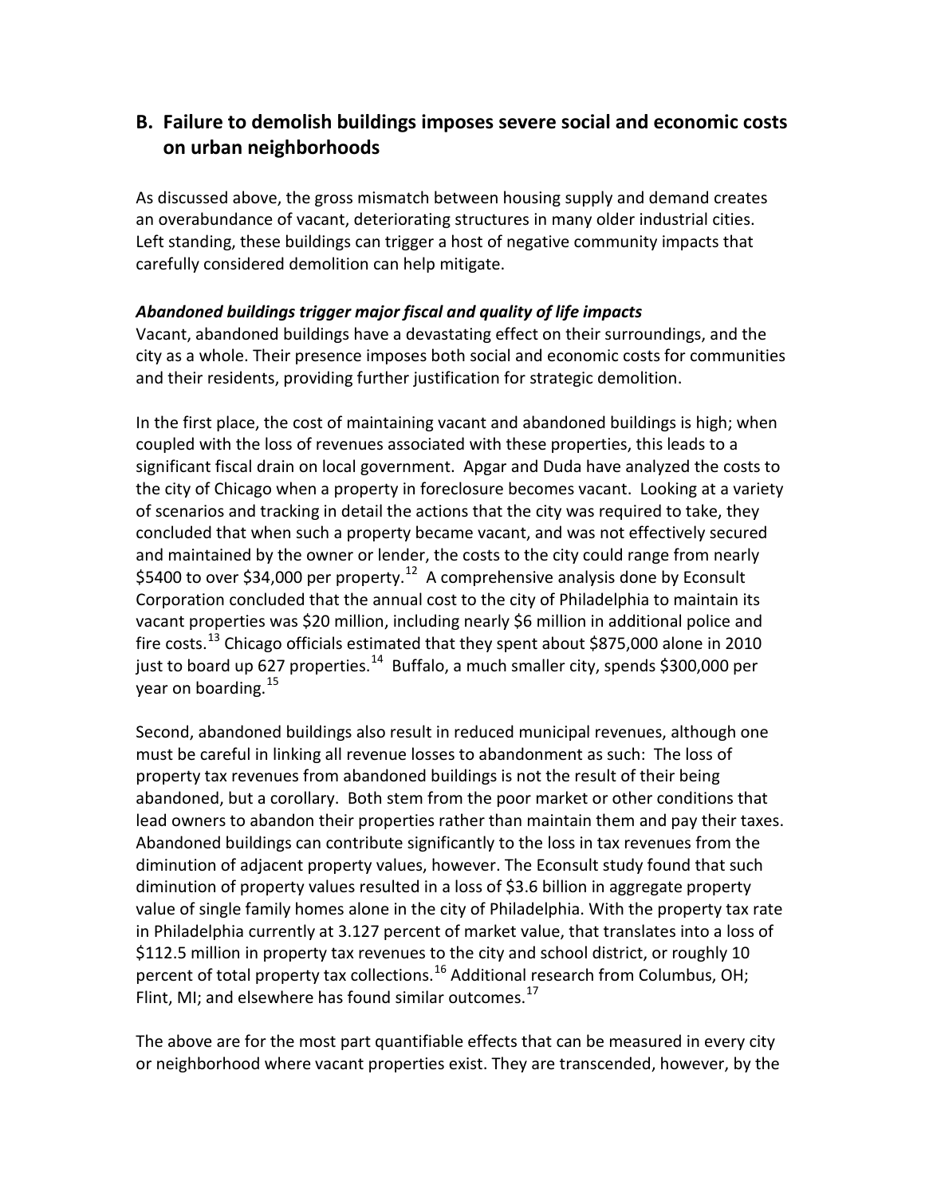## B. Failure to demolish buildings imposes severe social and economic costs on urban neighborhoods

As discussed above, the gross mismatch between housing supply and demand creates an overabundance of vacant, deteriorating structures in many older industrial cities. Left standing, these buildings can trigger a host of negative community impacts that carefully considered demolition can help mitigate.

***Abandoned buildings trigger major fiscal and quality of life impacts***

Vacant, abandoned buildings have a devastating effect on their surroundings, and the city as a whole. Their presence imposes both social and economic costs for communities and their residents, providing further justification for strategic demolition.

In the first place, the cost of maintaining vacant and abandoned buildings is high; when coupled with the loss of revenues associated with these properties, this leads to a significant fiscal drain on local government. Apgar and Duda have analyzed the costs to the city of Chicago when a property in foreclosure becomes vacant. Looking at a variety of scenarios and tracking in detail the actions that the city was required to take, they concluded that when such a property became vacant, and was not effectively secured and maintained by the owner or lender, the costs to the city could range from nearly $5400 to over $34,000 per property.[12] A comprehensive analysis done by Econsult Corporation concluded that the annual cost to the city of Philadelphia to maintain its vacant properties was $20 million, including nearly $6 million in additional police and fire costs.[13] Chicago officials estimated that they spent about $875,000 alone in 2010 just to board up 627 properties.[14] Buffalo, a much smaller city, spends $300,000 per year on boarding.[15]

Second, abandoned buildings also result in reduced municipal revenues, although one must be careful in linking all revenue losses to abandonment as such: The loss of property tax revenues from abandoned buildings is not the result of their being abandoned, but a corollary. Both stem from the poor market or other conditions that lead owners to abandon their properties rather than maintain them and pay their taxes. Abandoned buildings can contribute significantly to the loss in tax revenues from the diminution of adjacent property values, however. The Econsult study found that such diminution of property values resulted in a loss of $3.6 billion in aggregate property value of single family homes alone in the city of Philadelphia. With the property tax rate in Philadelphia currently at 3.127 percent of market value, that translates into a loss of $112.5 million in property tax revenues to the city and school district, or roughly 10 percent of total property tax collections.[16] Additional research from Columbus, OH; Flint, MI; and elsewhere has found similar outcomes.[17]

The above are for the most part quantifiable effects that can be measured in every city or neighborhood where vacant properties exist. They are transcended, however, by the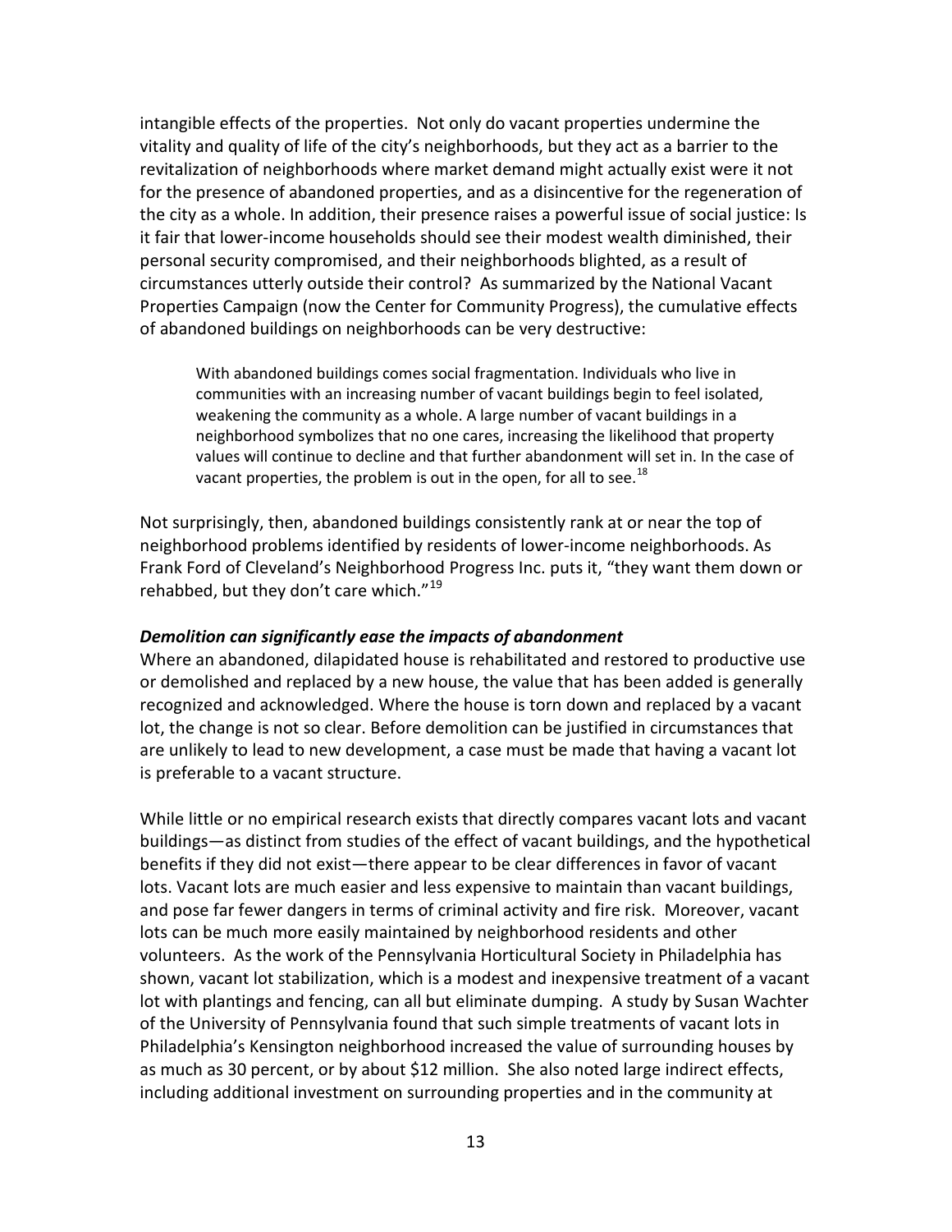intangible effects of the properties. Not only do vacant properties undermine the vitality and quality of life of the city's neighborhoods, but they act as a barrier to the revitalization of neighborhoods where market demand might actually exist were it not for the presence of abandoned properties, and as a disincentive for the regeneration of the city as a whole. In addition, their presence raises a powerful issue of social justice: Is it fair that lower-income households should see their modest wealth diminished, their personal security compromised, and their neighborhoods blighted, as a result of circumstances utterly outside their control? As summarized by the National Vacant Properties Campaign (now the Center for Community Progress), the cumulative effects of abandoned buildings on neighborhoods can be very destructive:

> With abandoned buildings comes social fragmentation. Individuals who live in communities with an increasing number of vacant buildings begin to feel isolated, weakening the community as a whole. A large number of vacant buildings in a neighborhood symbolizes that no one cares, increasing the likelihood that property values will continue to decline and that further abandonment will set in. In the case of vacant properties, the problem is out in the open, for all to see.[18]

Not surprisingly, then, abandoned buildings consistently rank at or near the top of neighborhood problems identified by residents of lower-income neighborhoods. As Frank Ford of Cleveland's Neighborhood Progress Inc. puts it, "they want them down or rehabbed, but they don't care which."[19]

***Demolition can significantly ease the impacts of abandonment***

Where an abandoned, dilapidated house is rehabilitated and restored to productive use or demolished and replaced by a new house, the value that has been added is generally recognized and acknowledged. Where the house is torn down and replaced by a vacant lot, the change is not so clear. Before demolition can be justified in circumstances that are unlikely to lead to new development, a case must be made that having a vacant lot is preferable to a vacant structure.

While little or no empirical research exists that directly compares vacant lots and vacant buildings—as distinct from studies of the effect of vacant buildings, and the hypothetical benefits if they did not exist—there appear to be clear differences in favor of vacant lots. Vacant lots are much easier and less expensive to maintain than vacant buildings, and pose far fewer dangers in terms of criminal activity and fire risk. Moreover, vacant lots can be much more easily maintained by neighborhood residents and other volunteers. As the work of the Pennsylvania Horticultural Society in Philadelphia has shown, vacant lot stabilization, which is a modest and inexpensive treatment of a vacant lot with plantings and fencing, can all but eliminate dumping. A study by Susan Wachter of the University of Pennsylvania found that such simple treatments of vacant lots in Philadelphia's Kensington neighborhood increased the value of surrounding houses by as much as 30 percent, or by about $12 million. She also noted large indirect effects, including additional investment on surrounding properties and in the community at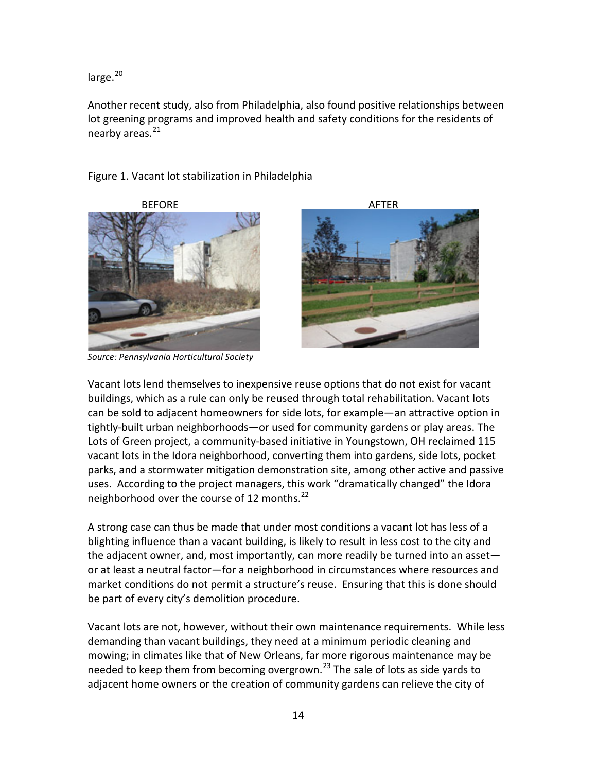large.[20]

Another recent study, also from Philadelphia, also found positive relationships between lot greening programs and improved health and safety conditions for the residents of nearby areas.[21]

Figure 1. Vacant lot stabilization in Philadelphia

BEFORE AFTER

*Source: Pennsylvania Horticultural Society*

Vacant lots lend themselves to inexpensive reuse options that do not exist for vacant buildings, which as a rule can only be reused through total rehabilitation. Vacant lots can be sold to adjacent homeowners for side lots, for example—an attractive option in tightly-built urban neighborhoods—or used for community gardens or play areas. The Lots of Green project, a community-based initiative in Youngstown, OH reclaimed 115 vacant lots in the Idora neighborhood, converting them into gardens, side lots, pocket parks, and a stormwater mitigation demonstration site, among other active and passive uses. According to the project managers, this work "dramatically changed" the Idora neighborhood over the course of 12 months.[22]

A strong case can thus be made that under most conditions a vacant lot has less of a blighting influence than a vacant building, is likely to result in less cost to the city and the adjacent owner, and, most importantly, can more readily be turned into an asset—or at least a neutral factor—for a neighborhood in circumstances where resources and market conditions do not permit a structure's reuse. Ensuring that this is done should be part of every city's demolition procedure.

Vacant lots are not, however, without their own maintenance requirements. While less demanding than vacant buildings, they need at a minimum periodic cleaning and mowing; in climates like that of New Orleans, far more rigorous maintenance may be needed to keep them from becoming overgrown.[23] The sale of lots as side yards to adjacent home owners or the creation of community gardens can relieve the city of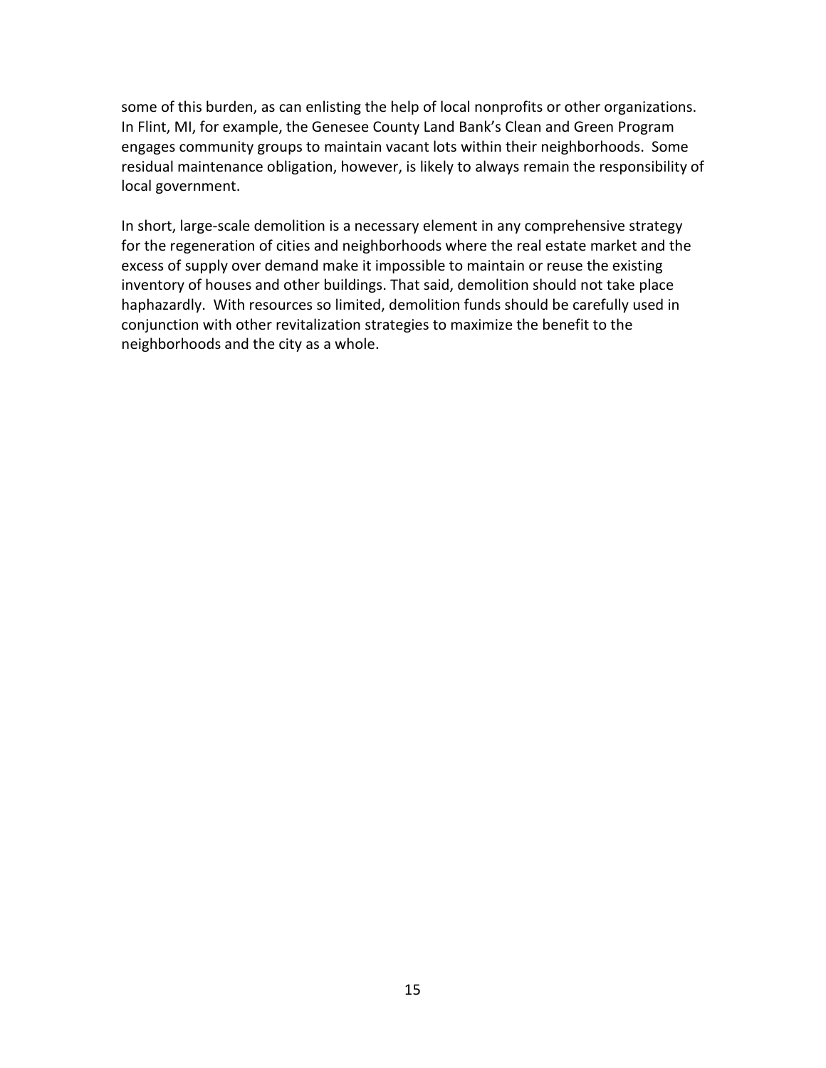some of this burden, as can enlisting the help of local nonprofits or other organizations. In Flint, MI, for example, the Genesee County Land Bank's Clean and Green Program engages community groups to maintain vacant lots within their neighborhoods. Some residual maintenance obligation, however, is likely to always remain the responsibility of local government.

In short, large-scale demolition is a necessary element in any comprehensive strategy for the regeneration of cities and neighborhoods where the real estate market and the excess of supply over demand make it impossible to maintain or reuse the existing inventory of houses and other buildings. That said, demolition should not take place haphazardly. With resources so limited, demolition funds should be carefully used in conjunction with other revitalization strategies to maximize the benefit to the neighborhoods and the city as a whole.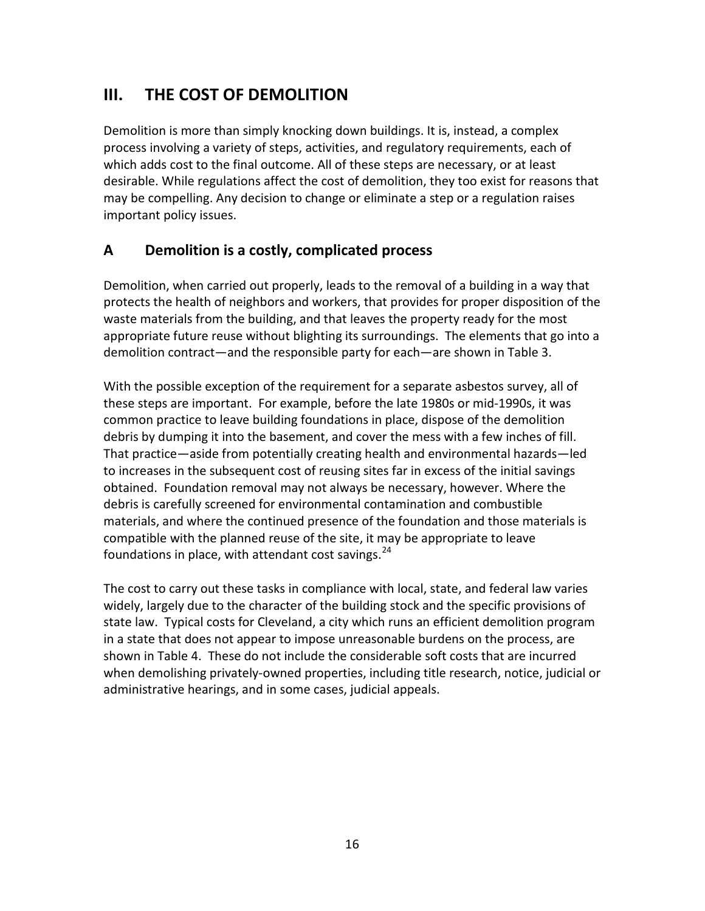# III. THE COST OF DEMOLITION

Demolition is more than simply knocking down buildings. It is, instead, a complex process involving a variety of steps, activities, and regulatory requirements, each of which adds cost to the final outcome. All of these steps are necessary, or at least desirable. While regulations affect the cost of demolition, they too exist for reasons that may be compelling. Any decision to change or eliminate a step or a regulation raises important policy issues.

## A Demolition is a costly, complicated process

Demolition, when carried out properly, leads to the removal of a building in a way that protects the health of neighbors and workers, that provides for proper disposition of the waste materials from the building, and that leaves the property ready for the most appropriate future reuse without blighting its surroundings. The elements that go into a demolition contract—and the responsible party for each—are shown in Table 3.

With the possible exception of the requirement for a separate asbestos survey, all of these steps are important. For example, before the late 1980s or mid-1990s, it was common practice to leave building foundations in place, dispose of the demolition debris by dumping it into the basement, and cover the mess with a few inches of fill. That practice—aside from potentially creating health and environmental hazards—led to increases in the subsequent cost of reusing sites far in excess of the initial savings obtained. Foundation removal may not always be necessary, however. Where the debris is carefully screened for environmental contamination and combustible materials, and where the continued presence of the foundation and those materials is compatible with the planned reuse of the site, it may be appropriate to leave foundations in place, with attendant cost savings.[24]

The cost to carry out these tasks in compliance with local, state, and federal law varies widely, largely due to the character of the building stock and the specific provisions of state law. Typical costs for Cleveland, a city which runs an efficient demolition program in a state that does not appear to impose unreasonable burdens on the process, are shown in Table 4. These do not include the considerable soft costs that are incurred when demolishing privately-owned properties, including title research, notice, judicial or administrative hearings, and in some cases, judicial appeals.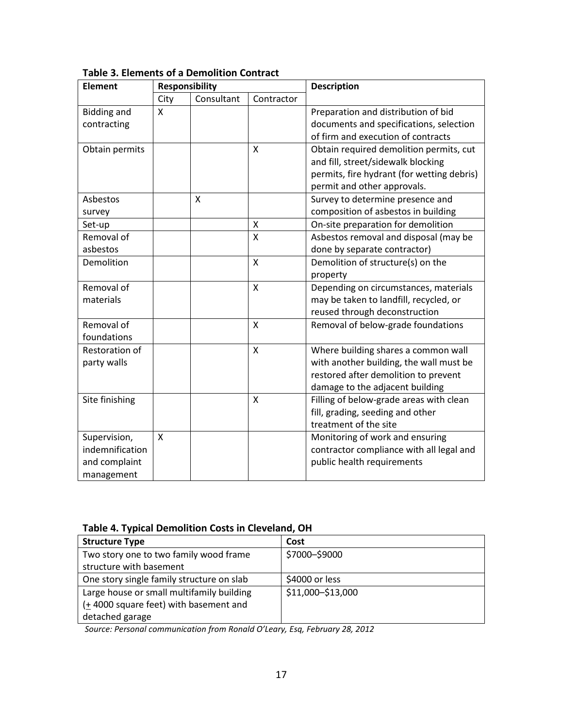**Table 3. Elements of a Demolition Contract**

| Element | Responsibility | | | Description |
|---|---|---|---|---|
| | City | Consultant | Contractor | |
| Bidding and contracting | X | | | Preparation and distribution of bid documents and specifications, selection of firm and execution of contracts |
| Obtain permits | | | X | Obtain required demolition permits, cut and fill, street/sidewalk blocking permits, fire hydrant (for wetting debris) permit and other approvals. |
| Asbestos survey | | X | | Survey to determine presence and composition of asbestos in building |
| Set-up | | | X | On-site preparation for demolition |
| Removal of asbestos | | | X | Asbestos removal and disposal (may be done by separate contractor) |
| Demolition | | | X | Demolition of structure(s) on the property |
| Removal of materials | | | X | Depending on circumstances, materials may be taken to landfill, recycled, or reused through deconstruction |
| Removal of foundations | | | X | Removal of below-grade foundations |
| Restoration of party walls | | | X | Where building shares a common wall with another building, the wall must be restored after demolition to prevent damage to the adjacent building |
| Site finishing | | | X | Filling of below-grade areas with clean fill, grading, seeding and other treatment of the site |
| Supervision, indemnification and complaint management | X | | | Monitoring of work and ensuring contractor compliance with all legal and public health requirements |

**Table 4. Typical Demolition Costs in Cleveland, OH**

| Structure Type | Cost |
|---|---|
| Two story one to two family wood frame structure with basement | \$7000–\$9000 |
| One story single family structure on slab | \$4000 or less |
| Large house or small multifamily building (± 4000 square feet) with basement and detached garage | \$11,000–\$13,000 |

*Source: Personal communication from Ronald O'Leary, Esq, February 28, 2012*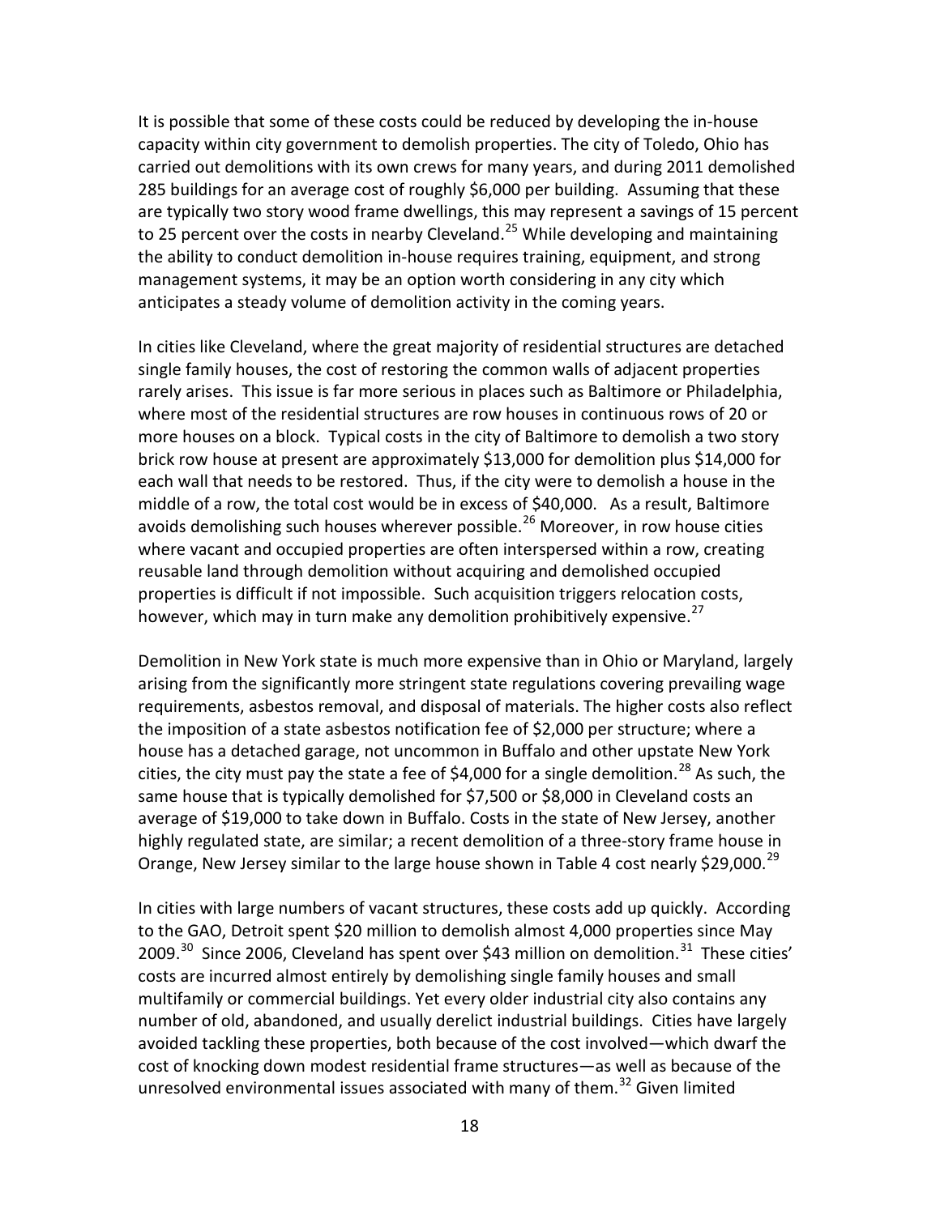It is possible that some of these costs could be reduced by developing the in-house capacity within city government to demolish properties. The city of Toledo, Ohio has carried out demolitions with its own crews for many years, and during 2011 demolished 285 buildings for an average cost of roughly $6,000 per building. Assuming that these are typically two story wood frame dwellings, this may represent a savings of 15 percent to 25 percent over the costs in nearby Cleveland.[25] While developing and maintaining the ability to conduct demolition in-house requires training, equipment, and strong management systems, it may be an option worth considering in any city which anticipates a steady volume of demolition activity in the coming years.

In cities like Cleveland, where the great majority of residential structures are detached single family houses, the cost of restoring the common walls of adjacent properties rarely arises. This issue is far more serious in places such as Baltimore or Philadelphia, where most of the residential structures are row houses in continuous rows of 20 or more houses on a block. Typical costs in the city of Baltimore to demolish a two story brick row house at present are approximately $13,000 for demolition plus $14,000 for each wall that needs to be restored. Thus, if the city were to demolish a house in the middle of a row, the total cost would be in excess of $40,000. As a result, Baltimore avoids demolishing such houses wherever possible.[26] Moreover, in row house cities where vacant and occupied properties are often interspersed within a row, creating reusable land through demolition without acquiring and demolished occupied properties is difficult if not impossible. Such acquisition triggers relocation costs, however, which may in turn make any demolition prohibitively expensive.[27]

Demolition in New York state is much more expensive than in Ohio or Maryland, largely arising from the significantly more stringent state regulations covering prevailing wage requirements, asbestos removal, and disposal of materials. The higher costs also reflect the imposition of a state asbestos notification fee of $2,000 per structure; where a house has a detached garage, not uncommon in Buffalo and other upstate New York cities, the city must pay the state a fee of $4,000 for a single demolition.[28] As such, the same house that is typically demolished for $7,500 or $8,000 in Cleveland costs an average of $19,000 to take down in Buffalo. Costs in the state of New Jersey, another highly regulated state, are similar; a recent demolition of a three-story frame house in Orange, New Jersey similar to the large house shown in Table 4 cost nearly $29,000.[29]

In cities with large numbers of vacant structures, these costs add up quickly. According to the GAO, Detroit spent $20 million to demolish almost 4,000 properties since May 2009.[30] Since 2006, Cleveland has spent over $43 million on demolition.[31] These cities' costs are incurred almost entirely by demolishing single family houses and small multifamily or commercial buildings. Yet every older industrial city also contains any number of old, abandoned, and usually derelict industrial buildings. Cities have largely avoided tackling these properties, both because of the cost involved—which dwarf the cost of knocking down modest residential frame structures—as well as because of the unresolved environmental issues associated with many of them.[32] Given limited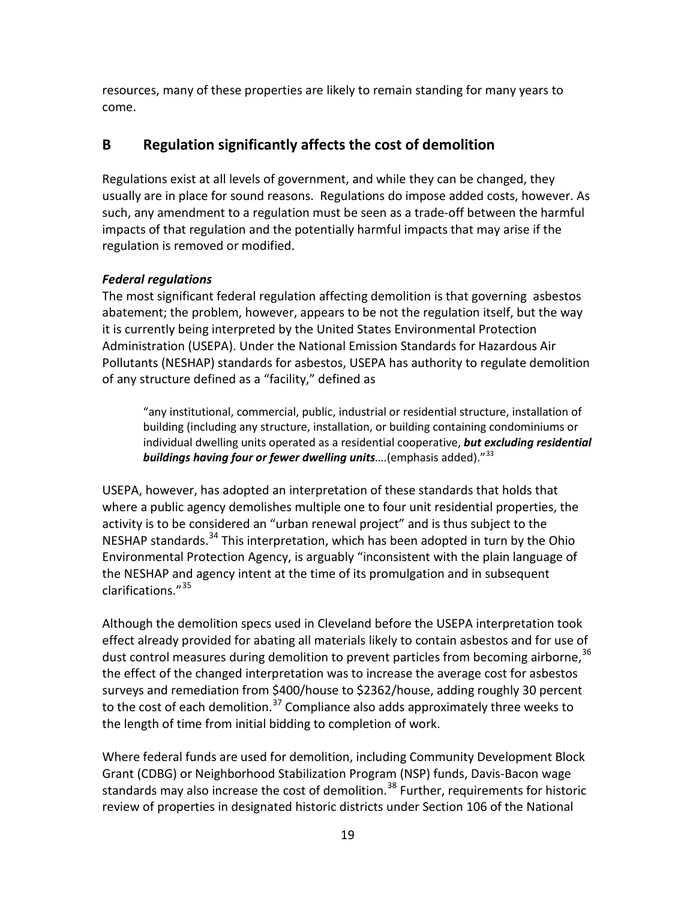resources, many of these properties are likely to remain standing for many years to come.

## B Regulation significantly affects the cost of demolition

Regulations exist at all levels of government, and while they can be changed, they usually are in place for sound reasons. Regulations do impose added costs, however. As such, any amendment to a regulation must be seen as a trade-off between the harmful impacts of that regulation and the potentially harmful impacts that may arise if the regulation is removed or modified.

### *Federal regulations*

The most significant federal regulation affecting demolition is that governing asbestos abatement; the problem, however, appears to be not the regulation itself, but the way it is currently being interpreted by the United States Environmental Protection Administration (USEPA). Under the National Emission Standards for Hazardous Air Pollutants (NESHAP) standards for asbestos, USEPA has authority to regulate demolition of any structure defined as a "facility," defined as

> "any institutional, commercial, public, industrial or residential structure, installation of building (including any structure, installation, or building containing condominiums or individual dwelling units operated as a residential cooperative, ***but excluding residential buildings having four or fewer dwelling units***….(emphasis added)."[33]

USEPA, however, has adopted an interpretation of these standards that holds that where a public agency demolishes multiple one to four unit residential properties, the activity is to be considered an "urban renewal project" and is thus subject to the NESHAP standards.[34] This interpretation, which has been adopted in turn by the Ohio Environmental Protection Agency, is arguably "inconsistent with the plain language of the NESHAP and agency intent at the time of its promulgation and in subsequent clarifications."[35]

Although the demolition specs used in Cleveland before the USEPA interpretation took effect already provided for abating all materials likely to contain asbestos and for use of dust control measures during demolition to prevent particles from becoming airborne,[36] the effect of the changed interpretation was to increase the average cost for asbestos surveys and remediation from $400/house to $2362/house, adding roughly 30 percent to the cost of each demolition.[37] Compliance also adds approximately three weeks to the length of time from initial bidding to completion of work.

Where federal funds are used for demolition, including Community Development Block Grant (CDBG) or Neighborhood Stabilization Program (NSP) funds, Davis-Bacon wage standards may also increase the cost of demolition.[38] Further, requirements for historic review of properties in designated historic districts under Section 106 of the National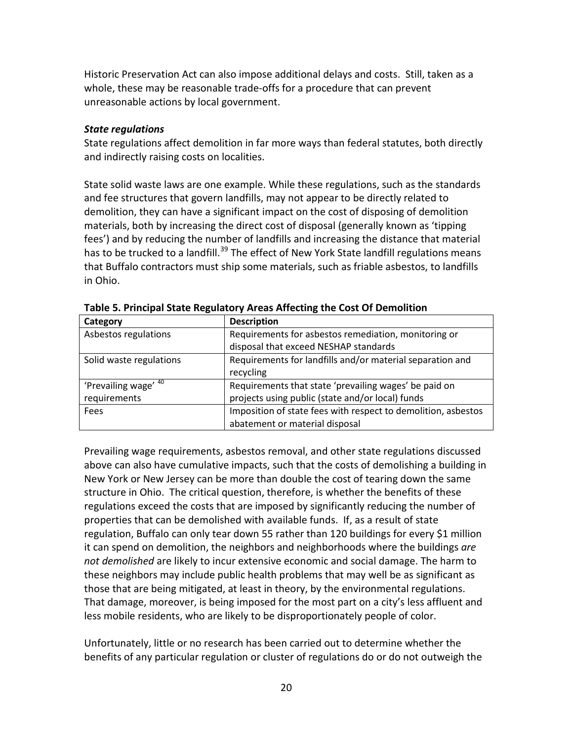Historic Preservation Act can also impose additional delays and costs. Still, taken as a whole, these may be reasonable trade-offs for a procedure that can prevent unreasonable actions by local government.

***State regulations***

State regulations affect demolition in far more ways than federal statutes, both directly and indirectly raising costs on localities.

State solid waste laws are one example. While these regulations, such as the standards and fee structures that govern landfills, may not appear to be directly related to demolition, they can have a significant impact on the cost of disposing of demolition materials, both by increasing the direct cost of disposal (generally known as 'tipping fees') and by reducing the number of landfills and increasing the distance that material has to be trucked to a landfill.[39] The effect of New York State landfill regulations means that Buffalo contractors must ship some materials, such as friable asbestos, to landfills in Ohio.

**Table 5. Principal State Regulatory Areas Affecting the Cost Of Demolition**

| Category | Description |
|---|---|
| Asbestos regulations | Requirements for asbestos remediation, monitoring or disposal that exceed NESHAP standards |
| Solid waste regulations | Requirements for landfills and/or material separation and recycling |
| 'Prevailing wage' [40] requirements | Requirements that state 'prevailing wages' be paid on projects using public (state and/or local) funds |
| Fees | Imposition of state fees with respect to demolition, asbestos abatement or material disposal |

Prevailing wage requirements, asbestos removal, and other state regulations discussed above can also have cumulative impacts, such that the costs of demolishing a building in New York or New Jersey can be more than double the cost of tearing down the same structure in Ohio. The critical question, therefore, is whether the benefits of these regulations exceed the costs that are imposed by significantly reducing the number of properties that can be demolished with available funds. If, as a result of state regulation, Buffalo can only tear down 55 rather than 120 buildings for every $1 million it can spend on demolition, the neighbors and neighborhoods where the buildings *are not demolished* are likely to incur extensive economic and social damage. The harm to these neighbors may include public health problems that may well be as significant as those that are being mitigated, at least in theory, by the environmental regulations. That damage, moreover, is being imposed for the most part on a city's less affluent and less mobile residents, who are likely to be disproportionately people of color.

Unfortunately, little or no research has been carried out to determine whether the benefits of any particular regulation or cluster of regulations do or do not outweigh the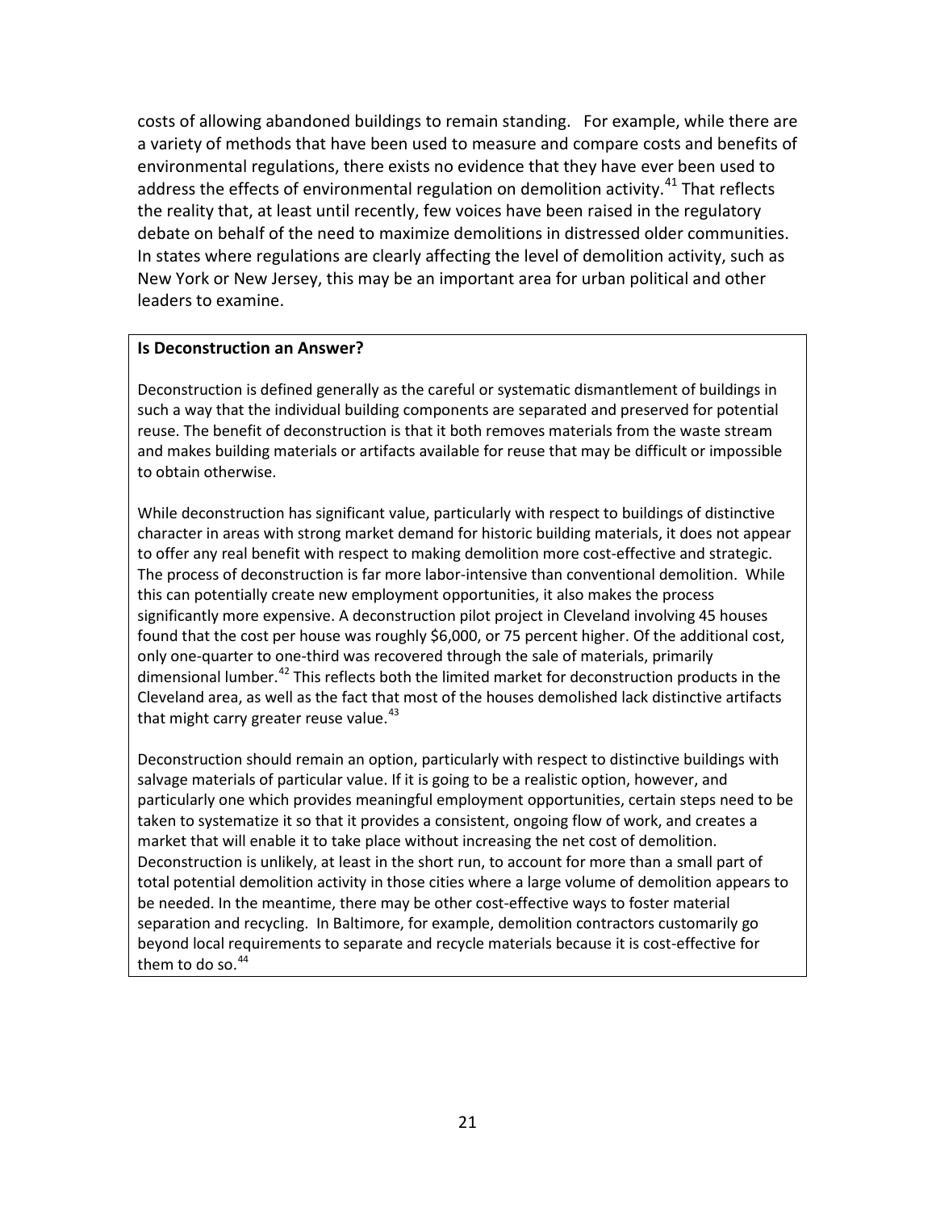costs of allowing abandoned buildings to remain standing. For example, while there are a variety of methods that have been used to measure and compare costs and benefits of environmental regulations, there exists no evidence that they have ever been used to address the effects of environmental regulation on demolition activity.[41] That reflects the reality that, at least until recently, few voices have been raised in the regulatory debate on behalf of the need to maximize demolitions in distressed older communities. In states where regulations are clearly affecting the level of demolition activity, such as New York or New Jersey, this may be an important area for urban political and other leaders to examine.

**Is Deconstruction an Answer?**

Deconstruction is defined generally as the careful or systematic dismantlement of buildings in such a way that the individual building components are separated and preserved for potential reuse. The benefit of deconstruction is that it both removes materials from the waste stream and makes building materials or artifacts available for reuse that may be difficult or impossible to obtain otherwise.

While deconstruction has significant value, particularly with respect to buildings of distinctive character in areas with strong market demand for historic building materials, it does not appear to offer any real benefit with respect to making demolition more cost-effective and strategic. The process of deconstruction is far more labor-intensive than conventional demolition. While this can potentially create new employment opportunities, it also makes the process significantly more expensive. A deconstruction pilot project in Cleveland involving 45 houses found that the cost per house was roughly $6,000, or 75 percent higher. Of the additional cost, only one-quarter to one-third was recovered through the sale of materials, primarily dimensional lumber.[42] This reflects both the limited market for deconstruction products in the Cleveland area, as well as the fact that most of the houses demolished lack distinctive artifacts that might carry greater reuse value.[43]

Deconstruction should remain an option, particularly with respect to distinctive buildings with salvage materials of particular value. If it is going to be a realistic option, however, and particularly one which provides meaningful employment opportunities, certain steps need to be taken to systematize it so that it provides a consistent, ongoing flow of work, and creates a market that will enable it to take place without increasing the net cost of demolition. Deconstruction is unlikely, at least in the short run, to account for more than a small part of total potential demolition activity in those cities where a large volume of demolition appears to be needed. In the meantime, there may be other cost-effective ways to foster material separation and recycling. In Baltimore, for example, demolition contractors customarily go beyond local requirements to separate and recycle materials because it is cost-effective for them to do so.[44]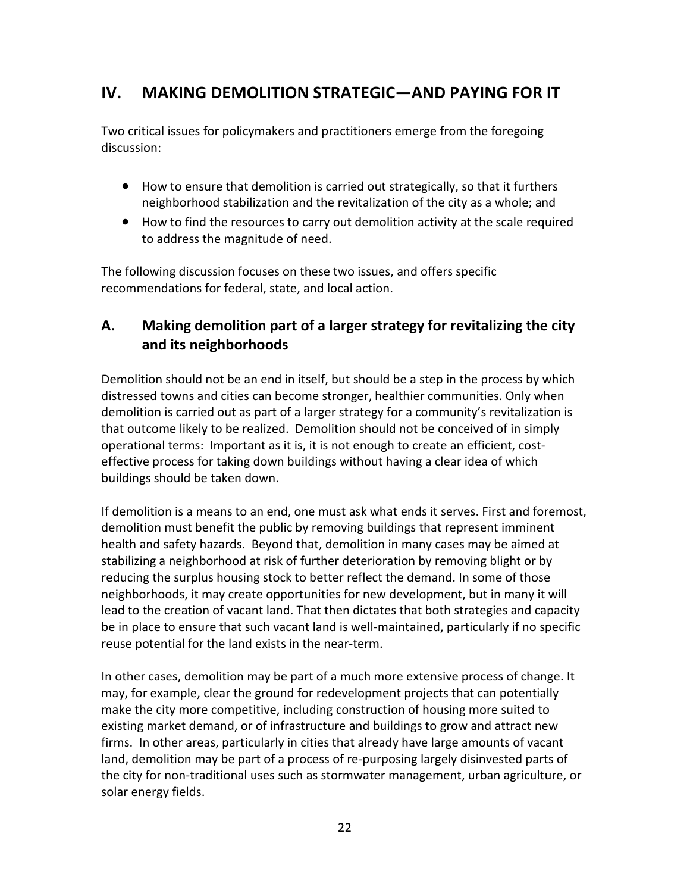## IV. MAKING DEMOLITION STRATEGIC—AND PAYING FOR IT

Two critical issues for policymakers and practitioners emerge from the foregoing discussion:

- How to ensure that demolition is carried out strategically, so that it furthers neighborhood stabilization and the revitalization of the city as a whole; and
- How to find the resources to carry out demolition activity at the scale required to address the magnitude of need.

The following discussion focuses on these two issues, and offers specific recommendations for federal, state, and local action.

### A. Making demolition part of a larger strategy for revitalizing the city and its neighborhoods

Demolition should not be an end in itself, but should be a step in the process by which distressed towns and cities can become stronger, healthier communities. Only when demolition is carried out as part of a larger strategy for a community's revitalization is that outcome likely to be realized. Demolition should not be conceived of in simply operational terms: Important as it is, it is not enough to create an efficient, cost-effective process for taking down buildings without having a clear idea of which buildings should be taken down.

If demolition is a means to an end, one must ask what ends it serves. First and foremost, demolition must benefit the public by removing buildings that represent imminent health and safety hazards. Beyond that, demolition in many cases may be aimed at stabilizing a neighborhood at risk of further deterioration by removing blight or by reducing the surplus housing stock to better reflect the demand. In some of those neighborhoods, it may create opportunities for new development, but in many it will lead to the creation of vacant land. That then dictates that both strategies and capacity be in place to ensure that such vacant land is well-maintained, particularly if no specific reuse potential for the land exists in the near-term.

In other cases, demolition may be part of a much more extensive process of change. It may, for example, clear the ground for redevelopment projects that can potentially make the city more competitive, including construction of housing more suited to existing market demand, or of infrastructure and buildings to grow and attract new firms. In other areas, particularly in cities that already have large amounts of vacant land, demolition may be part of a process of re-purposing largely disinvested parts of the city for non-traditional uses such as stormwater management, urban agriculture, or solar energy fields.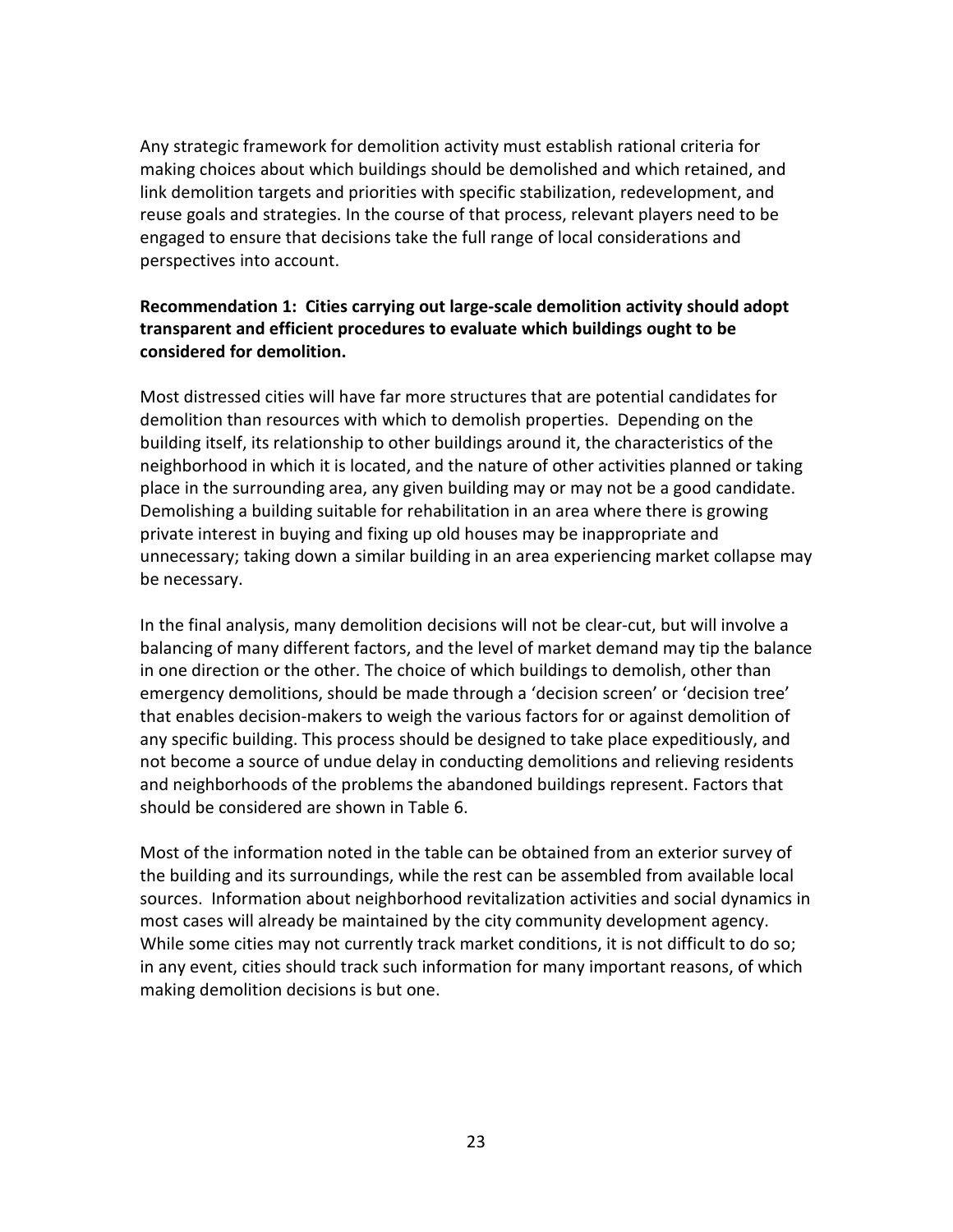Any strategic framework for demolition activity must establish rational criteria for making choices about which buildings should be demolished and which retained, and link demolition targets and priorities with specific stabilization, redevelopment, and reuse goals and strategies. In the course of that process, relevant players need to be engaged to ensure that decisions take the full range of local considerations and perspectives into account.

**Recommendation 1: Cities carrying out large-scale demolition activity should adopt transparent and efficient procedures to evaluate which buildings ought to be considered for demolition.**

Most distressed cities will have far more structures that are potential candidates for demolition than resources with which to demolish properties. Depending on the building itself, its relationship to other buildings around it, the characteristics of the neighborhood in which it is located, and the nature of other activities planned or taking place in the surrounding area, any given building may or may not be a good candidate. Demolishing a building suitable for rehabilitation in an area where there is growing private interest in buying and fixing up old houses may be inappropriate and unnecessary; taking down a similar building in an area experiencing market collapse may be necessary.

In the final analysis, many demolition decisions will not be clear-cut, but will involve a balancing of many different factors, and the level of market demand may tip the balance in one direction or the other. The choice of which buildings to demolish, other than emergency demolitions, should be made through a 'decision screen' or 'decision tree' that enables decision-makers to weigh the various factors for or against demolition of any specific building. This process should be designed to take place expeditiously, and not become a source of undue delay in conducting demolitions and relieving residents and neighborhoods of the problems the abandoned buildings represent. Factors that should be considered are shown in Table 6.

Most of the information noted in the table can be obtained from an exterior survey of the building and its surroundings, while the rest can be assembled from available local sources. Information about neighborhood revitalization activities and social dynamics in most cases will already be maintained by the city community development agency. While some cities may not currently track market conditions, it is not difficult to do so; in any event, cities should track such information for many important reasons, of which making demolition decisions is but one.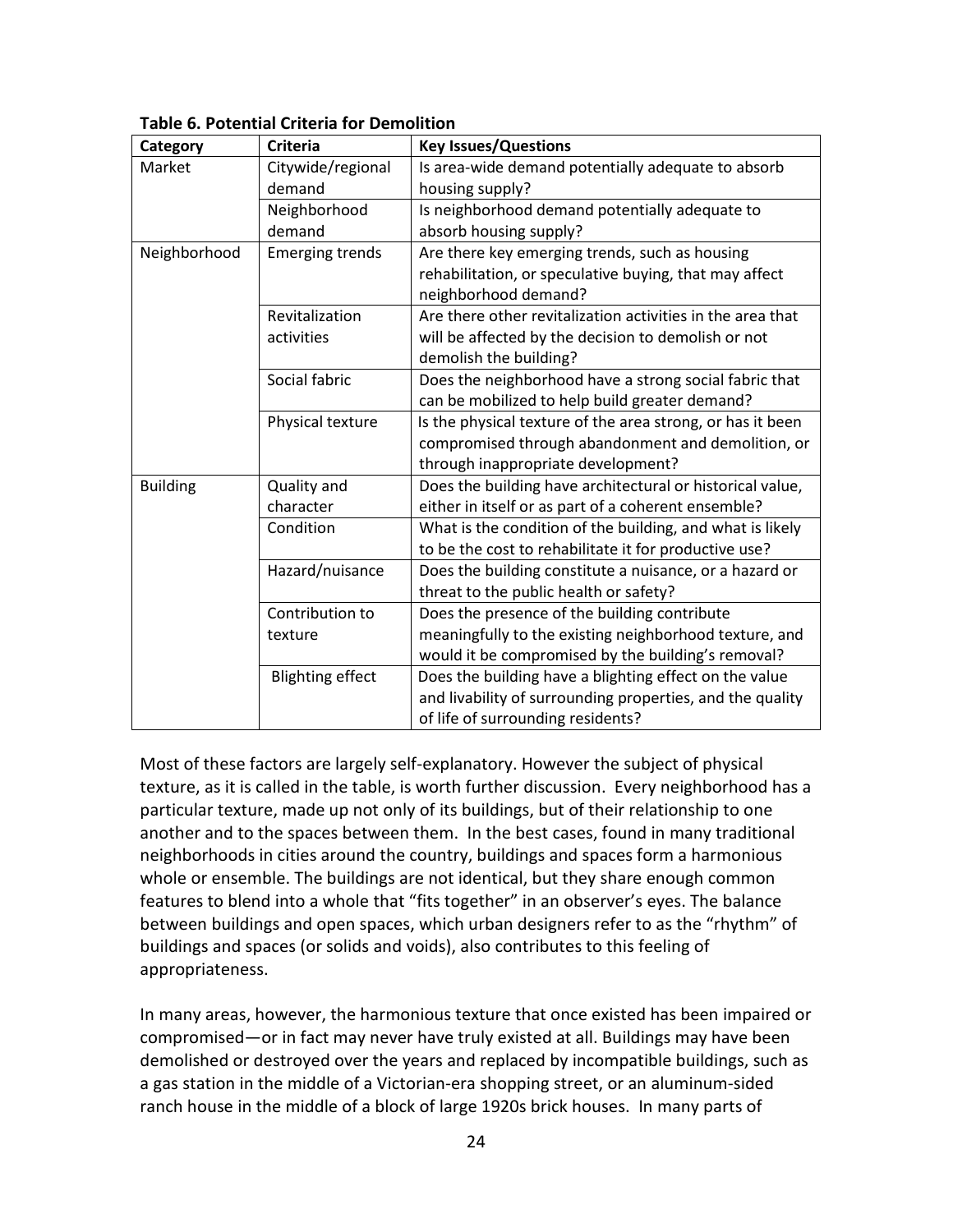**Table 6. Potential Criteria for Demolition**

| Category | Criteria | Key Issues/Questions |
|---|---|---|
| Market | Citywide/regional demand | Is area-wide demand potentially adequate to absorb housing supply? |
| | Neighborhood demand | Is neighborhood demand potentially adequate to absorb housing supply? |
| Neighborhood | Emerging trends | Are there key emerging trends, such as housing rehabilitation, or speculative buying, that may affect neighborhood demand? |
| | Revitalization activities | Are there other revitalization activities in the area that will be affected by the decision to demolish or not demolish the building? |
| | Social fabric | Does the neighborhood have a strong social fabric that can be mobilized to help build greater demand? |
| | Physical texture | Is the physical texture of the area strong, or has it been compromised through abandonment and demolition, or through inappropriate development? |
| Building | Quality and character | Does the building have architectural or historical value, either in itself or as part of a coherent ensemble? |
| | Condition | What is the condition of the building, and what is likely to be the cost to rehabilitate it for productive use? |
| | Hazard/nuisance | Does the building constitute a nuisance, or a hazard or threat to the public health or safety? |
| | Contribution to texture | Does the presence of the building contribute meaningfully to the existing neighborhood texture, and would it be compromised by the building's removal? |
| | Blighting effect | Does the building have a blighting effect on the value and livability of surrounding properties, and the quality of life of surrounding residents? |

Most of these factors are largely self-explanatory. However the subject of physical texture, as it is called in the table, is worth further discussion. Every neighborhood has a particular texture, made up not only of its buildings, but of their relationship to one another and to the spaces between them. In the best cases, found in many traditional neighborhoods in cities around the country, buildings and spaces form a harmonious whole or ensemble. The buildings are not identical, but they share enough common features to blend into a whole that "fits together" in an observer's eyes. The balance between buildings and open spaces, which urban designers refer to as the "rhythm" of buildings and spaces (or solids and voids), also contributes to this feeling of appropriateness.

In many areas, however, the harmonious texture that once existed has been impaired or compromised—or in fact may never have truly existed at all. Buildings may have been demolished or destroyed over the years and replaced by incompatible buildings, such as a gas station in the middle of a Victorian-era shopping street, or an aluminum-sided ranch house in the middle of a block of large 1920s brick houses. In many parts of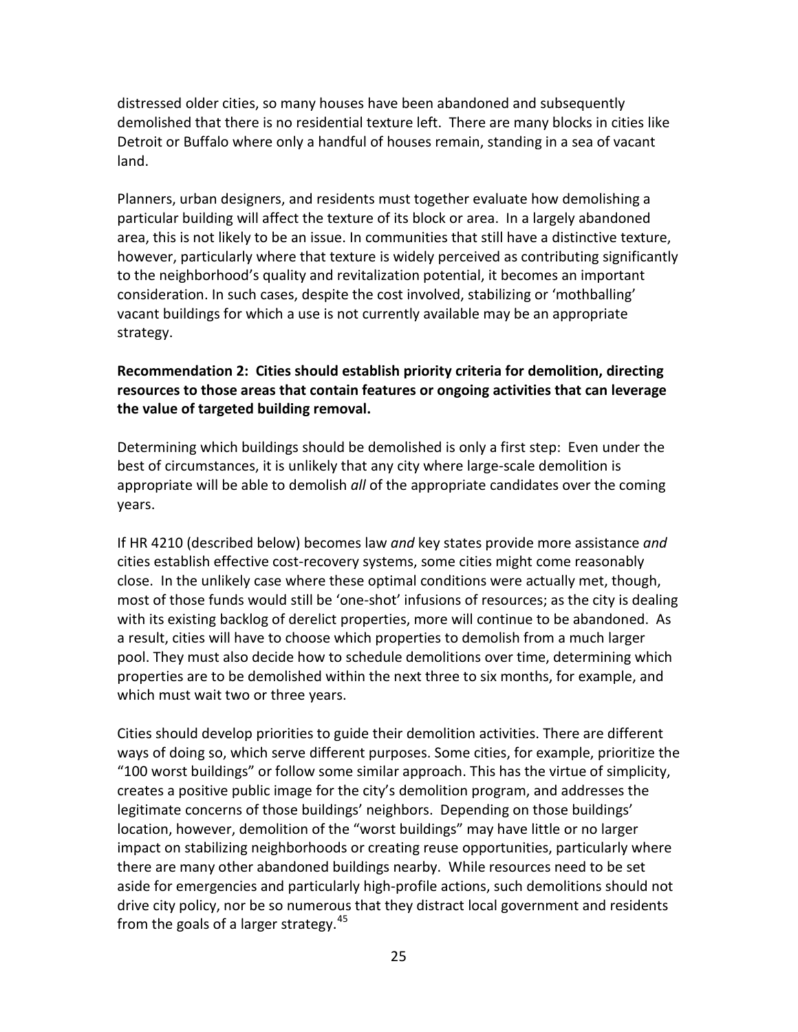distressed older cities, so many houses have been abandoned and subsequently demolished that there is no residential texture left. There are many blocks in cities like Detroit or Buffalo where only a handful of houses remain, standing in a sea of vacant land.

Planners, urban designers, and residents must together evaluate how demolishing a particular building will affect the texture of its block or area. In a largely abandoned area, this is not likely to be an issue. In communities that still have a distinctive texture, however, particularly where that texture is widely perceived as contributing significantly to the neighborhood's quality and revitalization potential, it becomes an important consideration. In such cases, despite the cost involved, stabilizing or 'mothballing' vacant buildings for which a use is not currently available may be an appropriate strategy.

**Recommendation 2: Cities should establish priority criteria for demolition, directing resources to those areas that contain features or ongoing activities that can leverage the value of targeted building removal.**

Determining which buildings should be demolished is only a first step: Even under the best of circumstances, it is unlikely that any city where large-scale demolition is appropriate will be able to demolish *all* of the appropriate candidates over the coming years.

If HR 4210 (described below) becomes law *and* key states provide more assistance *and* cities establish effective cost-recovery systems, some cities might come reasonably close. In the unlikely case where these optimal conditions were actually met, though, most of those funds would still be 'one-shot' infusions of resources; as the city is dealing with its existing backlog of derelict properties, more will continue to be abandoned. As a result, cities will have to choose which properties to demolish from a much larger pool. They must also decide how to schedule demolitions over time, determining which properties are to be demolished within the next three to six months, for example, and which must wait two or three years.

Cities should develop priorities to guide their demolition activities. There are different ways of doing so, which serve different purposes. Some cities, for example, prioritize the "100 worst buildings" or follow some similar approach. This has the virtue of simplicity, creates a positive public image for the city's demolition program, and addresses the legitimate concerns of those buildings' neighbors. Depending on those buildings' location, however, demolition of the "worst buildings" may have little or no larger impact on stabilizing neighborhoods or creating reuse opportunities, particularly where there are many other abandoned buildings nearby. While resources need to be set aside for emergencies and particularly high-profile actions, such demolitions should not drive city policy, nor be so numerous that they distract local government and residents from the goals of a larger strategy.[45]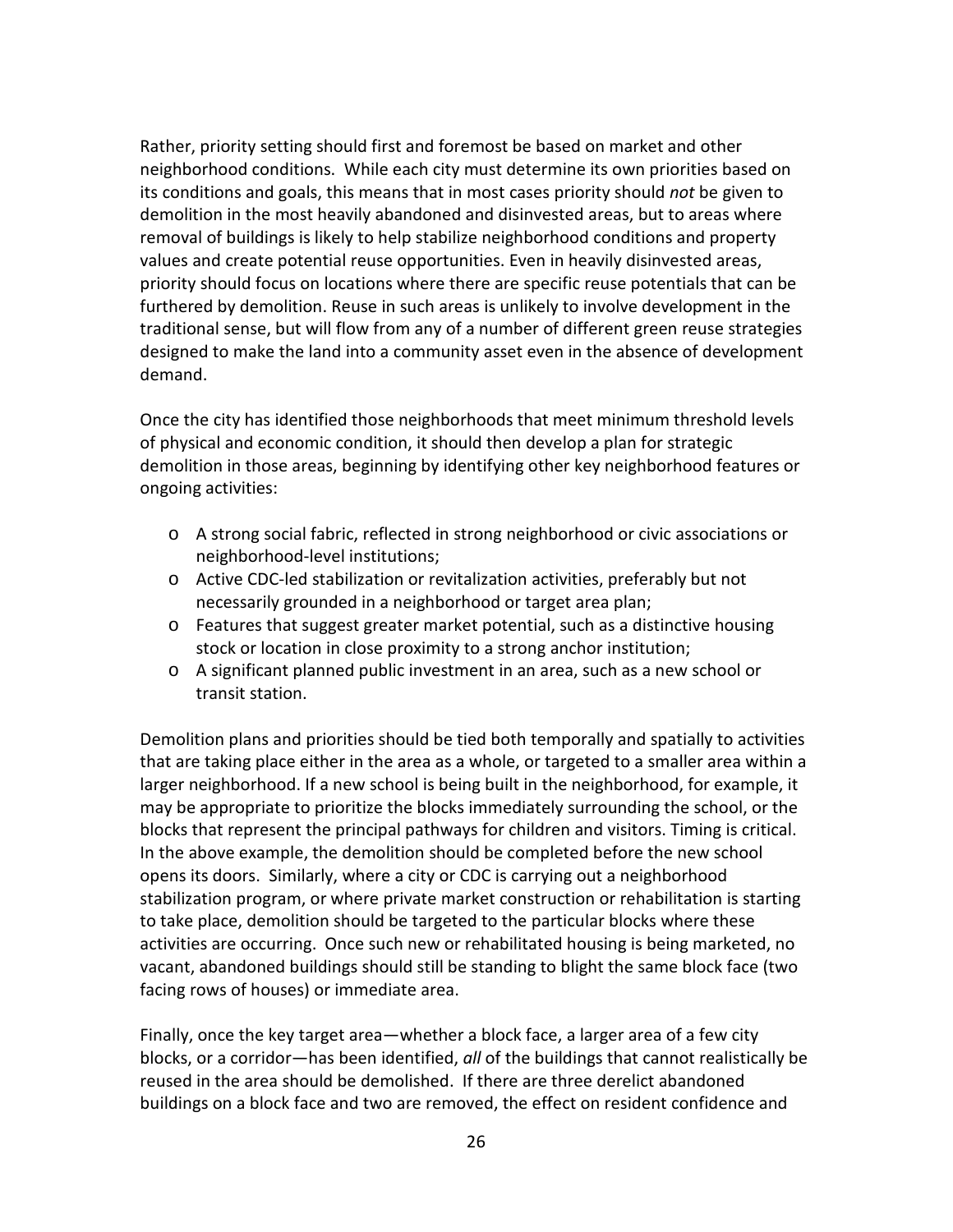Rather, priority setting should first and foremost be based on market and other neighborhood conditions. While each city must determine its own priorities based on its conditions and goals, this means that in most cases priority should *not* be given to demolition in the most heavily abandoned and disinvested areas, but to areas where removal of buildings is likely to help stabilize neighborhood conditions and property values and create potential reuse opportunities. Even in heavily disinvested areas, priority should focus on locations where there are specific reuse potentials that can be furthered by demolition. Reuse in such areas is unlikely to involve development in the traditional sense, but will flow from any of a number of different green reuse strategies designed to make the land into a community asset even in the absence of development demand.

Once the city has identified those neighborhoods that meet minimum threshold levels of physical and economic condition, it should then develop a plan for strategic demolition in those areas, beginning by identifying other key neighborhood features or ongoing activities:

- A strong social fabric, reflected in strong neighborhood or civic associations or neighborhood-level institutions;
- Active CDC-led stabilization or revitalization activities, preferably but not necessarily grounded in a neighborhood or target area plan;
- Features that suggest greater market potential, such as a distinctive housing stock or location in close proximity to a strong anchor institution;
- A significant planned public investment in an area, such as a new school or transit station.

Demolition plans and priorities should be tied both temporally and spatially to activities that are taking place either in the area as a whole, or targeted to a smaller area within a larger neighborhood. If a new school is being built in the neighborhood, for example, it may be appropriate to prioritize the blocks immediately surrounding the school, or the blocks that represent the principal pathways for children and visitors. Timing is critical. In the above example, the demolition should be completed before the new school opens its doors. Similarly, where a city or CDC is carrying out a neighborhood stabilization program, or where private market construction or rehabilitation is starting to take place, demolition should be targeted to the particular blocks where these activities are occurring. Once such new or rehabilitated housing is being marketed, no vacant, abandoned buildings should still be standing to blight the same block face (two facing rows of houses) or immediate area.

Finally, once the key target area—whether a block face, a larger area of a few city blocks, or a corridor—has been identified, *all* of the buildings that cannot realistically be reused in the area should be demolished. If there are three derelict abandoned buildings on a block face and two are removed, the effect on resident confidence and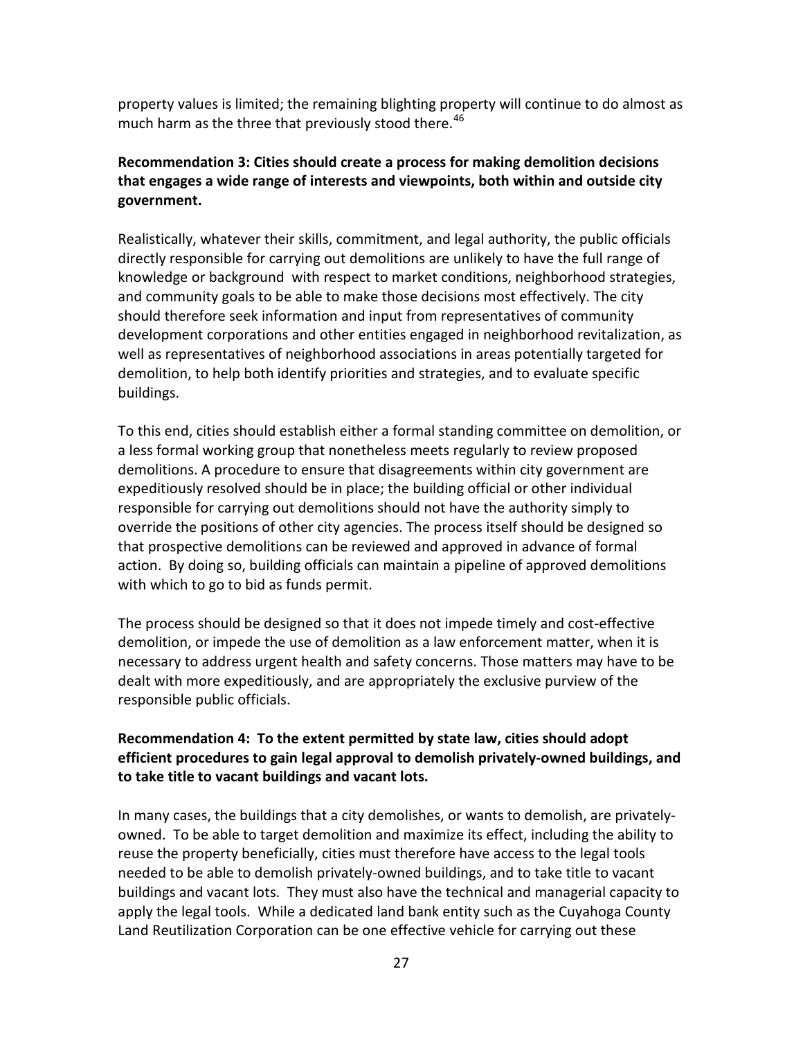property values is limited; the remaining blighting property will continue to do almost as much harm as the three that previously stood there.[46]

**Recommendation 3: Cities should create a process for making demolition decisions that engages a wide range of interests and viewpoints, both within and outside city government.**

Realistically, whatever their skills, commitment, and legal authority, the public officials directly responsible for carrying out demolitions are unlikely to have the full range of knowledge or background with respect to market conditions, neighborhood strategies, and community goals to be able to make those decisions most effectively. The city should therefore seek information and input from representatives of community development corporations and other entities engaged in neighborhood revitalization, as well as representatives of neighborhood associations in areas potentially targeted for demolition, to help both identify priorities and strategies, and to evaluate specific buildings.

To this end, cities should establish either a formal standing committee on demolition, or a less formal working group that nonetheless meets regularly to review proposed demolitions. A procedure to ensure that disagreements within city government are expeditiously resolved should be in place; the building official or other individual responsible for carrying out demolitions should not have the authority simply to override the positions of other city agencies. The process itself should be designed so that prospective demolitions can be reviewed and approved in advance of formal action. By doing so, building officials can maintain a pipeline of approved demolitions with which to go to bid as funds permit.

The process should be designed so that it does not impede timely and cost-effective demolition, or impede the use of demolition as a law enforcement matter, when it is necessary to address urgent health and safety concerns. Those matters may have to be dealt with more expeditiously, and are appropriately the exclusive purview of the responsible public officials.

**Recommendation 4: To the extent permitted by state law, cities should adopt efficient procedures to gain legal approval to demolish privately-owned buildings, and to take title to vacant buildings and vacant lots.**

In many cases, the buildings that a city demolishes, or wants to demolish, are privately-owned. To be able to target demolition and maximize its effect, including the ability to reuse the property beneficially, cities must therefore have access to the legal tools needed to be able to demolish privately-owned buildings, and to take title to vacant buildings and vacant lots. They must also have the technical and managerial capacity to apply the legal tools. While a dedicated land bank entity such as the Cuyahoga County Land Reutilization Corporation can be one effective vehicle for carrying out these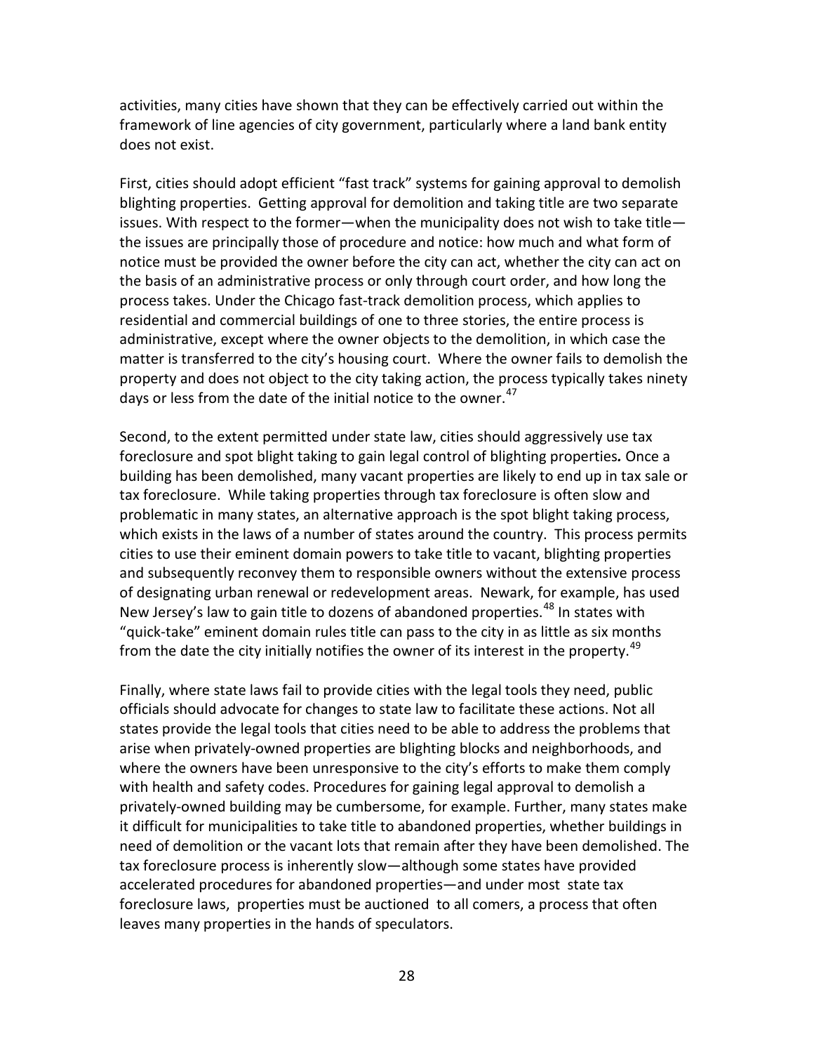activities, many cities have shown that they can be effectively carried out within the framework of line agencies of city government, particularly where a land bank entity does not exist.

First, cities should adopt efficient "fast track" systems for gaining approval to demolish blighting properties. Getting approval for demolition and taking title are two separate issues. With respect to the former—when the municipality does not wish to take title—the issues are principally those of procedure and notice: how much and what form of notice must be provided the owner before the city can act, whether the city can act on the basis of an administrative process or only through court order, and how long the process takes. Under the Chicago fast-track demolition process, which applies to residential and commercial buildings of one to three stories, the entire process is administrative, except where the owner objects to the demolition, in which case the matter is transferred to the city's housing court. Where the owner fails to demolish the property and does not object to the city taking action, the process typically takes ninety days or less from the date of the initial notice to the owner.[47]

Second, to the extent permitted under state law, cities should aggressively use tax foreclosure and spot blight taking to gain legal control of blighting properties*.* Once a building has been demolished, many vacant properties are likely to end up in tax sale or tax foreclosure. While taking properties through tax foreclosure is often slow and problematic in many states, an alternative approach is the spot blight taking process, which exists in the laws of a number of states around the country. This process permits cities to use their eminent domain powers to take title to vacant, blighting properties and subsequently reconvey them to responsible owners without the extensive process of designating urban renewal or redevelopment areas. Newark, for example, has used New Jersey's law to gain title to dozens of abandoned properties.[48] In states with "quick-take" eminent domain rules title can pass to the city in as little as six months from the date the city initially notifies the owner of its interest in the property.[49]

Finally, where state laws fail to provide cities with the legal tools they need, public officials should advocate for changes to state law to facilitate these actions. Not all states provide the legal tools that cities need to be able to address the problems that arise when privately-owned properties are blighting blocks and neighborhoods, and where the owners have been unresponsive to the city's efforts to make them comply with health and safety codes. Procedures for gaining legal approval to demolish a privately-owned building may be cumbersome, for example. Further, many states make it difficult for municipalities to take title to abandoned properties, whether buildings in need of demolition or the vacant lots that remain after they have been demolished. The tax foreclosure process is inherently slow—although some states have provided accelerated procedures for abandoned properties—and under most state tax foreclosure laws, properties must be auctioned to all comers, a process that often leaves many properties in the hands of speculators.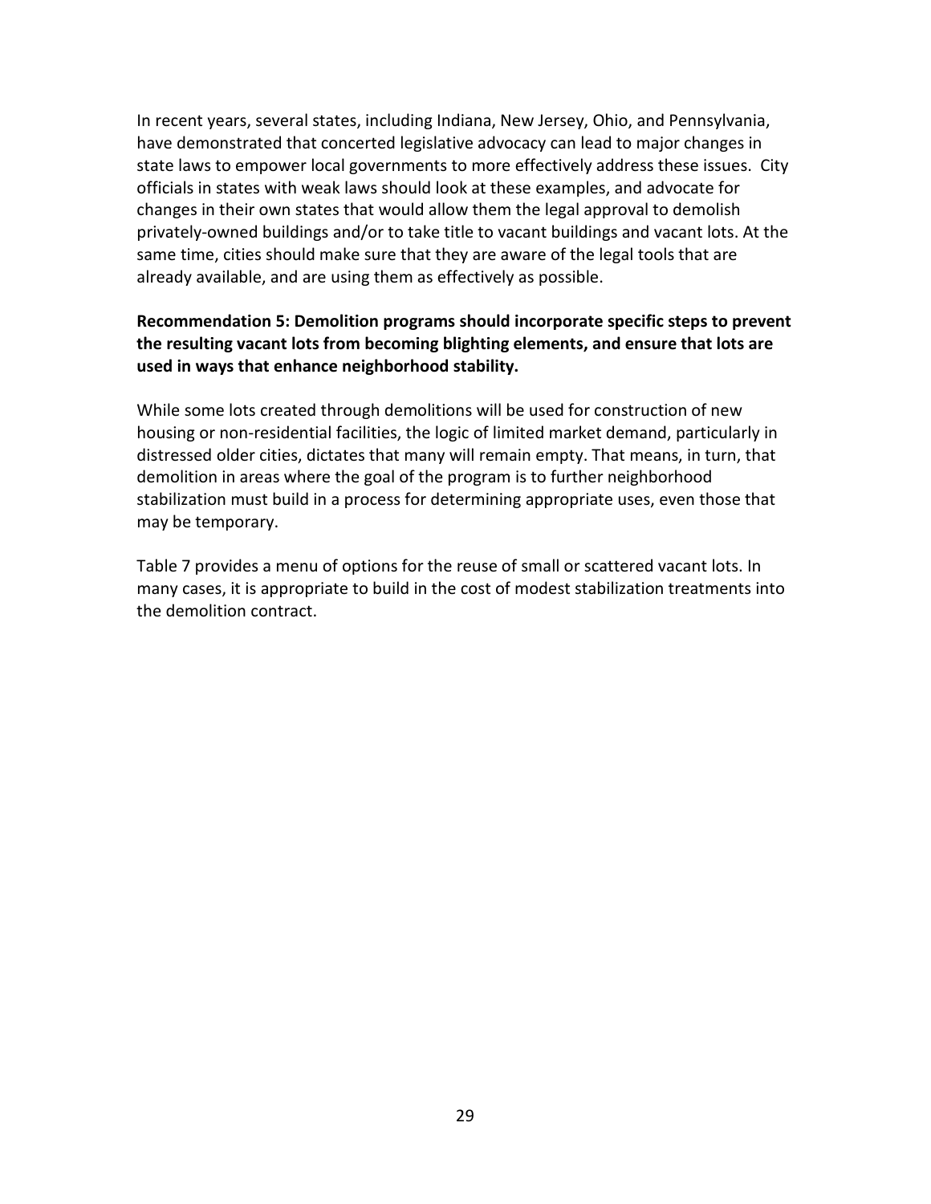In recent years, several states, including Indiana, New Jersey, Ohio, and Pennsylvania, have demonstrated that concerted legislative advocacy can lead to major changes in state laws to empower local governments to more effectively address these issues. City officials in states with weak laws should look at these examples, and advocate for changes in their own states that would allow them the legal approval to demolish privately-owned buildings and/or to take title to vacant buildings and vacant lots. At the same time, cities should make sure that they are aware of the legal tools that are already available, and are using them as effectively as possible.

**Recommendation 5: Demolition programs should incorporate specific steps to prevent the resulting vacant lots from becoming blighting elements, and ensure that lots are used in ways that enhance neighborhood stability.**

While some lots created through demolitions will be used for construction of new housing or non-residential facilities, the logic of limited market demand, particularly in distressed older cities, dictates that many will remain empty. That means, in turn, that demolition in areas where the goal of the program is to further neighborhood stabilization must build in a process for determining appropriate uses, even those that may be temporary.

Table 7 provides a menu of options for the reuse of small or scattered vacant lots. In many cases, it is appropriate to build in the cost of modest stabilization treatments into the demolition contract.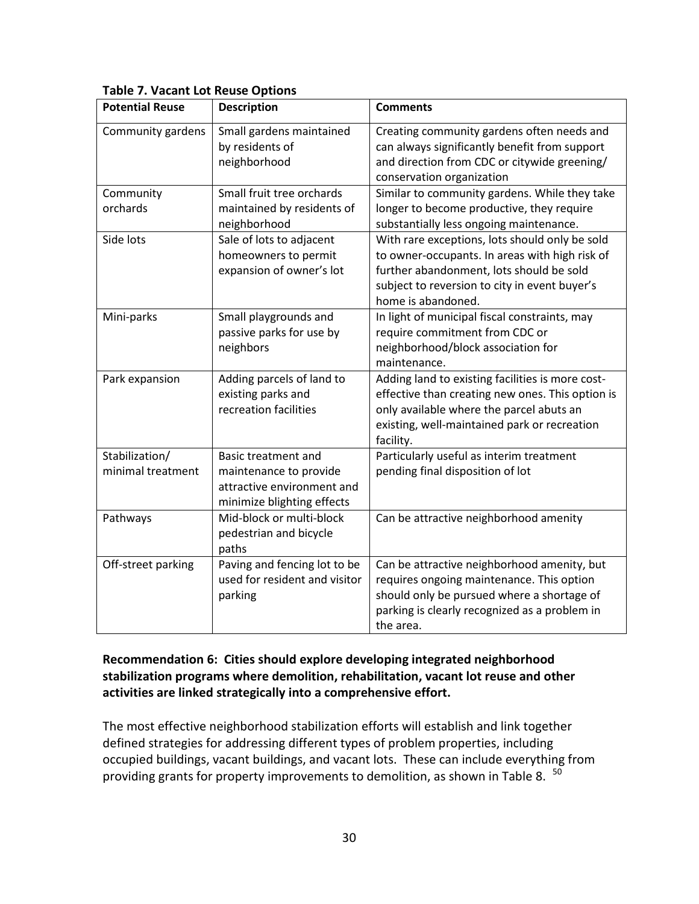**Table 7. Vacant Lot Reuse Options**

| Potential Reuse | Description | Comments |
|---|---|---|
| Community gardens | Small gardens maintained by residents of neighborhood | Creating community gardens often needs and can always significantly benefit from support and direction from CDC or citywide greening/ conservation organization |
| Community orchards | Small fruit tree orchards maintained by residents of neighborhood | Similar to community gardens. While they take longer to become productive, they require substantially less ongoing maintenance. |
| Side lots | Sale of lots to adjacent homeowners to permit expansion of owner's lot | With rare exceptions, lots should only be sold to owner-occupants. In areas with high risk of further abandonment, lots should be sold subject to reversion to city in event buyer's home is abandoned. |
| Mini-parks | Small playgrounds and passive parks for use by neighbors | In light of municipal fiscal constraints, may require commitment from CDC or neighborhood/block association for maintenance. |
| Park expansion | Adding parcels of land to existing parks and recreation facilities | Adding land to existing facilities is more cost-effective than creating new ones. This option is only available where the parcel abuts an existing, well-maintained park or recreation facility. |
| Stabilization/ minimal treatment | Basic treatment and maintenance to provide attractive environment and minimize blighting effects | Particularly useful as interim treatment pending final disposition of lot |
| Pathways | Mid-block or multi-block pedestrian and bicycle paths | Can be attractive neighborhood amenity |
| Off-street parking | Paving and fencing lot to be used for resident and visitor parking | Can be attractive neighborhood amenity, but requires ongoing maintenance. This option should only be pursued where a shortage of parking is clearly recognized as a problem in the area. |

**Recommendation 6: Cities should explore developing integrated neighborhood stabilization programs where demolition, rehabilitation, vacant lot reuse and other activities are linked strategically into a comprehensive effort.**

The most effective neighborhood stabilization efforts will establish and link together defined strategies for addressing different types of problem properties, including occupied buildings, vacant buildings, and vacant lots. These can include everything from providing grants for property improvements to demolition, as shown in Table 8. [50]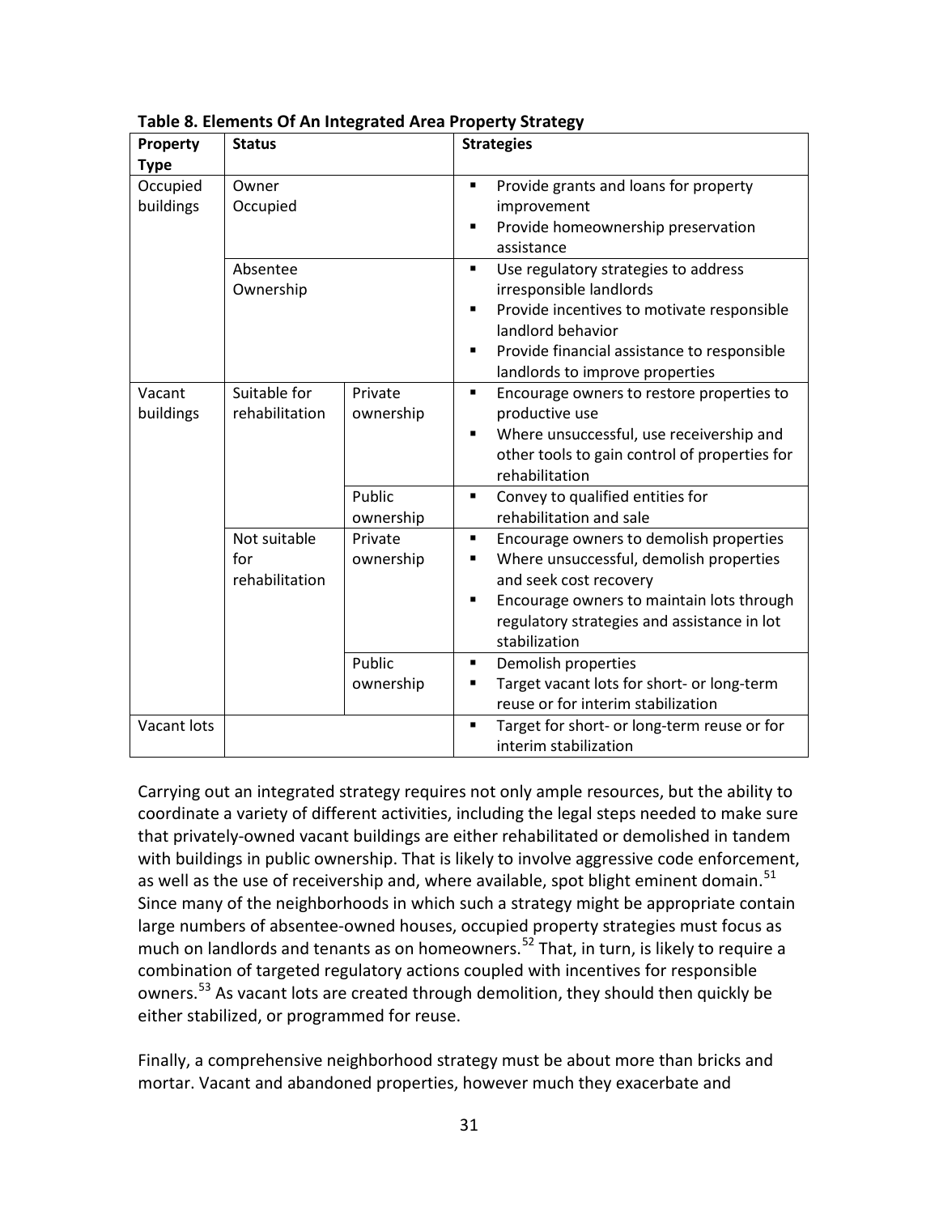**Table 8. Elements Of An Integrated Area Property Strategy**

| Property Type | Status | | Strategies |
|---|---|---|---|
| Occupied buildings | Owner Occupied | | ▪ Provide grants and loans for property improvement<br>▪ Provide homeownership preservation assistance |
| | Absentee Ownership | | ▪ Use regulatory strategies to address irresponsible landlords<br>▪ Provide incentives to motivate responsible landlord behavior<br>▪ Provide financial assistance to responsible landlords to improve properties |
| Vacant buildings | Suitable for rehabilitation | Private ownership | ▪ Encourage owners to restore properties to productive use<br>▪ Where unsuccessful, use receivership and other tools to gain control of properties for rehabilitation |
| | | Public ownership | ▪ Convey to qualified entities for rehabilitation and sale |
| | Not suitable for rehabilitation | Private ownership | ▪ Encourage owners to demolish properties<br>▪ Where unsuccessful, demolish properties and seek cost recovery<br>▪ Encourage owners to maintain lots through regulatory strategies and assistance in lot stabilization |
| | | Public ownership | ▪ Demolish properties<br>▪ Target vacant lots for short- or long-term reuse or for interim stabilization |
| Vacant lots | | | ▪ Target for short- or long-term reuse or for interim stabilization |

Carrying out an integrated strategy requires not only ample resources, but the ability to coordinate a variety of different activities, including the legal steps needed to make sure that privately-owned vacant buildings are either rehabilitated or demolished in tandem with buildings in public ownership. That is likely to involve aggressive code enforcement, as well as the use of receivership and, where available, spot blight eminent domain.[51] Since many of the neighborhoods in which such a strategy might be appropriate contain large numbers of absentee-owned houses, occupied property strategies must focus as much on landlords and tenants as on homeowners.[52] That, in turn, is likely to require a combination of targeted regulatory actions coupled with incentives for responsible owners.[53] As vacant lots are created through demolition, they should then quickly be either stabilized, or programmed for reuse.

Finally, a comprehensive neighborhood strategy must be about more than bricks and mortar. Vacant and abandoned properties, however much they exacerbate and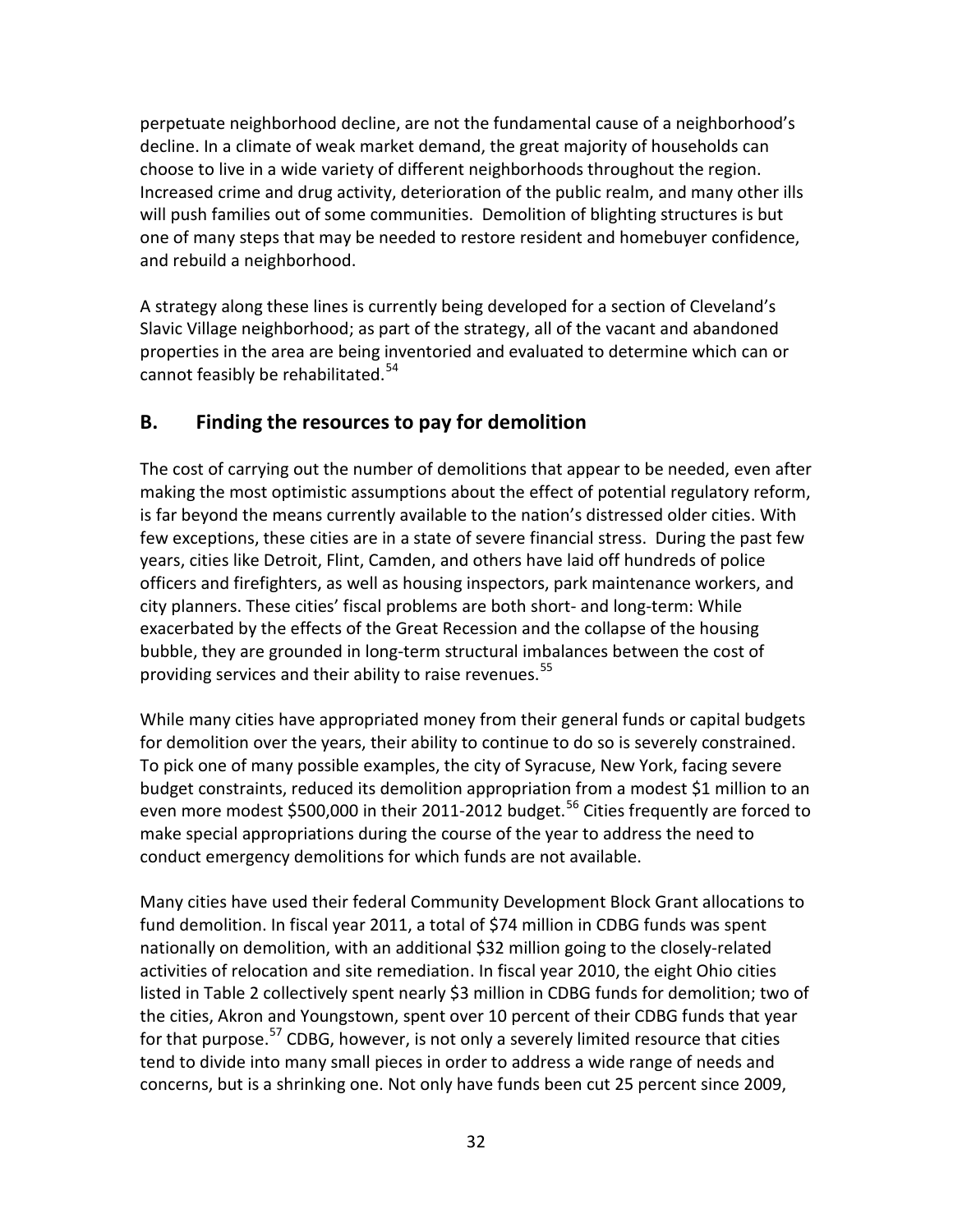perpetuate neighborhood decline, are not the fundamental cause of a neighborhood's decline. In a climate of weak market demand, the great majority of households can choose to live in a wide variety of different neighborhoods throughout the region. Increased crime and drug activity, deterioration of the public realm, and many other ills will push families out of some communities. Demolition of blighting structures is but one of many steps that may be needed to restore resident and homebuyer confidence, and rebuild a neighborhood.

A strategy along these lines is currently being developed for a section of Cleveland's Slavic Village neighborhood; as part of the strategy, all of the vacant and abandoned properties in the area are being inventoried and evaluated to determine which can or cannot feasibly be rehabilitated.[54]

## B. Finding the resources to pay for demolition

The cost of carrying out the number of demolitions that appear to be needed, even after making the most optimistic assumptions about the effect of potential regulatory reform, is far beyond the means currently available to the nation's distressed older cities. With few exceptions, these cities are in a state of severe financial stress. During the past few years, cities like Detroit, Flint, Camden, and others have laid off hundreds of police officers and firefighters, as well as housing inspectors, park maintenance workers, and city planners. These cities' fiscal problems are both short- and long-term: While exacerbated by the effects of the Great Recession and the collapse of the housing bubble, they are grounded in long-term structural imbalances between the cost of providing services and their ability to raise revenues.[55]

While many cities have appropriated money from their general funds or capital budgets for demolition over the years, their ability to continue to do so is severely constrained. To pick one of many possible examples, the city of Syracuse, New York, facing severe budget constraints, reduced its demolition appropriation from a modest $1 million to an even more modest $500,000 in their 2011-2012 budget.[56] Cities frequently are forced to make special appropriations during the course of the year to address the need to conduct emergency demolitions for which funds are not available.

Many cities have used their federal Community Development Block Grant allocations to fund demolition. In fiscal year 2011, a total of $74 million in CDBG funds was spent nationally on demolition, with an additional $32 million going to the closely-related activities of relocation and site remediation. In fiscal year 2010, the eight Ohio cities listed in Table 2 collectively spent nearly $3 million in CDBG funds for demolition; two of the cities, Akron and Youngstown, spent over 10 percent of their CDBG funds that year for that purpose.[57] CDBG, however, is not only a severely limited resource that cities tend to divide into many small pieces in order to address a wide range of needs and concerns, but is a shrinking one. Not only have funds been cut 25 percent since 2009,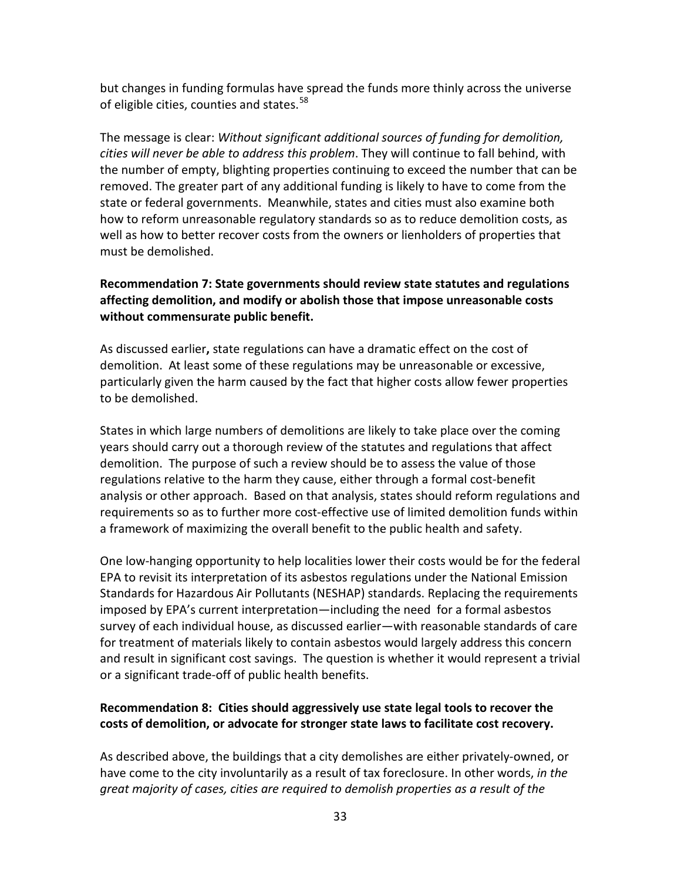but changes in funding formulas have spread the funds more thinly across the universe of eligible cities, counties and states.[58]

The message is clear: *Without significant additional sources of funding for demolition, cities will never be able to address this problem*. They will continue to fall behind, with the number of empty, blighting properties continuing to exceed the number that can be removed. The greater part of any additional funding is likely to have to come from the state or federal governments. Meanwhile, states and cities must also examine both how to reform unreasonable regulatory standards so as to reduce demolition costs, as well as how to better recover costs from the owners or lienholders of properties that must be demolished.

**Recommendation 7: State governments should review state statutes and regulations affecting demolition, and modify or abolish those that impose unreasonable costs without commensurate public benefit.**

As discussed earlier**,** state regulations can have a dramatic effect on the cost of demolition. At least some of these regulations may be unreasonable or excessive, particularly given the harm caused by the fact that higher costs allow fewer properties to be demolished.

States in which large numbers of demolitions are likely to take place over the coming years should carry out a thorough review of the statutes and regulations that affect demolition. The purpose of such a review should be to assess the value of those regulations relative to the harm they cause, either through a formal cost-benefit analysis or other approach. Based on that analysis, states should reform regulations and requirements so as to further more cost-effective use of limited demolition funds within a framework of maximizing the overall benefit to the public health and safety.

One low-hanging opportunity to help localities lower their costs would be for the federal EPA to revisit its interpretation of its asbestos regulations under the National Emission Standards for Hazardous Air Pollutants (NESHAP) standards. Replacing the requirements imposed by EPA's current interpretation—including the need for a formal asbestos survey of each individual house, as discussed earlier—with reasonable standards of care for treatment of materials likely to contain asbestos would largely address this concern and result in significant cost savings. The question is whether it would represent a trivial or a significant trade-off of public health benefits.

**Recommendation 8: Cities should aggressively use state legal tools to recover the costs of demolition, or advocate for stronger state laws to facilitate cost recovery.**

As described above, the buildings that a city demolishes are either privately-owned, or have come to the city involuntarily as a result of tax foreclosure. In other words, *in the great majority of cases, cities are required to demolish properties as a result of the*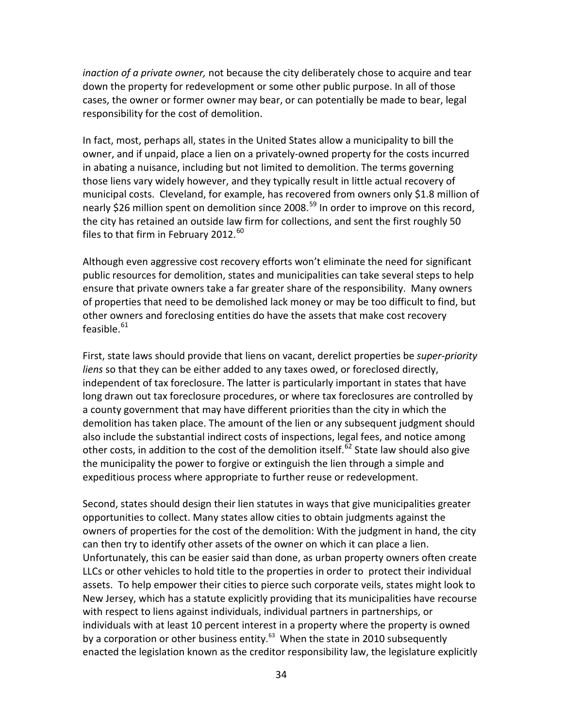*inaction of a private owner,* not because the city deliberately chose to acquire and tear down the property for redevelopment or some other public purpose. In all of those cases, the owner or former owner may bear, or can potentially be made to bear, legal responsibility for the cost of demolition.

In fact, most, perhaps all, states in the United States allow a municipality to bill the owner, and if unpaid, place a lien on a privately-owned property for the costs incurred in abating a nuisance, including but not limited to demolition. The terms governing those liens vary widely however, and they typically result in little actual recovery of municipal costs. Cleveland, for example, has recovered from owners only $1.8 million of nearly $26 million spent on demolition since 2008.[59] In order to improve on this record, the city has retained an outside law firm for collections, and sent the first roughly 50 files to that firm in February 2012.[60]

Although even aggressive cost recovery efforts won't eliminate the need for significant public resources for demolition, states and municipalities can take several steps to help ensure that private owners take a far greater share of the responsibility. Many owners of properties that need to be demolished lack money or may be too difficult to find, but other owners and foreclosing entities do have the assets that make cost recovery feasible.[61]

First, state laws should provide that liens on vacant, derelict properties be *super-priority liens* so that they can be either added to any taxes owed, or foreclosed directly, independent of tax foreclosure. The latter is particularly important in states that have long drawn out tax foreclosure procedures, or where tax foreclosures are controlled by a county government that may have different priorities than the city in which the demolition has taken place. The amount of the lien or any subsequent judgment should also include the substantial indirect costs of inspections, legal fees, and notice among other costs, in addition to the cost of the demolition itself.[62] State law should also give the municipality the power to forgive or extinguish the lien through a simple and expeditious process where appropriate to further reuse or redevelopment.

Second, states should design their lien statutes in ways that give municipalities greater opportunities to collect. Many states allow cities to obtain judgments against the owners of properties for the cost of the demolition: With the judgment in hand, the city can then try to identify other assets of the owner on which it can place a lien. Unfortunately, this can be easier said than done, as urban property owners often create LLCs or other vehicles to hold title to the properties in order to protect their individual assets. To help empower their cities to pierce such corporate veils, states might look to New Jersey, which has a statute explicitly providing that its municipalities have recourse with respect to liens against individuals, individual partners in partnerships, or individuals with at least 10 percent interest in a property where the property is owned by a corporation or other business entity.[63] When the state in 2010 subsequently enacted the legislation known as the creditor responsibility law, the legislature explicitly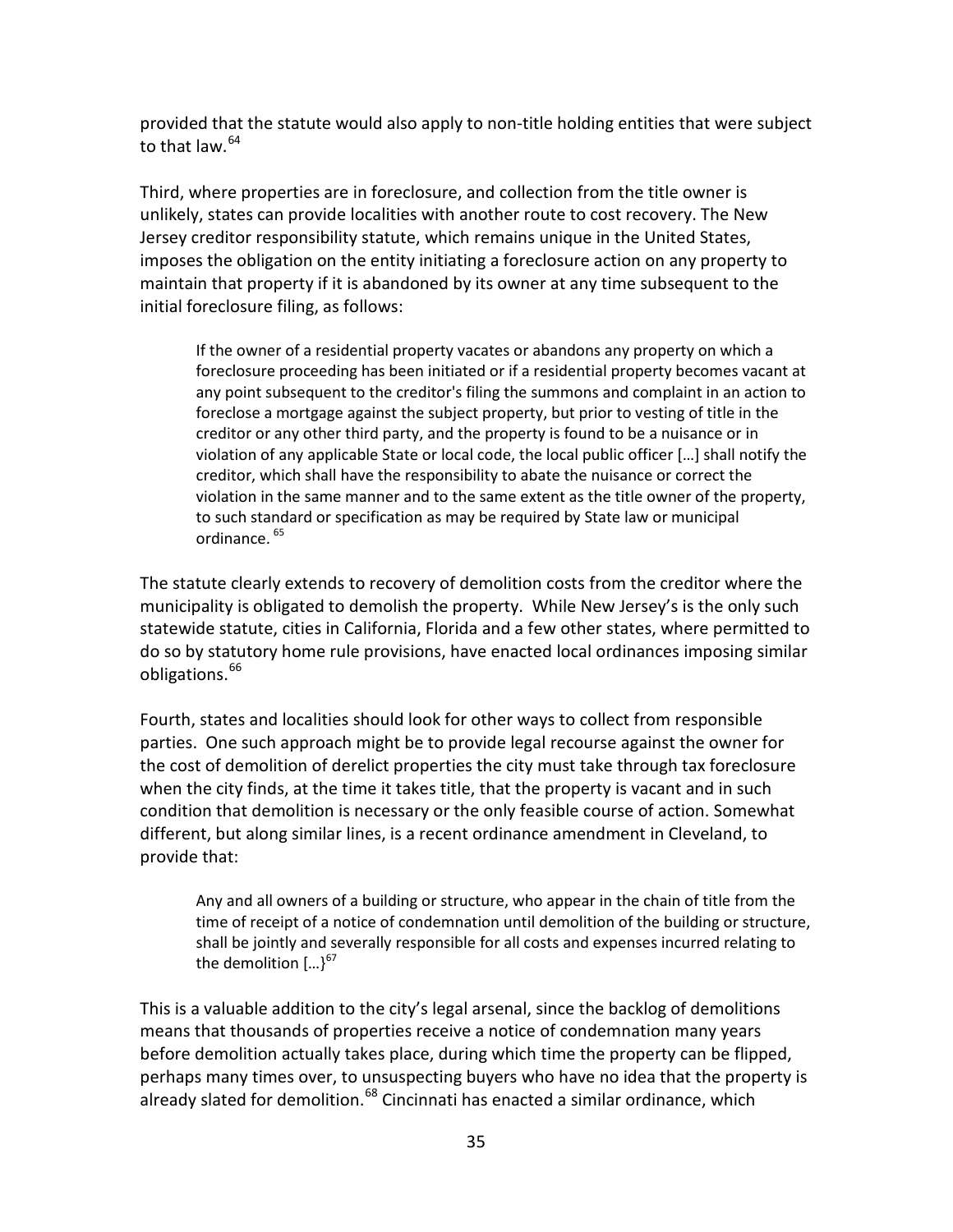provided that the statute would also apply to non-title holding entities that were subject to that law.[64]

Third, where properties are in foreclosure, and collection from the title owner is unlikely, states can provide localities with another route to cost recovery. The New Jersey creditor responsibility statute, which remains unique in the United States, imposes the obligation on the entity initiating a foreclosure action on any property to maintain that property if it is abandoned by its owner at any time subsequent to the initial foreclosure filing, as follows:

> If the owner of a residential property vacates or abandons any property on which a foreclosure proceeding has been initiated or if a residential property becomes vacant at any point subsequent to the creditor's filing the summons and complaint in an action to foreclose a mortgage against the subject property, but prior to vesting of title in the creditor or any other third party, and the property is found to be a nuisance or in violation of any applicable State or local code, the local public officer […] shall notify the creditor, which shall have the responsibility to abate the nuisance or correct the violation in the same manner and to the same extent as the title owner of the property, to such standard or specification as may be required by State law or municipal ordinance. [65]

The statute clearly extends to recovery of demolition costs from the creditor where the municipality is obligated to demolish the property. While New Jersey's is the only such statewide statute, cities in California, Florida and a few other states, where permitted to do so by statutory home rule provisions, have enacted local ordinances imposing similar obligations.[66]

Fourth, states and localities should look for other ways to collect from responsible parties. One such approach might be to provide legal recourse against the owner for the cost of demolition of derelict properties the city must take through tax foreclosure when the city finds, at the time it takes title, that the property is vacant and in such condition that demolition is necessary or the only feasible course of action. Somewhat different, but along similar lines, is a recent ordinance amendment in Cleveland, to provide that:

> Any and all owners of a building or structure, who appear in the chain of title from the time of receipt of a notice of condemnation until demolition of the building or structure, shall be jointly and severally responsible for all costs and expenses incurred relating to the demolition […}[67]

This is a valuable addition to the city's legal arsenal, since the backlog of demolitions means that thousands of properties receive a notice of condemnation many years before demolition actually takes place, during which time the property can be flipped, perhaps many times over, to unsuspecting buyers who have no idea that the property is already slated for demolition.[68] Cincinnati has enacted a similar ordinance, which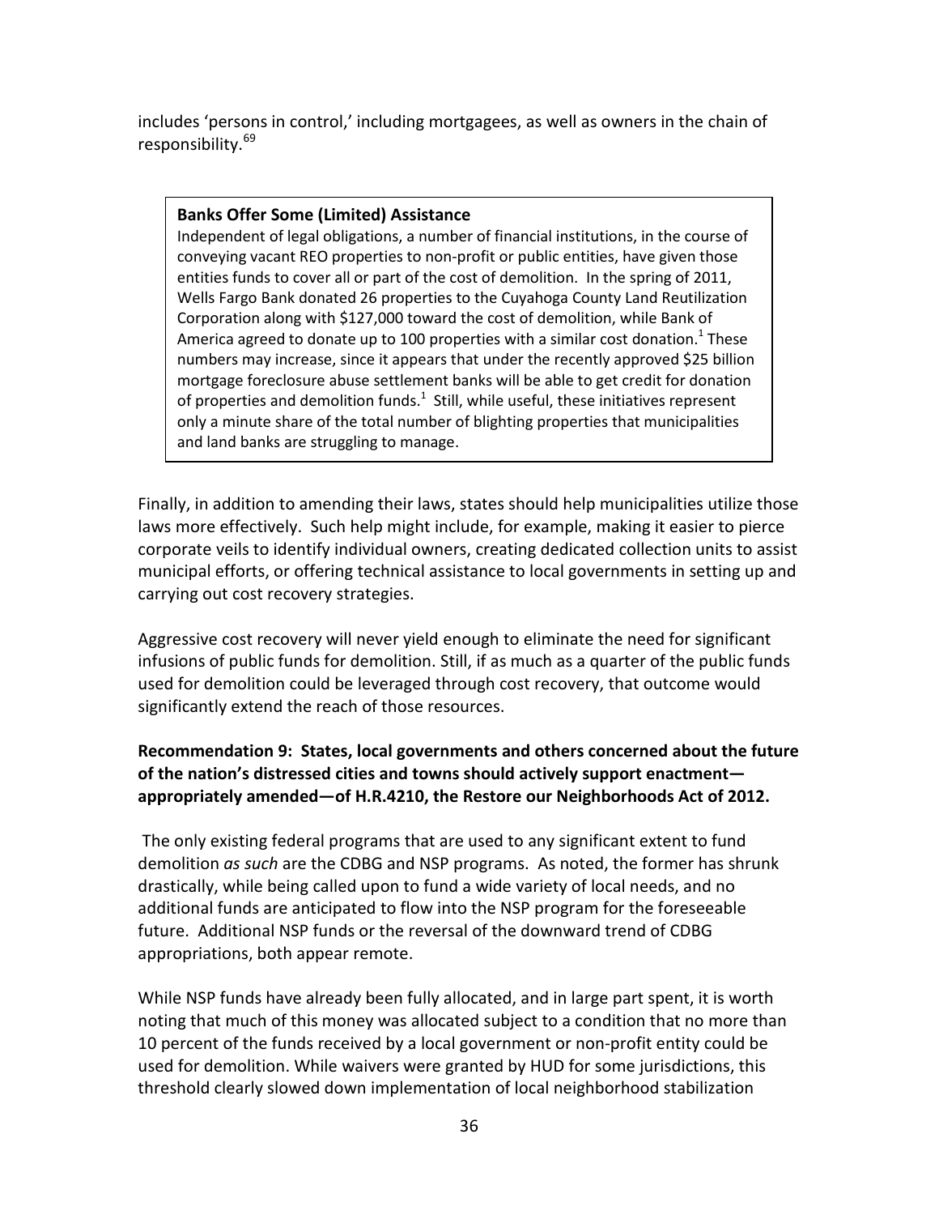includes 'persons in control,' including mortgagees, as well as owners in the chain of responsibility.[69]

> **Banks Offer Some (Limited) Assistance**
> Independent of legal obligations, a number of financial institutions, in the course of conveying vacant REO properties to non-profit or public entities, have given those entities funds to cover all or part of the cost of demolition. In the spring of 2011, Wells Fargo Bank donated 26 properties to the Cuyahoga County Land Reutilization Corporation along with $127,000 toward the cost of demolition, while Bank of America agreed to donate up to 100 properties with a similar cost donation.[1] These numbers may increase, since it appears that under the recently approved $25 billion mortgage foreclosure abuse settlement banks will be able to get credit for donation of properties and demolition funds.[1] Still, while useful, these initiatives represent only a minute share of the total number of blighting properties that municipalities and land banks are struggling to manage.

Finally, in addition to amending their laws, states should help municipalities utilize those laws more effectively. Such help might include, for example, making it easier to pierce corporate veils to identify individual owners, creating dedicated collection units to assist municipal efforts, or offering technical assistance to local governments in setting up and carrying out cost recovery strategies.

Aggressive cost recovery will never yield enough to eliminate the need for significant infusions of public funds for demolition. Still, if as much as a quarter of the public funds used for demolition could be leveraged through cost recovery, that outcome would significantly extend the reach of those resources.

**Recommendation 9: States, local governments and others concerned about the future of the nation's distressed cities and towns should actively support enactment—appropriately amended—of H.R.4210, the Restore our Neighborhoods Act of 2012.**

The only existing federal programs that are used to any significant extent to fund demolition *as such* are the CDBG and NSP programs. As noted, the former has shrunk drastically, while being called upon to fund a wide variety of local needs, and no additional funds are anticipated to flow into the NSP program for the foreseeable future. Additional NSP funds or the reversal of the downward trend of CDBG appropriations, both appear remote.

While NSP funds have already been fully allocated, and in large part spent, it is worth noting that much of this money was allocated subject to a condition that no more than 10 percent of the funds received by a local government or non-profit entity could be used for demolition. While waivers were granted by HUD for some jurisdictions, this threshold clearly slowed down implementation of local neighborhood stabilization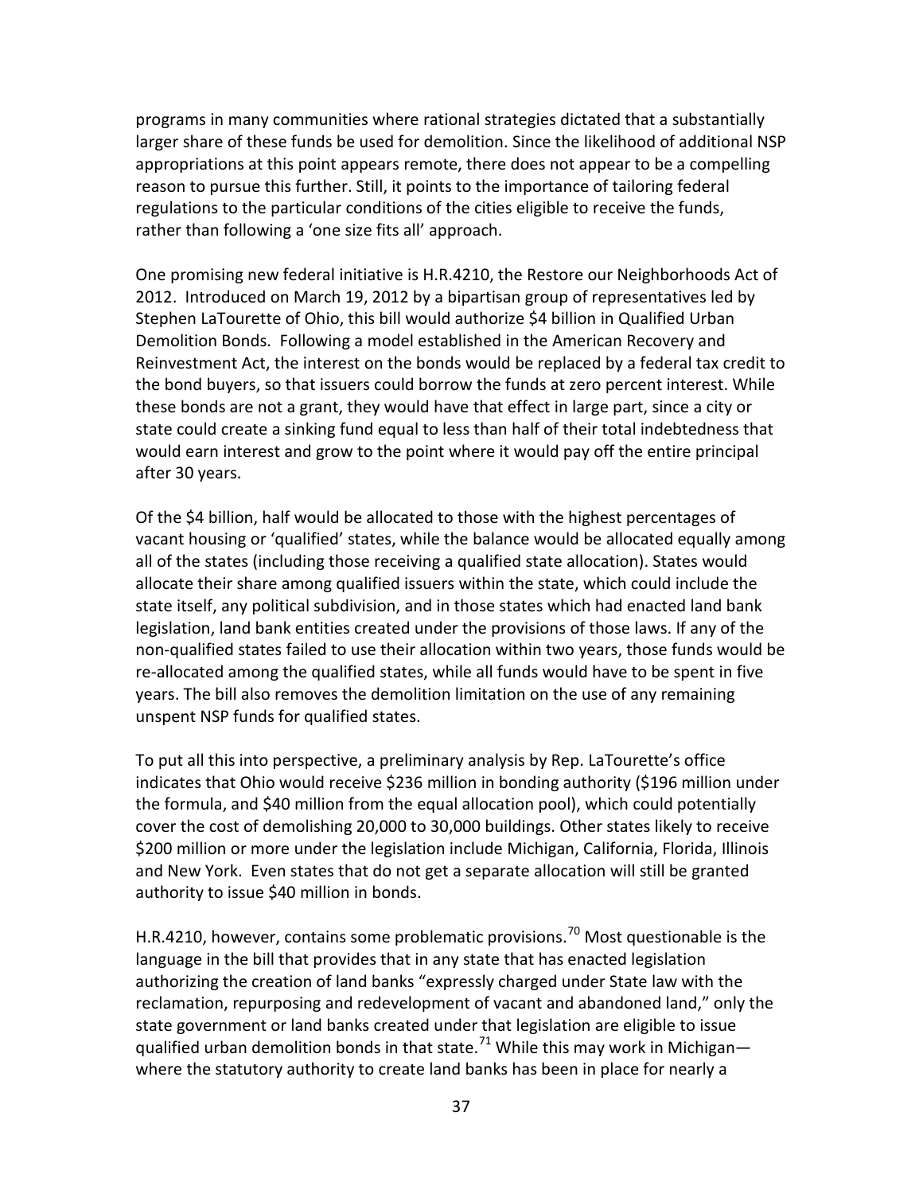programs in many communities where rational strategies dictated that a substantially larger share of these funds be used for demolition. Since the likelihood of additional NSP appropriations at this point appears remote, there does not appear to be a compelling reason to pursue this further. Still, it points to the importance of tailoring federal regulations to the particular conditions of the cities eligible to receive the funds, rather than following a 'one size fits all' approach.

One promising new federal initiative is H.R.4210, the Restore our Neighborhoods Act of 2012. Introduced on March 19, 2012 by a bipartisan group of representatives led by Stephen LaTourette of Ohio, this bill would authorize $4 billion in Qualified Urban Demolition Bonds. Following a model established in the American Recovery and Reinvestment Act, the interest on the bonds would be replaced by a federal tax credit to the bond buyers, so that issuers could borrow the funds at zero percent interest. While these bonds are not a grant, they would have that effect in large part, since a city or state could create a sinking fund equal to less than half of their total indebtedness that would earn interest and grow to the point where it would pay off the entire principal after 30 years.

Of the $4 billion, half would be allocated to those with the highest percentages of vacant housing or 'qualified' states, while the balance would be allocated equally among all of the states (including those receiving a qualified state allocation). States would allocate their share among qualified issuers within the state, which could include the state itself, any political subdivision, and in those states which had enacted land bank legislation, land bank entities created under the provisions of those laws. If any of the non-qualified states failed to use their allocation within two years, those funds would be re-allocated among the qualified states, while all funds would have to be spent in five years. The bill also removes the demolition limitation on the use of any remaining unspent NSP funds for qualified states.

To put all this into perspective, a preliminary analysis by Rep. LaTourette's office indicates that Ohio would receive $236 million in bonding authority ($196 million under the formula, and $40 million from the equal allocation pool), which could potentially cover the cost of demolishing 20,000 to 30,000 buildings. Other states likely to receive $200 million or more under the legislation include Michigan, California, Florida, Illinois and New York. Even states that do not get a separate allocation will still be granted authority to issue $40 million in bonds.

H.R.4210, however, contains some problematic provisions.[70] Most questionable is the language in the bill that provides that in any state that has enacted legislation authorizing the creation of land banks "expressly charged under State law with the reclamation, repurposing and redevelopment of vacant and abandoned land," only the state government or land banks created under that legislation are eligible to issue qualified urban demolition bonds in that state.[71] While this may work in Michigan—where the statutory authority to create land banks has been in place for nearly a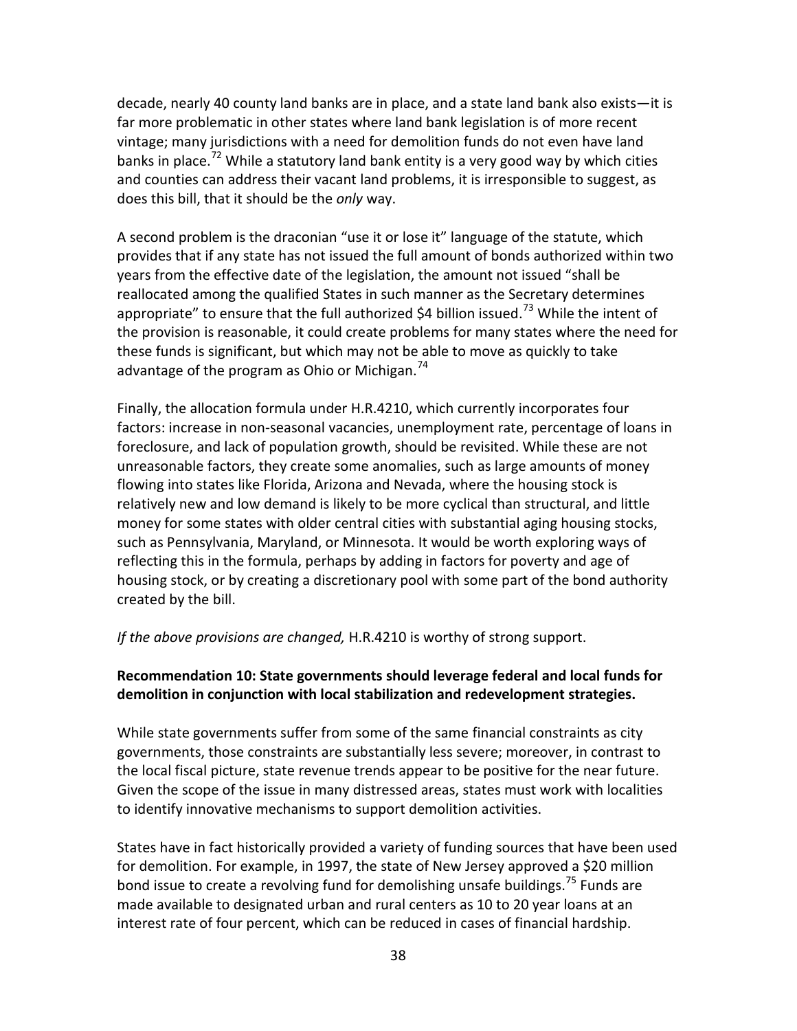decade, nearly 40 county land banks are in place, and a state land bank also exists—it is far more problematic in other states where land bank legislation is of more recent vintage; many jurisdictions with a need for demolition funds do not even have land banks in place.[72] While a statutory land bank entity is a very good way by which cities and counties can address their vacant land problems, it is irresponsible to suggest, as does this bill, that it should be the *only* way.

A second problem is the draconian "use it or lose it" language of the statute, which provides that if any state has not issued the full amount of bonds authorized within two years from the effective date of the legislation, the amount not issued "shall be reallocated among the qualified States in such manner as the Secretary determines appropriate" to ensure that the full authorized $4 billion issued.[73] While the intent of the provision is reasonable, it could create problems for many states where the need for these funds is significant, but which may not be able to move as quickly to take advantage of the program as Ohio or Michigan.[74]

Finally, the allocation formula under H.R.4210, which currently incorporates four factors: increase in non-seasonal vacancies, unemployment rate, percentage of loans in foreclosure, and lack of population growth, should be revisited. While these are not unreasonable factors, they create some anomalies, such as large amounts of money flowing into states like Florida, Arizona and Nevada, where the housing stock is relatively new and low demand is likely to be more cyclical than structural, and little money for some states with older central cities with substantial aging housing stocks, such as Pennsylvania, Maryland, or Minnesota. It would be worth exploring ways of reflecting this in the formula, perhaps by adding in factors for poverty and age of housing stock, or by creating a discretionary pool with some part of the bond authority created by the bill.

*If the above provisions are changed,* H.R.4210 is worthy of strong support.

**Recommendation 10: State governments should leverage federal and local funds for demolition in conjunction with local stabilization and redevelopment strategies.**

While state governments suffer from some of the same financial constraints as city governments, those constraints are substantially less severe; moreover, in contrast to the local fiscal picture, state revenue trends appear to be positive for the near future. Given the scope of the issue in many distressed areas, states must work with localities to identify innovative mechanisms to support demolition activities.

States have in fact historically provided a variety of funding sources that have been used for demolition. For example, in 1997, the state of New Jersey approved a $20 million bond issue to create a revolving fund for demolishing unsafe buildings.[75] Funds are made available to designated urban and rural centers as 10 to 20 year loans at an interest rate of four percent, which can be reduced in cases of financial hardship.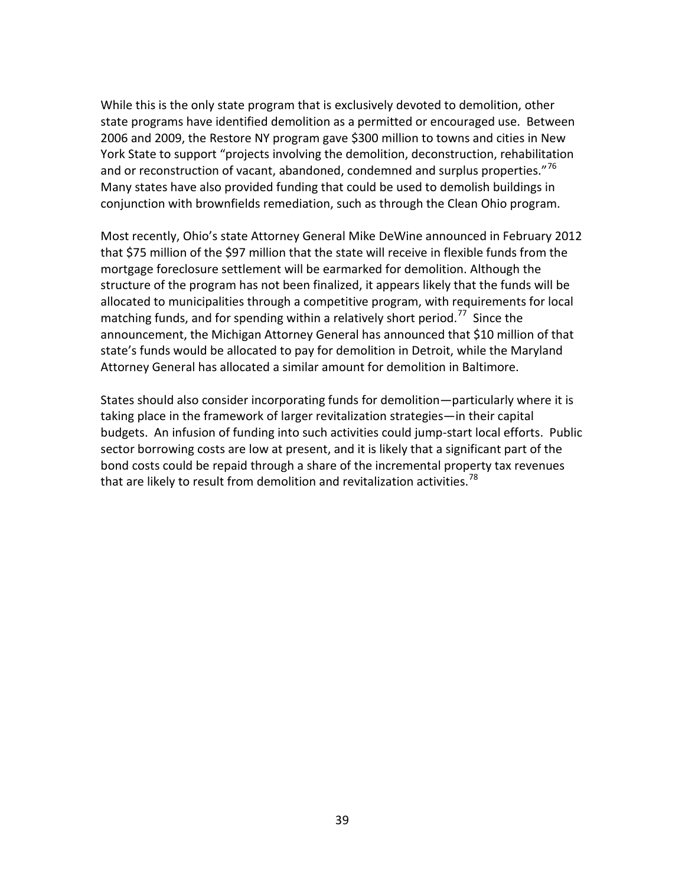While this is the only state program that is exclusively devoted to demolition, other state programs have identified demolition as a permitted or encouraged use. Between 2006 and 2009, the Restore NY program gave $300 million to towns and cities in New York State to support "projects involving the demolition, deconstruction, rehabilitation and or reconstruction of vacant, abandoned, condemned and surplus properties."[76] Many states have also provided funding that could be used to demolish buildings in conjunction with brownfields remediation, such as through the Clean Ohio program.

Most recently, Ohio's state Attorney General Mike DeWine announced in February 2012 that $75 million of the $97 million that the state will receive in flexible funds from the mortgage foreclosure settlement will be earmarked for demolition. Although the structure of the program has not been finalized, it appears likely that the funds will be allocated to municipalities through a competitive program, with requirements for local matching funds, and for spending within a relatively short period.[77] Since the announcement, the Michigan Attorney General has announced that $10 million of that state's funds would be allocated to pay for demolition in Detroit, while the Maryland Attorney General has allocated a similar amount for demolition in Baltimore.

States should also consider incorporating funds for demolition—particularly where it is taking place in the framework of larger revitalization strategies—in their capital budgets. An infusion of funding into such activities could jump-start local efforts. Public sector borrowing costs are low at present, and it is likely that a significant part of the bond costs could be repaid through a share of the incremental property tax revenues that are likely to result from demolition and revitalization activities.[78]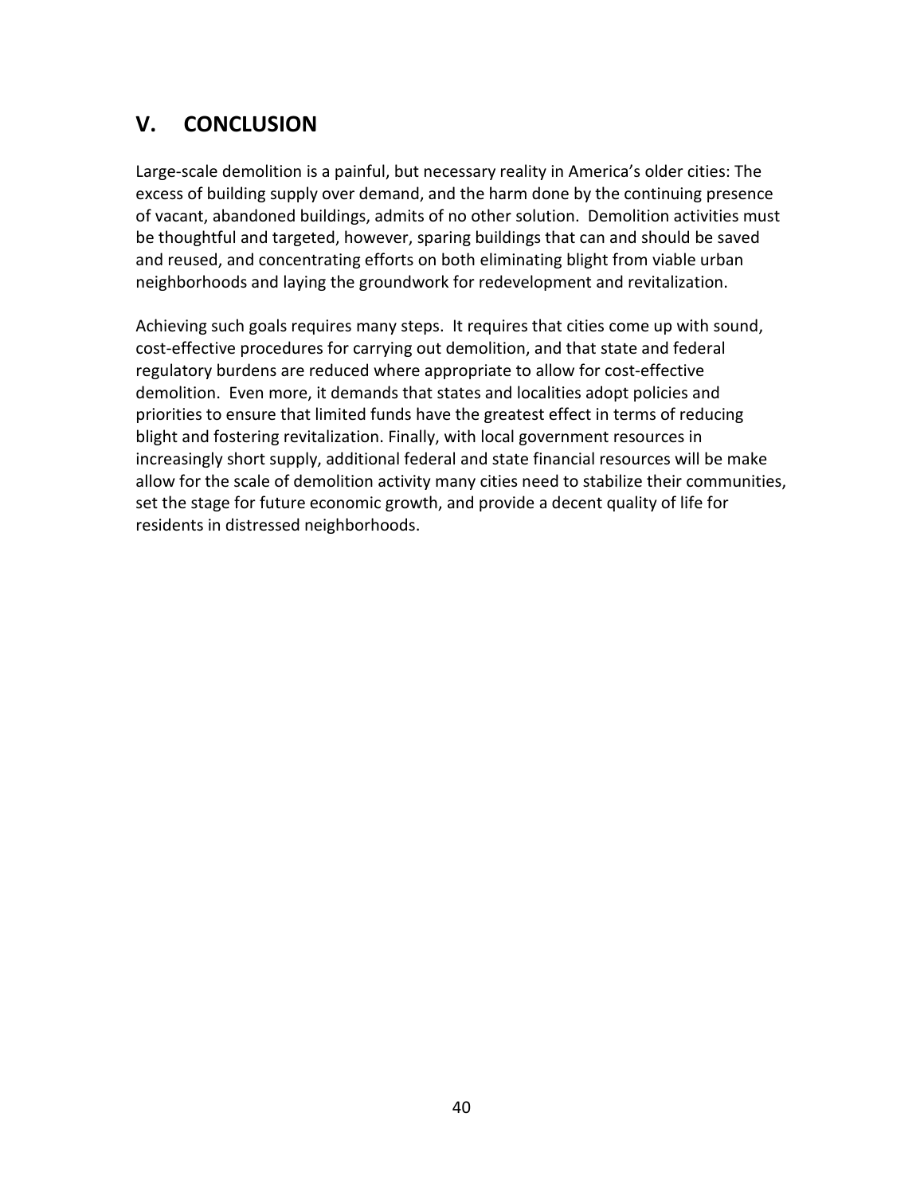## V. CONCLUSION

Large-scale demolition is a painful, but necessary reality in America's older cities: The excess of building supply over demand, and the harm done by the continuing presence of vacant, abandoned buildings, admits of no other solution. Demolition activities must be thoughtful and targeted, however, sparing buildings that can and should be saved and reused, and concentrating efforts on both eliminating blight from viable urban neighborhoods and laying the groundwork for redevelopment and revitalization.

Achieving such goals requires many steps. It requires that cities come up with sound, cost-effective procedures for carrying out demolition, and that state and federal regulatory burdens are reduced where appropriate to allow for cost-effective demolition. Even more, it demands that states and localities adopt policies and priorities to ensure that limited funds have the greatest effect in terms of reducing blight and fostering revitalization. Finally, with local government resources in increasingly short supply, additional federal and state financial resources will be make allow for the scale of demolition activity many cities need to stabilize their communities, set the stage for future economic growth, and provide a decent quality of life for residents in distressed neighborhoods.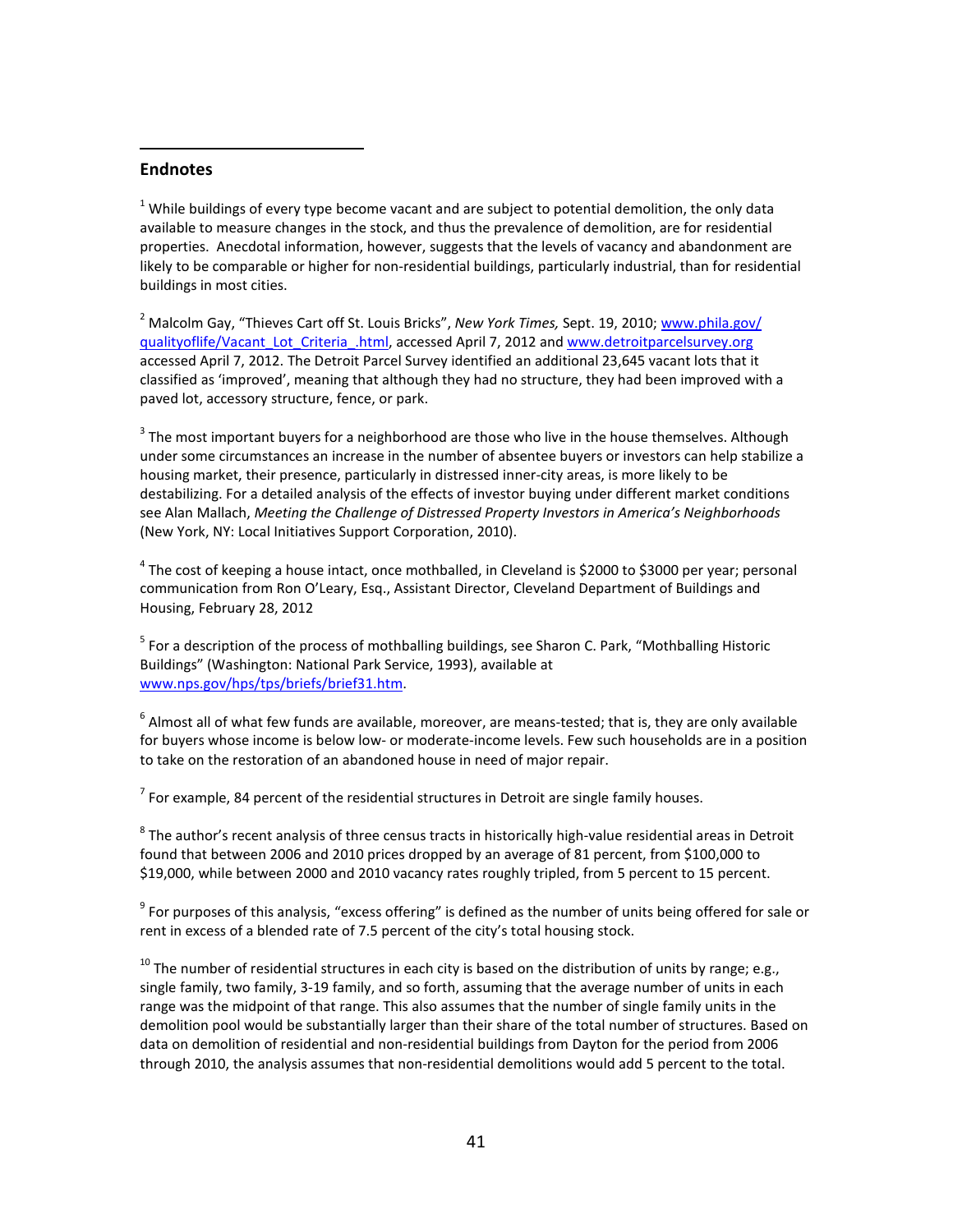## Endnotes

[1] While buildings of every type become vacant and are subject to potential demolition, the only data available to measure changes in the stock, and thus the prevalence of demolition, are for residential properties. Anecdotal information, however, suggests that the levels of vacancy and abandonment are likely to be comparable or higher for non-residential buildings, particularly industrial, than for residential buildings in most cities.

[2] Malcolm Gay, "Thieves Cart off St. Louis Bricks", *New York Times,* Sept. 19, 2010; www.phila.gov/qualityoflife/Vacant_Lot_Criteria_.html, accessed April 7, 2012 and www.detroitparcelsurvey.org accessed April 7, 2012. The Detroit Parcel Survey identified an additional 23,645 vacant lots that it classified as 'improved', meaning that although they had no structure, they had been improved with a paved lot, accessory structure, fence, or park.

[3] The most important buyers for a neighborhood are those who live in the house themselves. Although under some circumstances an increase in the number of absentee buyers or investors can help stabilize a housing market, their presence, particularly in distressed inner-city areas, is more likely to be destabilizing. For a detailed analysis of the effects of investor buying under different market conditions see Alan Mallach, *Meeting the Challenge of Distressed Property Investors in America's Neighborhoods* (New York, NY: Local Initiatives Support Corporation, 2010).

[4] The cost of keeping a house intact, once mothballed, in Cleveland is $2000 to $3000 per year; personal communication from Ron O'Leary, Esq., Assistant Director, Cleveland Department of Buildings and Housing, February 28, 2012

[5] For a description of the process of mothballing buildings, see Sharon C. Park, "Mothballing Historic Buildings" (Washington: National Park Service, 1993), available at www.nps.gov/hps/tps/briefs/brief31.htm.

[6] Almost all of what few funds are available, moreover, are means-tested; that is, they are only available for buyers whose income is below low- or moderate-income levels. Few such households are in a position to take on the restoration of an abandoned house in need of major repair.

[7] For example, 84 percent of the residential structures in Detroit are single family houses.

[8] The author's recent analysis of three census tracts in historically high-value residential areas in Detroit found that between 2006 and 2010 prices dropped by an average of 81 percent, from $100,000 to $19,000, while between 2000 and 2010 vacancy rates roughly tripled, from 5 percent to 15 percent.

[9] For purposes of this analysis, "excess offering" is defined as the number of units being offered for sale or rent in excess of a blended rate of 7.5 percent of the city's total housing stock.

[10] The number of residential structures in each city is based on the distribution of units by range; e.g., single family, two family, 3-19 family, and so forth, assuming that the average number of units in each range was the midpoint of that range. This also assumes that the number of single family units in the demolition pool would be substantially larger than their share of the total number of structures. Based on data on demolition of residential and non-residential buildings from Dayton for the period from 2006 through 2010, the analysis assumes that non-residential demolitions would add 5 percent to the total.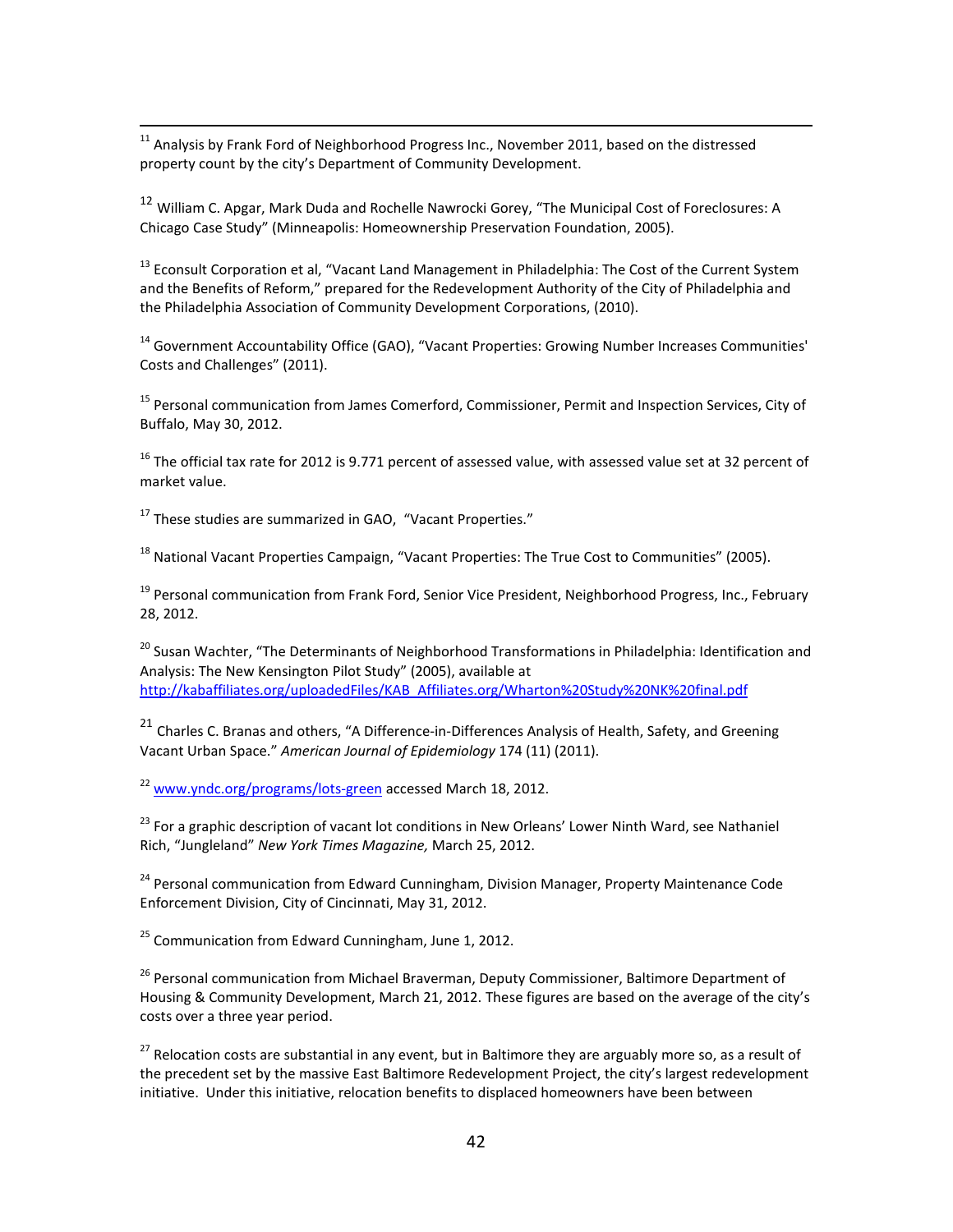[11] Analysis by Frank Ford of Neighborhood Progress Inc., November 2011, based on the distressed property count by the city's Department of Community Development.

[12] William C. Apgar, Mark Duda and Rochelle Nawrocki Gorey, "The Municipal Cost of Foreclosures: A Chicago Case Study" (Minneapolis: Homeownership Preservation Foundation, 2005).

[13] Econsult Corporation et al, "Vacant Land Management in Philadelphia: The Cost of the Current System and the Benefits of Reform," prepared for the Redevelopment Authority of the City of Philadelphia and the Philadelphia Association of Community Development Corporations, (2010).

[14] Government Accountability Office (GAO), "Vacant Properties: Growing Number Increases Communities' Costs and Challenges" (2011).

[15] Personal communication from James Comerford, Commissioner, Permit and Inspection Services, City of Buffalo, May 30, 2012.

[16] The official tax rate for 2012 is 9.771 percent of assessed value, with assessed value set at 32 percent of market value.

[17] These studies are summarized in GAO, "Vacant Properties."

[18] National Vacant Properties Campaign, "Vacant Properties: The True Cost to Communities" (2005).

[19] Personal communication from Frank Ford, Senior Vice President, Neighborhood Progress, Inc., February 28, 2012.

[20] Susan Wachter, "The Determinants of Neighborhood Transformations in Philadelphia: Identification and Analysis: The New Kensington Pilot Study" (2005), available at http://kabaffiliates.org/uploadedFiles/KAB_Affiliates.org/Wharton%20Study%20NK%20final.pdf

[21] Charles C. Branas and others, "A Difference-in-Differences Analysis of Health, Safety, and Greening Vacant Urban Space." *American Journal of Epidemiology* 174 (11) (2011).

[22] www.yndc.org/programs/lots-green accessed March 18, 2012.

[23] For a graphic description of vacant lot conditions in New Orleans' Lower Ninth Ward, see Nathaniel Rich, "Jungleland" *New York Times Magazine,* March 25, 2012.

[24] Personal communication from Edward Cunningham, Division Manager, Property Maintenance Code Enforcement Division, City of Cincinnati, May 31, 2012.

[25] Communication from Edward Cunningham, June 1, 2012.

[26] Personal communication from Michael Braverman, Deputy Commissioner, Baltimore Department of Housing & Community Development, March 21, 2012. These figures are based on the average of the city's costs over a three year period.

[27] Relocation costs are substantial in any event, but in Baltimore they are arguably more so, as a result of the precedent set by the massive East Baltimore Redevelopment Project, the city's largest redevelopment initiative. Under this initiative, relocation benefits to displaced homeowners have been between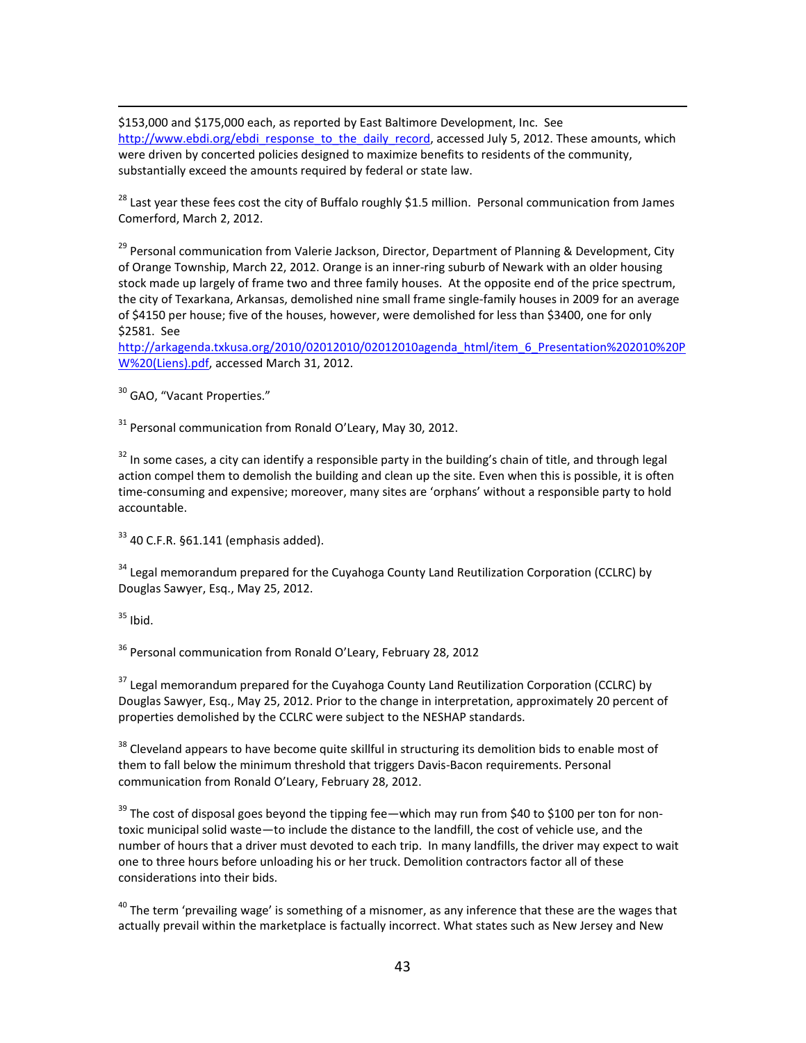$153,000 and $175,000 each, as reported by East Baltimore Development, Inc. See http://www.ebdi.org/ebdi_response_to_the_daily_record, accessed July 5, 2012. These amounts, which were driven by concerted policies designed to maximize benefits to residents of the community, substantially exceed the amounts required by federal or state law.

[28] Last year these fees cost the city of Buffalo roughly $1.5 million. Personal communication from James Comerford, March 2, 2012.

[29] Personal communication from Valerie Jackson, Director, Department of Planning & Development, City of Orange Township, March 22, 2012. Orange is an inner-ring suburb of Newark with an older housing stock made up largely of frame two and three family houses. At the opposite end of the price spectrum, the city of Texarkana, Arkansas, demolished nine small frame single-family houses in 2009 for an average of $4150 per house; five of the houses, however, were demolished for less than $3400, one for only $2581. See http://arkagenda.txkusa.org/2010/02012010/02012010agenda_html/item_6_Presentation%202010%20PW%20(Liens).pdf, accessed March 31, 2012.

[30] GAO, "Vacant Properties."

[31] Personal communication from Ronald O'Leary, May 30, 2012.

[32] In some cases, a city can identify a responsible party in the building's chain of title, and through legal action compel them to demolish the building and clean up the site. Even when this is possible, it is often time-consuming and expensive; moreover, many sites are 'orphans' without a responsible party to hold accountable.

[33] 40 C.F.R. §61.141 (emphasis added).

[34] Legal memorandum prepared for the Cuyahoga County Land Reutilization Corporation (CCLRC) by Douglas Sawyer, Esq., May 25, 2012.

[35] Ibid.

[36] Personal communication from Ronald O'Leary, February 28, 2012

[37] Legal memorandum prepared for the Cuyahoga County Land Reutilization Corporation (CCLRC) by Douglas Sawyer, Esq., May 25, 2012. Prior to the change in interpretation, approximately 20 percent of properties demolished by the CCLRC were subject to the NESHAP standards.

[38] Cleveland appears to have become quite skillful in structuring its demolition bids to enable most of them to fall below the minimum threshold that triggers Davis-Bacon requirements. Personal communication from Ronald O'Leary, February 28, 2012.

[39] The cost of disposal goes beyond the tipping fee—which may run from $40 to $100 per ton for non-toxic municipal solid waste—to include the distance to the landfill, the cost of vehicle use, and the number of hours that a driver must devoted to each trip. In many landfills, the driver may expect to wait one to three hours before unloading his or her truck. Demolition contractors factor all of these considerations into their bids.

[40] The term 'prevailing wage' is something of a misnomer, as any inference that these are the wages that actually prevail within the marketplace is factually incorrect. What states such as New Jersey and New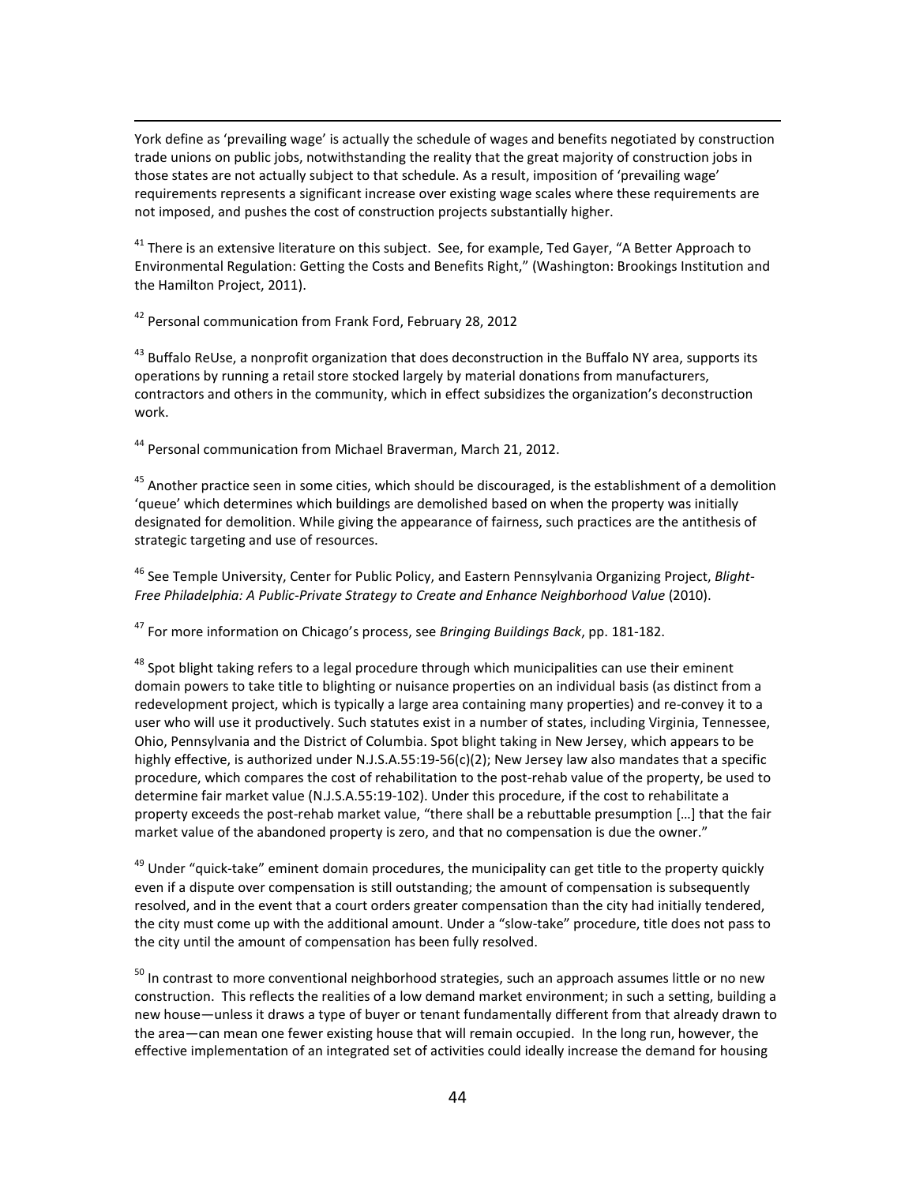York define as 'prevailing wage' is actually the schedule of wages and benefits negotiated by construction trade unions on public jobs, notwithstanding the reality that the great majority of construction jobs in those states are not actually subject to that schedule. As a result, imposition of 'prevailing wage' requirements represents a significant increase over existing wage scales where these requirements are not imposed, and pushes the cost of construction projects substantially higher.

[41] There is an extensive literature on this subject. See, for example, Ted Gayer, "A Better Approach to Environmental Regulation: Getting the Costs and Benefits Right," (Washington: Brookings Institution and the Hamilton Project, 2011).

[42] Personal communication from Frank Ford, February 28, 2012

[43] Buffalo ReUse, a nonprofit organization that does deconstruction in the Buffalo NY area, supports its operations by running a retail store stocked largely by material donations from manufacturers, contractors and others in the community, which in effect subsidizes the organization's deconstruction work.

[44] Personal communication from Michael Braverman, March 21, 2012.

[45] Another practice seen in some cities, which should be discouraged, is the establishment of a demolition 'queue' which determines which buildings are demolished based on when the property was initially designated for demolition. While giving the appearance of fairness, such practices are the antithesis of strategic targeting and use of resources.

[46] See Temple University, Center for Public Policy, and Eastern Pennsylvania Organizing Project, *Blight-Free Philadelphia: A Public-Private Strategy to Create and Enhance Neighborhood Value* (2010).

[47] For more information on Chicago's process, see *Bringing Buildings Back*, pp. 181-182.

[48] Spot blight taking refers to a legal procedure through which municipalities can use their eminent domain powers to take title to blighting or nuisance properties on an individual basis (as distinct from a redevelopment project, which is typically a large area containing many properties) and re-convey it to a user who will use it productively. Such statutes exist in a number of states, including Virginia, Tennessee, Ohio, Pennsylvania and the District of Columbia. Spot blight taking in New Jersey, which appears to be highly effective, is authorized under N.J.S.A.55:19-56(c)(2); New Jersey law also mandates that a specific procedure, which compares the cost of rehabilitation to the post-rehab value of the property, be used to determine fair market value (N.J.S.A.55:19-102). Under this procedure, if the cost to rehabilitate a property exceeds the post-rehab market value, "there shall be a rebuttable presumption […] that the fair market value of the abandoned property is zero, and that no compensation is due the owner."

[49] Under "quick-take" eminent domain procedures, the municipality can get title to the property quickly even if a dispute over compensation is still outstanding; the amount of compensation is subsequently resolved, and in the event that a court orders greater compensation than the city had initially tendered, the city must come up with the additional amount. Under a "slow-take" procedure, title does not pass to the city until the amount of compensation has been fully resolved.

[50] In contrast to more conventional neighborhood strategies, such an approach assumes little or no new construction. This reflects the realities of a low demand market environment; in such a setting, building a new house—unless it draws a type of buyer or tenant fundamentally different from that already drawn to the area—can mean one fewer existing house that will remain occupied. In the long run, however, the effective implementation of an integrated set of activities could ideally increase the demand for housing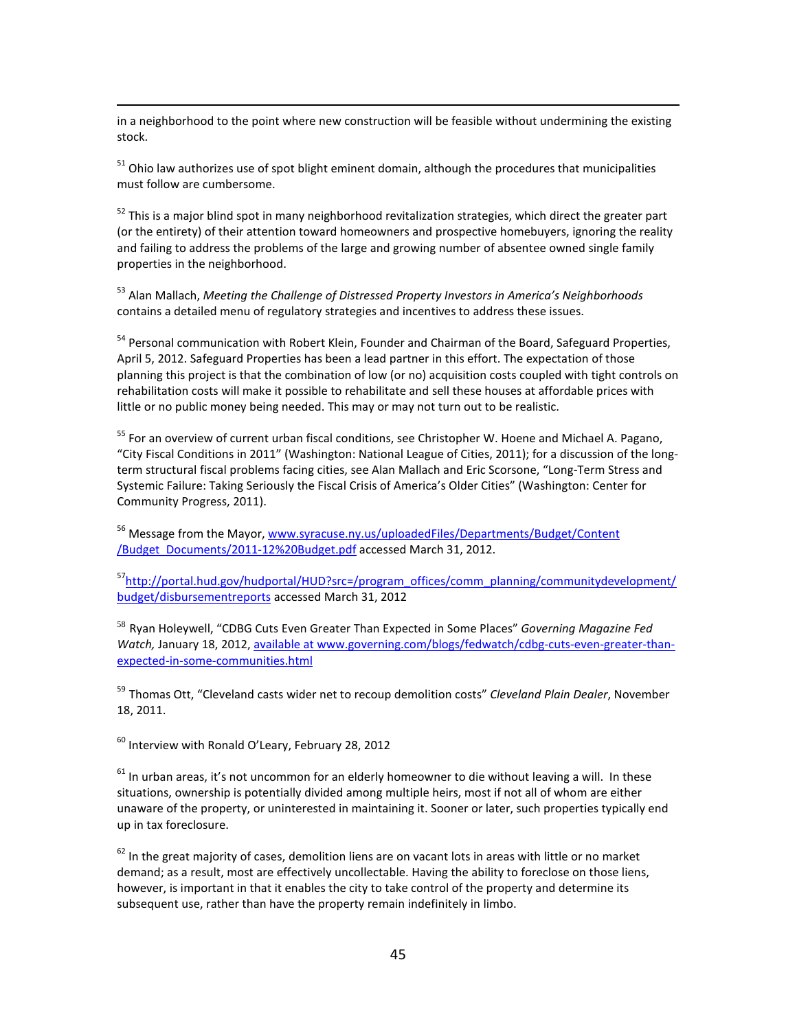in a neighborhood to the point where new construction will be feasible without undermining the existing stock.

[51] Ohio law authorizes use of spot blight eminent domain, although the procedures that municipalities must follow are cumbersome.

[52] This is a major blind spot in many neighborhood revitalization strategies, which direct the greater part (or the entirety) of their attention toward homeowners and prospective homebuyers, ignoring the reality and failing to address the problems of the large and growing number of absentee owned single family properties in the neighborhood.

[53] Alan Mallach, *Meeting the Challenge of Distressed Property Investors in America's Neighborhoods* contains a detailed menu of regulatory strategies and incentives to address these issues.

[54] Personal communication with Robert Klein, Founder and Chairman of the Board, Safeguard Properties, April 5, 2012. Safeguard Properties has been a lead partner in this effort. The expectation of those planning this project is that the combination of low (or no) acquisition costs coupled with tight controls on rehabilitation costs will make it possible to rehabilitate and sell these houses at affordable prices with little or no public money being needed. This may or may not turn out to be realistic.

[55] For an overview of current urban fiscal conditions, see Christopher W. Hoene and Michael A. Pagano, "City Fiscal Conditions in 2011" (Washington: National League of Cities, 2011); for a discussion of the long-term structural fiscal problems facing cities, see Alan Mallach and Eric Scorsone, "Long-Term Stress and Systemic Failure: Taking Seriously the Fiscal Crisis of America's Older Cities" (Washington: Center for Community Progress, 2011).

[56] Message from the Mayor, www.syracuse.ny.us/uploadedFiles/Departments/Budget/Content/Budget_Documents/2011-12%20Budget.pdf accessed March 31, 2012.

[57] http://portal.hud.gov/hudportal/HUD?src=/program_offices/comm_planning/communitydevelopment/budget/disbursementreports accessed March 31, 2012

[58] Ryan Holeywell, "CDBG Cuts Even Greater Than Expected in Some Places" *Governing Magazine Fed Watch,* January 18, 2012, available at www.governing.com/blogs/fedwatch/cdbg-cuts-even-greater-than-expected-in-some-communities.html

[59] Thomas Ott, "Cleveland casts wider net to recoup demolition costs" *Cleveland Plain Dealer*, November 18, 2011.

[60] Interview with Ronald O'Leary, February 28, 2012

[61] In urban areas, it's not uncommon for an elderly homeowner to die without leaving a will. In these situations, ownership is potentially divided among multiple heirs, most if not all of whom are either unaware of the property, or uninterested in maintaining it. Sooner or later, such properties typically end up in tax foreclosure.

[62] In the great majority of cases, demolition liens are on vacant lots in areas with little or no market demand; as a result, most are effectively uncollectable. Having the ability to foreclose on those liens, however, is important in that it enables the city to take control of the property and determine its subsequent use, rather than have the property remain indefinitely in limbo.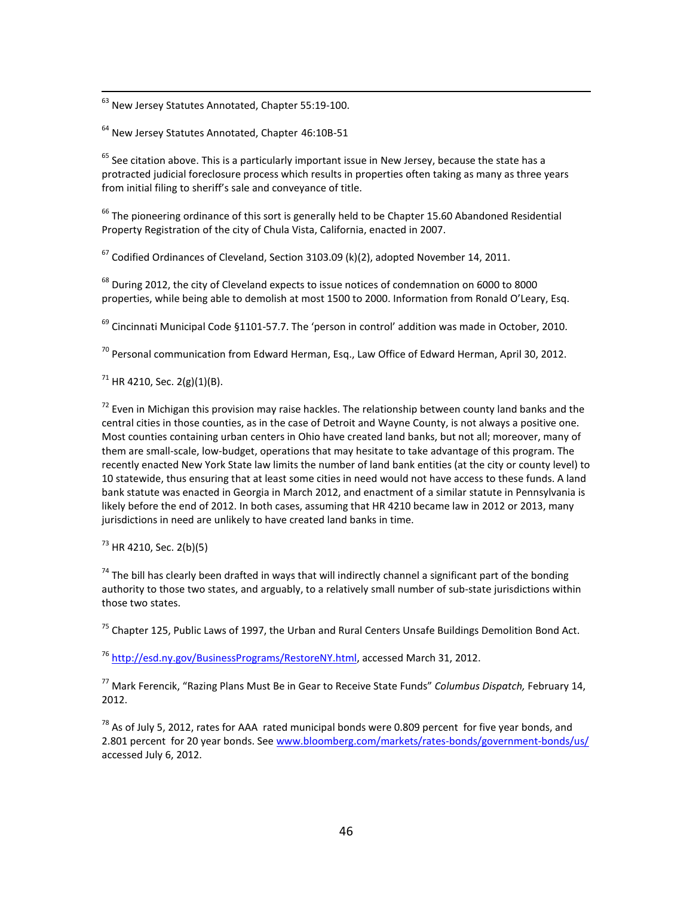[63] New Jersey Statutes Annotated, Chapter 55:19-100.

[64] New Jersey Statutes Annotated, Chapter 46:10B-51

[65] See citation above. This is a particularly important issue in New Jersey, because the state has a protracted judicial foreclosure process which results in properties often taking as many as three years from initial filing to sheriff's sale and conveyance of title.

[66] The pioneering ordinance of this sort is generally held to be Chapter 15.60 Abandoned Residential Property Registration of the city of Chula Vista, California, enacted in 2007.

[67] Codified Ordinances of Cleveland, Section 3103.09 (k)(2), adopted November 14, 2011.

[68] During 2012, the city of Cleveland expects to issue notices of condemnation on 6000 to 8000 properties, while being able to demolish at most 1500 to 2000. Information from Ronald O'Leary, Esq.

[69] Cincinnati Municipal Code §1101-57.7. The 'person in control' addition was made in October, 2010.

[70] Personal communication from Edward Herman, Esq., Law Office of Edward Herman, April 30, 2012.

[71] HR 4210, Sec. 2(g)(1)(B).

[72] Even in Michigan this provision may raise hackles. The relationship between county land banks and the central cities in those counties, as in the case of Detroit and Wayne County, is not always a positive one. Most counties containing urban centers in Ohio have created land banks, but not all; moreover, many of them are small-scale, low-budget, operations that may hesitate to take advantage of this program. The recently enacted New York State law limits the number of land bank entities (at the city or county level) to 10 statewide, thus ensuring that at least some cities in need would not have access to these funds. A land bank statute was enacted in Georgia in March 2012, and enactment of a similar statute in Pennsylvania is likely before the end of 2012. In both cases, assuming that HR 4210 became law in 2012 or 2013, many jurisdictions in need are unlikely to have created land banks in time.

[73] HR 4210, Sec. 2(b)(5)

[74] The bill has clearly been drafted in ways that will indirectly channel a significant part of the bonding authority to those two states, and arguably, to a relatively small number of sub-state jurisdictions within those two states.

[75] Chapter 125, Public Laws of 1997, the Urban and Rural Centers Unsafe Buildings Demolition Bond Act.

[76] http://esd.ny.gov/BusinessPrograms/RestoreNY.html, accessed March 31, 2012.

[77] Mark Ferencik, "Razing Plans Must Be in Gear to Receive State Funds" *Columbus Dispatch,* February 14, 2012.

[78] As of July 5, 2012, rates for AAA rated municipal bonds were 0.809 percent for five year bonds, and 2.801 percent for 20 year bonds. See www.bloomberg.com/markets/rates-bonds/government-bonds/us/ accessed July 6, 2012.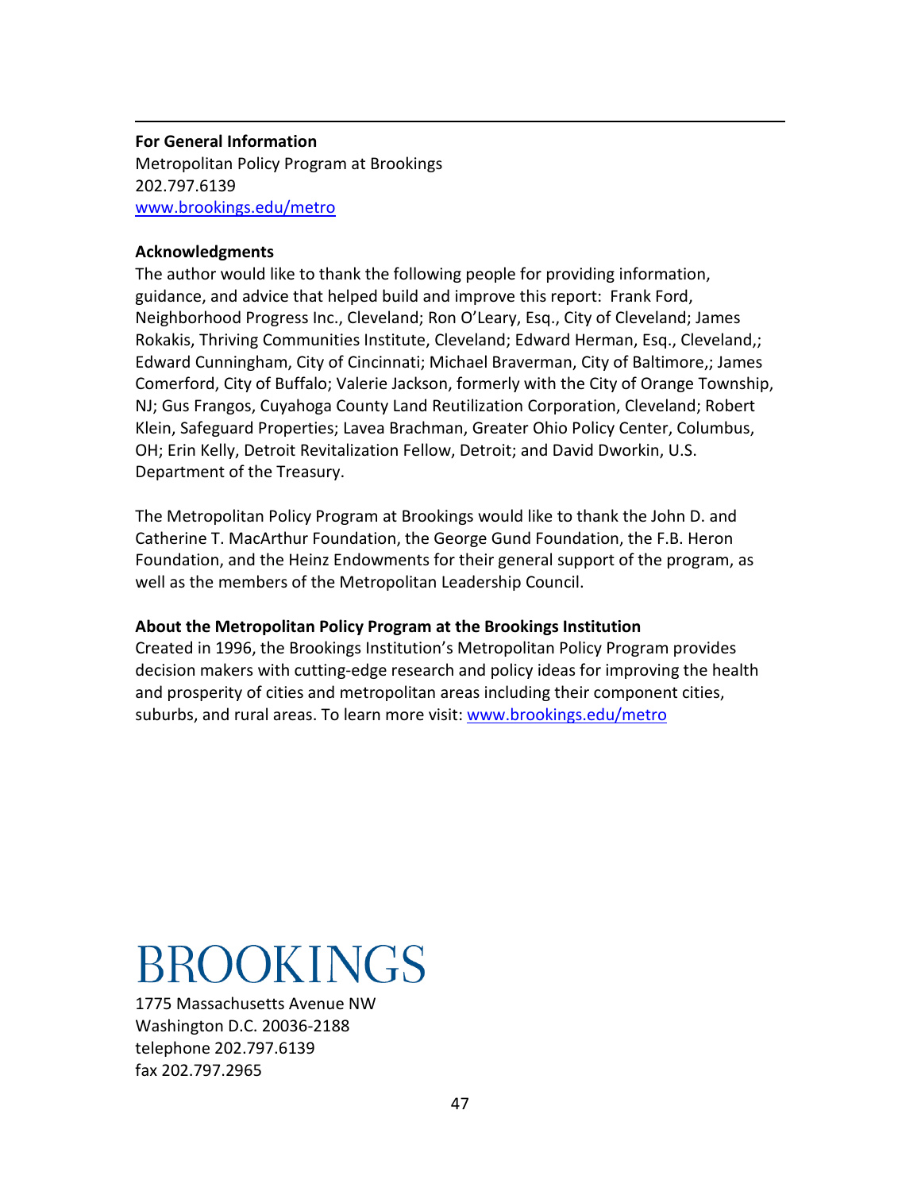**For General Information**
Metropolitan Policy Program at Brookings
202.797.6139
www.brookings.edu/metro

**Acknowledgments**
The author would like to thank the following people for providing information, guidance, and advice that helped build and improve this report: Frank Ford, Neighborhood Progress Inc., Cleveland; Ron O'Leary, Esq., City of Cleveland; James Rokakis, Thriving Communities Institute, Cleveland; Edward Herman, Esq., Cleveland,; Edward Cunningham, City of Cincinnati; Michael Braverman, City of Baltimore,; James Comerford, City of Buffalo; Valerie Jackson, formerly with the City of Orange Township, NJ; Gus Frangos, Cuyahoga County Land Reutilization Corporation, Cleveland; Robert Klein, Safeguard Properties; Lavea Brachman, Greater Ohio Policy Center, Columbus, OH; Erin Kelly, Detroit Revitalization Fellow, Detroit; and David Dworkin, U.S. Department of the Treasury.

The Metropolitan Policy Program at Brookings would like to thank the John D. and Catherine T. MacArthur Foundation, the George Gund Foundation, the F.B. Heron Foundation, and the Heinz Endowments for their general support of the program, as well as the members of the Metropolitan Leadership Council.

**About the Metropolitan Policy Program at the Brookings Institution**
Created in 1996, the Brookings Institution's Metropolitan Policy Program provides decision makers with cutting-edge research and policy ideas for improving the health and prosperity of cities and metropolitan areas including their component cities, suburbs, and rural areas. To learn more visit: www.brookings.edu/metro

BROOKINGS

1775 Massachusetts Avenue NW
Washington D.C. 20036-2188
telephone 202.797.6139
fax 202.797.2965